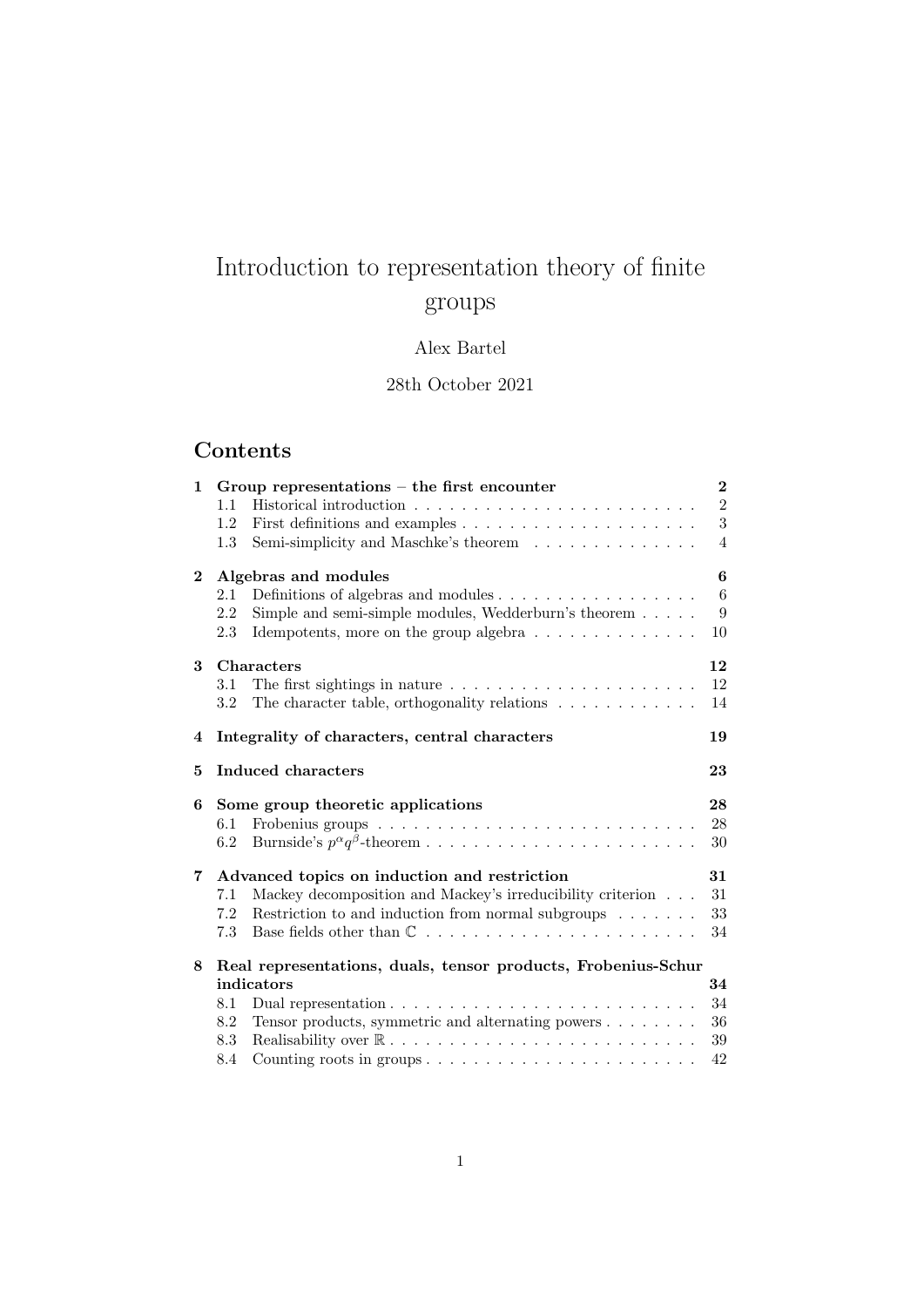# Introduction to representation theory of finite groups

Alex Bartel

28th October 2021

## Contents

**1 Group representations – the first encounter** **2**
- 1.1 Historical introduction . . . . . . . . . . . . . . . . . . . . . . . . 2
- 1.2 First definitions and examples . . . . . . . . . . . . . . . . . . . . 3
- 1.3 Semi-simplicity and Maschke's theorem . . . . . . . . . . . . . . 4

**2 Algebras and modules** **6**
- 2.1 Definitions of algebras and modules . . . . . . . . . . . . . . . . . 6
- 2.2 Simple and semi-simple modules, Wedderburn's theorem . . . . . 9
- 2.3 Idempotents, more on the group algebra . . . . . . . . . . . . . . 10

**3 Characters** **12**
- 3.1 The first sightings in nature . . . . . . . . . . . . . . . . . . . . . 12
- 3.2 The character table, orthogonality relations . . . . . . . . . . . . 14

**4 Integrality of characters, central characters** **19**

**5 Induced characters** **23**

**6 Some group theoretic applications** **28**
- 6.1 Frobenius groups . . . . . . . . . . . . . . . . . . . . . . . . . . . 28
- 6.2 Burnside's $p^\alpha q^\beta$-theorem . . . . . . . . . . . . . . . . . . . . . . . 30

**7 Advanced topics on induction and restriction** **31**
- 7.1 Mackey decomposition and Mackey's irreducibility criterion . . . 31
- 7.2 Restriction to and induction from normal subgroups . . . . . . . 33
- 7.3 Base fields other than $\mathbb{C}$ . . . . . . . . . . . . . . . . . . . . . . . 34

**8 Real representations, duals, tensor products, Frobenius-Schur indicators** **34**
- 8.1 Dual representation . . . . . . . . . . . . . . . . . . . . . . . . . . 34
- 8.2 Tensor products, symmetric and alternating powers . . . . . . . . 36
- 8.3 Realisability over $\mathbb{R}$ . . . . . . . . . . . . . . . . . . . . . . . . . . 39
- 8.4 Counting roots in groups . . . . . . . . . . . . . . . . . . . . . . . 42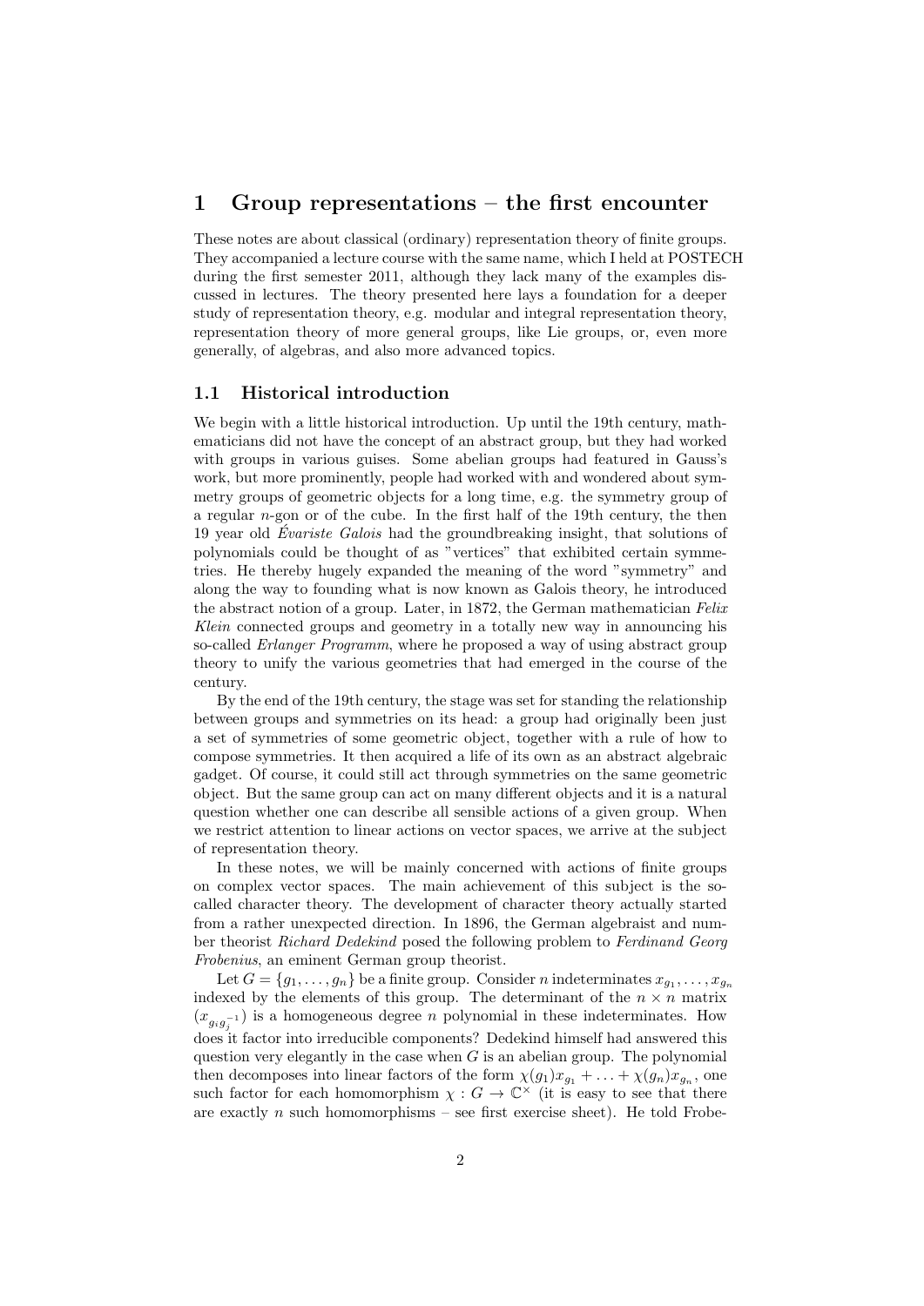# 1 Group representations – the first encounter

These notes are about classical (ordinary) representation theory of finite groups. They accompanied a lecture course with the same name, which I held at POSTECH during the first semester 2011, although they lack many of the examples discussed in lectures. The theory presented here lays a foundation for a deeper study of representation theory, e.g. modular and integral representation theory, representation theory of more general groups, like Lie groups, or, even more generally, of algebras, and also more advanced topics.

## 1.1 Historical introduction

We begin with a little historical introduction. Up until the 19th century, mathematicians did not have the concept of an abstract group, but they had worked with groups in various guises. Some abelian groups had featured in Gauss's work, but more prominently, people had worked with and wondered about symmetry groups of geometric objects for a long time, e.g. the symmetry group of a regular $n$-gon or of the cube. In the first half of the 19th century, the then 19 year old *Évariste Galois* had the groundbreaking insight, that solutions of polynomials could be thought of as "vertices" that exhibited certain symmetries. He thereby hugely expanded the meaning of the word "symmetry" and along the way to founding what is now known as Galois theory, he introduced the abstract notion of a group. Later, in 1872, the German mathematician *Felix Klein* connected groups and geometry in a totally new way in announcing his so-called *Erlanger Programm*, where he proposed a way of using abstract group theory to unify the various geometries that had emerged in the course of the century.

By the end of the 19th century, the stage was set for standing the relationship between groups and symmetries on its head: a group had originally been just a set of symmetries of some geometric object, together with a rule of how to compose symmetries. It then acquired a life of its own as an abstract algebraic gadget. Of course, it could still act through symmetries on the same geometric object. But the same group can act on many different objects and it is a natural question whether one can describe all sensible actions of a given group. When we restrict attention to linear actions on vector spaces, we arrive at the subject of representation theory.

In these notes, we will be mainly concerned with actions of finite groups on complex vector spaces. The main achievement of this subject is the so-called character theory. The development of character theory actually started from a rather unexpected direction. In 1896, the German algebraist and number theorist *Richard Dedekind* posed the following problem to *Ferdinand Georg Frobenius*, an eminent German group theorist.

Let $G = \{g_1, \ldots, g_n\}$ be a finite group. Consider $n$ indeterminates $x_{g_1}, \ldots, x_{g_n}$ indexed by the elements of this group. The determinant of the $n \times n$ matrix $(x_{g_i g_j^{-1}})$ is a homogeneous degree $n$ polynomial in these indeterminates. How does it factor into irreducible components? Dedekind himself had answered this question very elegantly in the case when $G$ is an abelian group. The polynomial then decomposes into linear factors of the form $\chi(g_1)x_{g_1} + \ldots + \chi(g_n)x_{g_n}$, one such factor for each homomorphism $\chi : G \to \mathbb{C}^\times$ (it is easy to see that there are exactly $n$ such homomorphisms – see first exercise sheet). He told Frobe-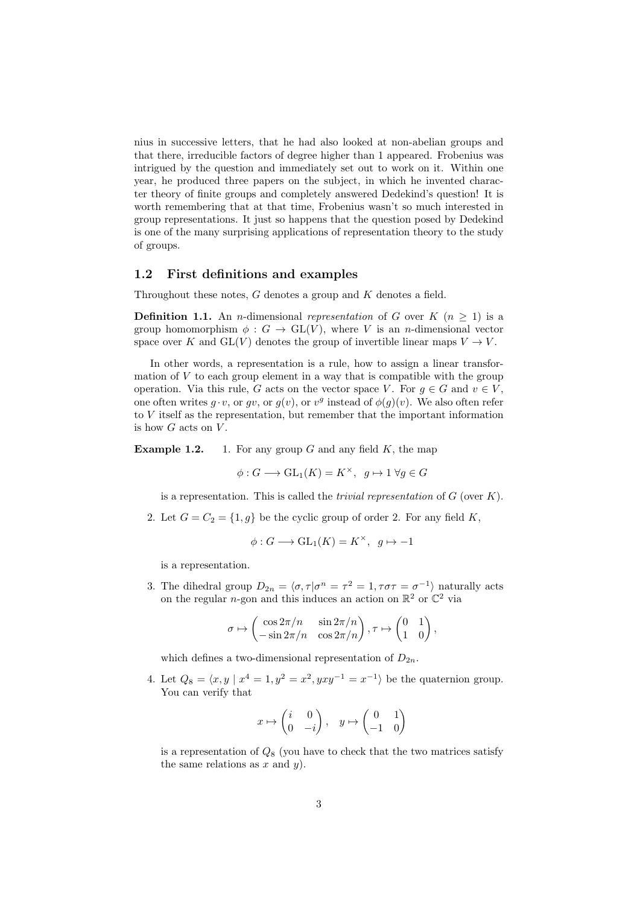nius in successive letters, that he had also looked at non-abelian groups and that there, irreducible factors of degree higher than 1 appeared. Frobenius was intrigued by the question and immediately set out to work on it. Within one year, he produced three papers on the subject, in which he invented character theory of finite groups and completely answered Dedekind's question! It is worth remembering that at that time, Frobenius wasn't so much interested in group representations. It just so happens that the question posed by Dedekind is one of the many surprising applications of representation theory to the study of groups.

## 1.2 First definitions and examples

Throughout these notes, $G$ denotes a group and $K$ denotes a field.

**Definition 1.1.** An $n$-dimensional *representation* of $G$ over $K$ ($n \geq 1$) is a group homomorphism $\phi : G \to \mathrm{GL}(V)$, where $V$ is an $n$-dimensional vector space over $K$ and $\mathrm{GL}(V)$ denotes the group of invertible linear maps $V \to V$.

In other words, a representation is a rule, how to assign a linear transformation of $V$ to each group element in a way that is compatible with the group operation. Via this rule, $G$ acts on the vector space $V$. For $g \in G$ and $v \in V$, one often writes $g \cdot v$, or $gv$, or $g(v)$, or $v^g$ instead of $\phi(g)(v)$. We also often refer to $V$ itself as the representation, but remember that the important information is how $G$ acts on $V$.

**Example 1.2.**

1. For any group $G$ and any field $K$, the map

$$\phi : G \longrightarrow \mathrm{GL}_1(K) = K^\times, \ \ g \mapsto 1 \ \forall g \in G$$

is a representation. This is called the *trivial representation* of $G$ (over $K$).

2. Let $G = C_2 = \{1, g\}$ be the cyclic group of order 2. For any field $K$,

$$\phi : G \longrightarrow \mathrm{GL}_1(K) = K^\times, \ \ g \mapsto -1$$

is a representation.

3. The dihedral group $D_{2n} = \langle \sigma, \tau | \sigma^n = \tau^2 = 1, \tau\sigma\tau = \sigma^{-1} \rangle$ naturally acts on the regular $n$-gon and this induces an action on $\mathbb{R}^2$ or $\mathbb{C}^2$ via

$$\sigma \mapsto \begin{pmatrix} \cos 2\pi/n & \sin 2\pi/n \\ -\sin 2\pi/n & \cos 2\pi/n \end{pmatrix}, \tau \mapsto \begin{pmatrix} 0 & 1 \\ 1 & 0 \end{pmatrix},$$

which defines a two-dimensional representation of $D_{2n}$.

4. Let $Q_8 = \langle x, y \mid x^4 = 1, y^2 = x^2, yxy^{-1} = x^{-1} \rangle$ be the quaternion group. You can verify that

$$x \mapsto \begin{pmatrix} i & 0 \\ 0 & -i \end{pmatrix}, \quad y \mapsto \begin{pmatrix} 0 & 1 \\ -1 & 0 \end{pmatrix}$$

is a representation of $Q_8$ (you have to check that the two matrices satisfy the same relations as $x$ and $y$).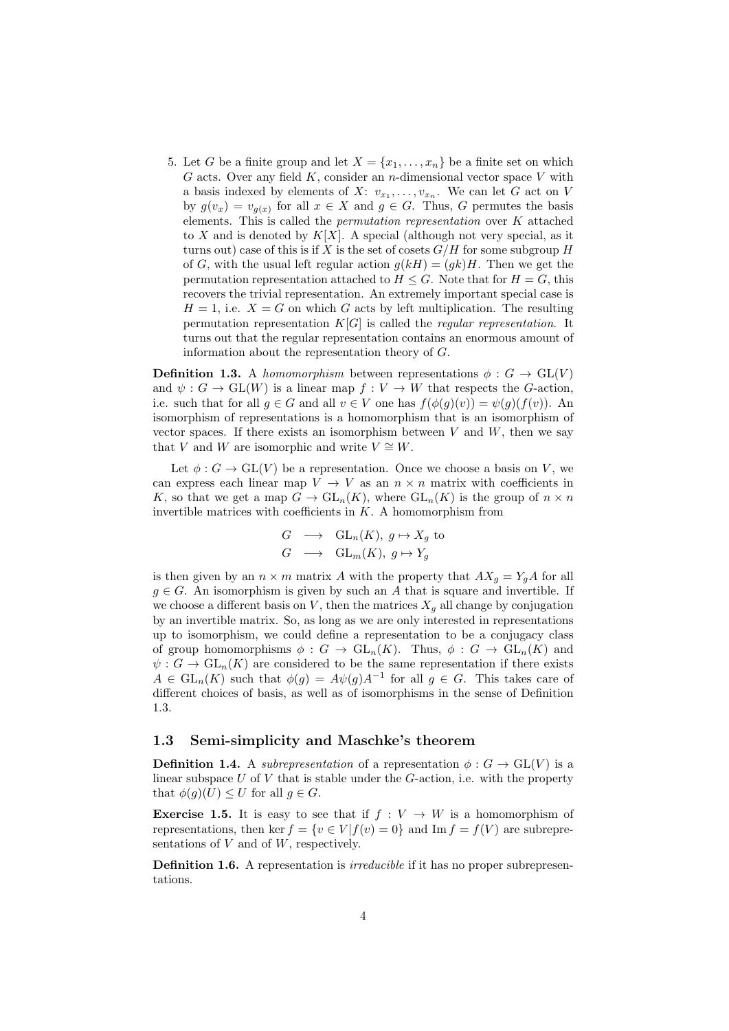5. Let $G$ be a finite group and let $X = \{x_1, \dots, x_n\}$ be a finite set on which $G$ acts. Over any field $K$, consider an $n$-dimensional vector space $V$ with a basis indexed by elements of $X$: $v_{x_1}, \dots, v_{x_n}$. We can let $G$ act on $V$ by $g(v_x) = v_{g(x)}$ for all $x \in X$ and $g \in G$. Thus, $G$ permutes the basis elements. This is called the *permutation representation* over $K$ attached to $X$ and is denoted by $K[X]$. A special (although not very special, as it turns out) case of this is if $X$ is the set of cosets $G/H$ for some subgroup $H$ of $G$, with the usual left regular action $g(kH) = (gk)H$. Then we get the permutation representation attached to $H \leq G$. Note that for $H = G$, this recovers the trivial representation. An extremely important special case is $H = 1$, i.e. $X = G$ on which $G$ acts by left multiplication. The resulting permutation representation $K[G]$ is called the *regular representation*. It turns out that the regular representation contains an enormous amount of information about the representation theory of $G$.

**Definition 1.3.** A *homomorphism* between representations $\phi : G \to \mathrm{GL}(V)$ and $\psi : G \to \mathrm{GL}(W)$ is a linear map $f : V \to W$ that respects the $G$-action, i.e. such that for all $g \in G$ and all $v \in V$ one has $f(\phi(g)(v)) = \psi(g)(f(v))$. An isomorphism of representations is a homomorphism that is an isomorphism of vector spaces. If there exists an isomorphism between $V$ and $W$, then we say that $V$ and $W$ are isomorphic and write $V \cong W$.

Let $\phi : G \to \mathrm{GL}(V)$ be a representation. Once we choose a basis on $V$, we can express each linear map $V \to V$ as an $n \times n$ matrix with coefficients in $K$, so that we get a map $G \to \mathrm{GL}_n(K)$, where $\mathrm{GL}_n(K)$ is the group of $n \times n$ invertible matrices with coefficients in $K$. A homomorphism from

$$\begin{aligned} G &\longrightarrow \mathrm{GL}_n(K),\ g \mapsto X_g \text{ to} \\ G &\longrightarrow \mathrm{GL}_m(K),\ g \mapsto Y_g \end{aligned}$$

is then given by an $n \times m$ matrix $A$ with the property that $AX_g = Y_g A$ for all $g \in G$. An isomorphism is given by such an $A$ that is square and invertible. If we choose a different basis on $V$, then the matrices $X_g$ all change by conjugation by an invertible matrix. So, as long as we are only interested in representations up to isomorphism, we could define a representation to be a conjugacy class of group homomorphisms $\phi : G \to \mathrm{GL}_n(K)$. Thus, $\phi : G \to \mathrm{GL}_n(K)$ and $\psi : G \to \mathrm{GL}_n(K)$ are considered to be the same representation if there exists $A \in \mathrm{GL}_n(K)$ such that $\phi(g) = A\psi(g)A^{-1}$ for all $g \in G$. This takes care of different choices of basis, as well as of isomorphisms in the sense of Definition 1.3.

## 1.3 Semi-simplicity and Maschke's theorem

**Definition 1.4.** A *subrepresentation* of a representation $\phi : G \to \mathrm{GL}(V)$ is a linear subspace $U$ of $V$ that is stable under the $G$-action, i.e. with the property that $\phi(g)(U) \leq U$ for all $g \in G$.

**Exercise 1.5.** It is easy to see that if $f : V \to W$ is a homomorphism of representations, then $\ker f = \{v \in V | f(v) = 0\}$ and $\operatorname{Im} f = f(V)$ are subrepresentations of $V$ and of $W$, respectively.

**Definition 1.6.** A representation is *irreducible* if it has no proper subrepresentations.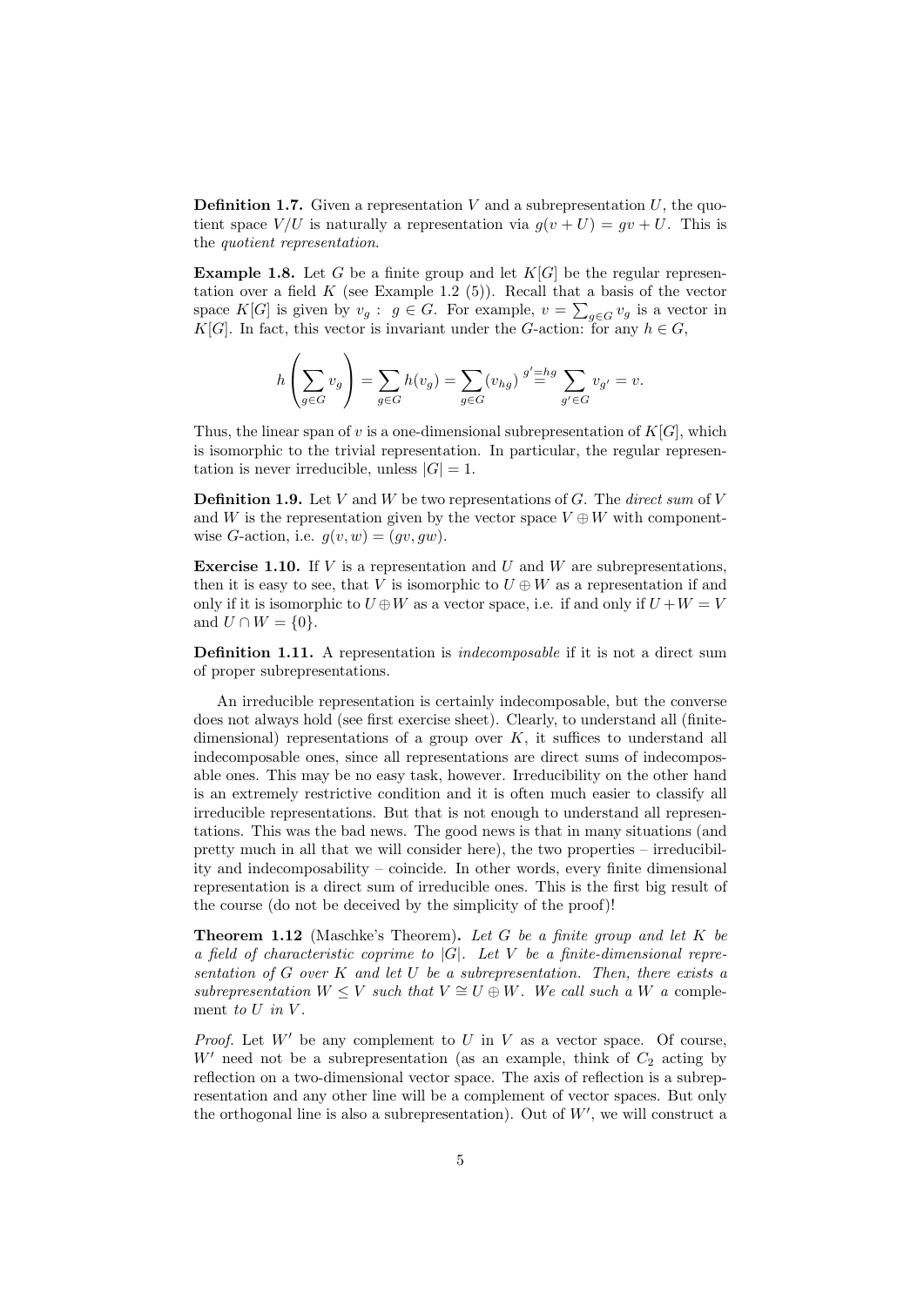**Definition 1.7.** Given a representation $V$ and a subrepresentation $U$, the quotient space $V/U$ is naturally a representation via $g(v+U) = gv + U$. This is the *quotient representation*.

**Example 1.8.** Let $G$ be a finite group and let $K[G]$ be the regular representation over a field $K$ (see Example 1.2 (5)). Recall that a basis of the vector space $K[G]$ is given by $v_g : g \in G$. For example, $v = \sum_{g\in G} v_g$ is a vector in $K[G]$. In fact, this vector is invariant under the $G$-action: for any $h \in G$,

$$h\left(\sum_{g\in G} v_g\right) = \sum_{g\in G} h(v_g) = \sum_{g\in G} (v_{hg}) \overset{g'=hg}{=} \sum_{g'\in G} v_{g'} = v.$$

Thus, the linear span of $v$ is a one-dimensional subrepresentation of $K[G]$, which is isomorphic to the trivial representation. In particular, the regular representation is never irreducible, unless $|G| = 1$.

**Definition 1.9.** Let $V$ and $W$ be two representations of $G$. The *direct sum* of $V$ and $W$ is the representation given by the vector space $V \oplus W$ with componentwise $G$-action, i.e. $g(v, w) = (gv, gw)$.

**Exercise 1.10.** If $V$ is a representation and $U$ and $W$ are subrepresentations, then it is easy to see, that $V$ is isomorphic to $U \oplus W$ as a representation if and only if it is isomorphic to $U \oplus W$ as a vector space, i.e. if and only if $U + W = V$ and $U \cap W = \{0\}$.

**Definition 1.11.** A representation is *indecomposable* if it is not a direct sum of proper subrepresentations.

An irreducible representation is certainly indecomposable, but the converse does not always hold (see first exercise sheet). Clearly, to understand all (finite-dimensional) representations of a group over $K$, it suffices to understand all indecomposable ones, since all representations are direct sums of indecomposable ones. This may be no easy task, however. Irreducibility on the other hand is an extremely restrictive condition and it is often much easier to classify all irreducible representations. But that is not enough to understand all representations. This was the bad news. The good news is that in many situations (and pretty much in all that we will consider here), the two properties – irreducibility and indecomposability – coincide. In other words, every finite dimensional representation is a direct sum of irreducible ones. This is the first big result of the course (do not be deceived by the simplicity of the proof)!

**Theorem 1.12** (Maschke's Theorem)**.** *Let $G$ be a finite group and let $K$ be a field of characteristic coprime to $|G|$. Let $V$ be a finite-dimensional representation of $G$ over $K$ and let $U$ be a subrepresentation. Then, there exists a subrepresentation $W \leq V$ such that $V \cong U \oplus W$. We call such a $W$ a* complement *to $U$ in $V$.*

*Proof.* Let $W'$ be any complement to $U$ in $V$ as a vector space. Of course, $W'$ need not be a subrepresentation (as an example, think of $C_2$ acting by reflection on a two-dimensional vector space. The axis of reflection is a subrepresentation and any other line will be a complement of vector spaces. But only the orthogonal line is also a subrepresentation). Out of $W'$, we will construct a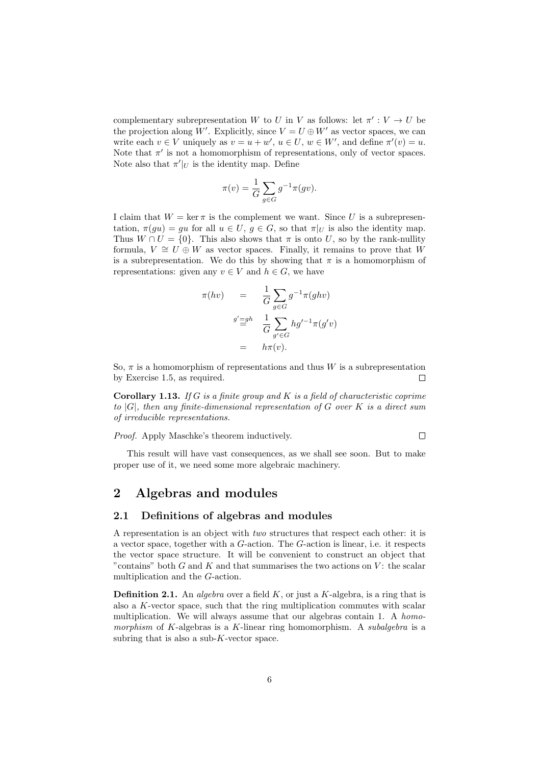complementary subrepresentation $W$ to $U$ in $V$ as follows: let $\pi' : V \to U$ be the projection along $W'$. Explicitly, since $V = U \oplus W'$ as vector spaces, we can write each $v \in V$ uniquely as $v = u + w'$, $u \in U$, $w \in W'$, and define $\pi'(v) = u$. Note that $\pi'$ is not a homomorphism of representations, only of vector spaces. Note also that $\pi'|_U$ is the identity map. Define

$$\pi(v) = \frac{1}{G} \sum_{g \in G} g^{-1} \pi(gv).$$

I claim that $W = \ker \pi$ is the complement we want. Since $U$ is a subrepresentation, $\pi(gu) = gu$ for all $u \in U$, $g \in G$, so that $\pi|_U$ is also the identity map. Thus $W \cap U = \{0\}$. This also shows that $\pi$ is onto $U$, so by the rank-nullity formula, $V \cong U \oplus W$ as vector spaces. Finally, it remains to prove that $W$ is a subrepresentation. We do this by showing that $\pi$ is a homomorphism of representations: given any $v \in V$ and $h \in G$, we have

$$\begin{aligned}
\pi(hv) &= \frac{1}{G} \sum_{g \in G} g^{-1} \pi(ghv) \\
&\stackrel{g' = gh}{=} \frac{1}{G} \sum_{g' \in G} hg'^{-1} \pi(g'v) \\
&= h\pi(v).
\end{aligned}$$

So, $\pi$ is a homomorphism of representations and thus $W$ is a subrepresentation by Exercise 1.5, as required. $\square$

**Corollary 1.13.** *If $G$ is a finite group and $K$ is a field of characteristic coprime to $|G|$, then any finite-dimensional representation of $G$ over $K$ is a direct sum of irreducible representations.*

*Proof.* Apply Maschke's theorem inductively. $\square$

This result will have vast consequences, as we shall see soon. But to make proper use of it, we need some more algebraic machinery.

# 2 Algebras and modules

## 2.1 Definitions of algebras and modules

A representation is an object with *two* structures that respect each other: it is a vector space, together with a $G$-action. The $G$-action is linear, i.e. it respects the vector space structure. It will be convenient to construct an object that "contains" both $G$ and $K$ and that summarises the two actions on $V$: the scalar multiplication and the $G$-action.

**Definition 2.1.** An *algebra* over a field $K$, or just a $K$-algebra, is a ring that is also a $K$-vector space, such that the ring multiplication commutes with scalar multiplication. We will always assume that our algebras contain 1. A *homomorphism* of $K$-algebras is a $K$-linear ring homomorphism. A *subalgebra* is a subring that is also a sub-$K$-vector space.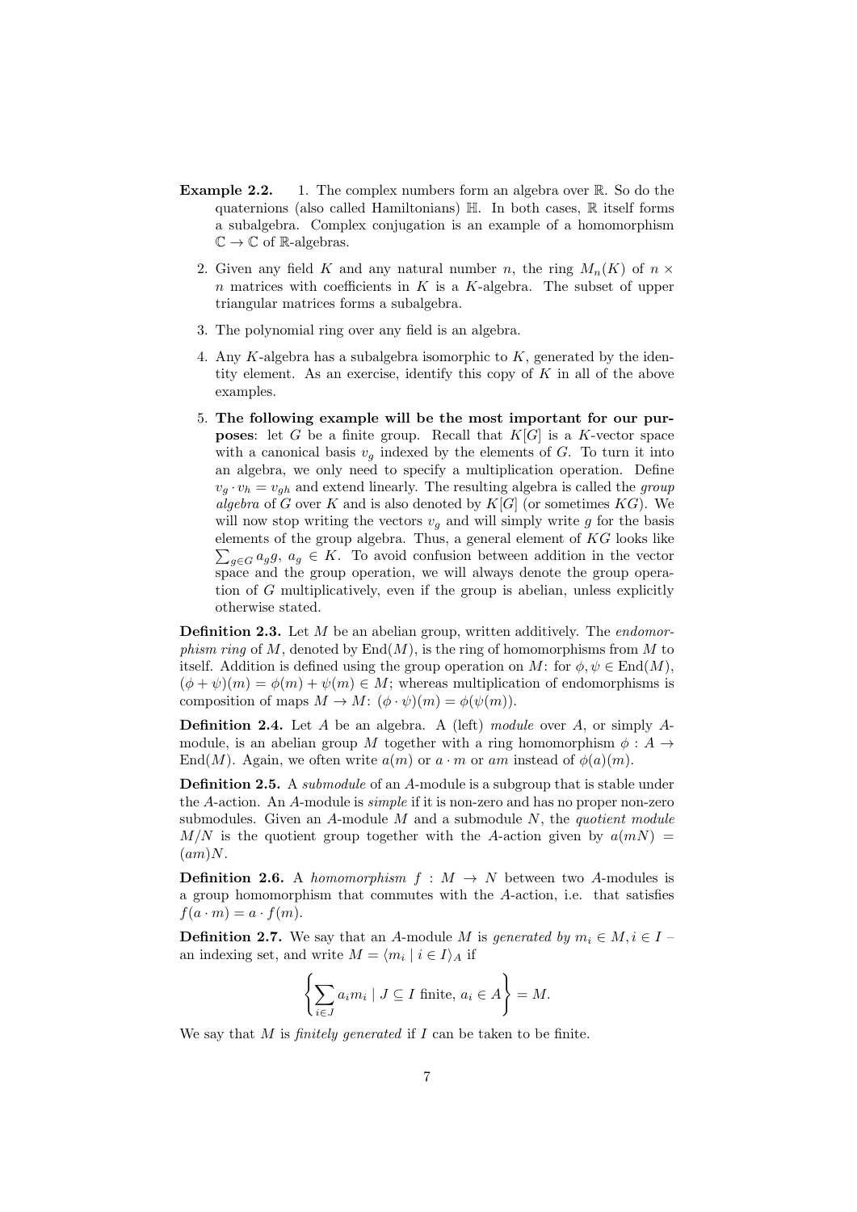**Example 2.2.**

1. The complex numbers form an algebra over $\mathbb{R}$. So do the quaternions (also called Hamiltonians) $\mathbb{H}$. In both cases, $\mathbb{R}$ itself forms a subalgebra. Complex conjugation is an example of a homomorphism $\mathbb{C} \to \mathbb{C}$ of $\mathbb{R}$-algebras.
2. Given any field $K$ and any natural number $n$, the ring $M_n(K)$ of $n \times n$ matrices with coefficients in $K$ is a $K$-algebra. The subset of upper triangular matrices forms a subalgebra.
3. The polynomial ring over any field is an algebra.
4. Any $K$-algebra has a subalgebra isomorphic to $K$, generated by the identity element. As an exercise, identify this copy of $K$ in all of the above examples.
5. **The following example will be the most important for our purposes**: let $G$ be a finite group. Recall that $K[G]$ is a $K$-vector space with a canonical basis $v_g$ indexed by the elements of $G$. To turn it into an algebra, we only need to specify a multiplication operation. Define $v_g \cdot v_h = v_{gh}$ and extend linearly. The resulting algebra is called the *group algebra* of $G$ over $K$ and is also denoted by $K[G]$ (or sometimes $KG$). We will now stop writing the vectors $v_g$ and will simply write $g$ for the basis elements of the group algebra. Thus, a general element of $KG$ looks like $\sum_{g \in G} a_g g,\ a_g \in K$. To avoid confusion between addition in the vector space and the group operation, we will always denote the group operation of $G$ multiplicatively, even if the group is abelian, unless explicitly otherwise stated.

**Definition 2.3.** Let $M$ be an abelian group, written additively. The *endomorphism ring* of $M$, denoted by $\mathrm{End}(M)$, is the ring of homomorphisms from $M$ to itself. Addition is defined using the group operation on $M$: for $\phi, \psi \in \mathrm{End}(M)$, $(\phi + \psi)(m) = \phi(m) + \psi(m) \in M$; whereas multiplication of endomorphisms is composition of maps $M \to M$: $(\phi \cdot \psi)(m) = \phi(\psi(m))$.

**Definition 2.4.** Let $A$ be an algebra. A (left) *module* over $A$, or simply $A$-module, is an abelian group $M$ together with a ring homomorphism $\phi : A \to \mathrm{End}(M)$. Again, we often write $a(m)$ or $a \cdot m$ or $am$ instead of $\phi(a)(m)$.

**Definition 2.5.** A *submodule* of an $A$-module is a subgroup that is stable under the $A$-action. An $A$-module is *simple* if it is non-zero and has no proper non-zero submodules. Given an $A$-module $M$ and a submodule $N$, the *quotient module* $M/N$ is the quotient group together with the $A$-action given by $a(mN) = (am)N$.

**Definition 2.6.** A *homomorphism* $f : M \to N$ between two $A$-modules is a group homomorphism that commutes with the $A$-action, i.e. that satisfies $f(a \cdot m) = a \cdot f(m)$.

**Definition 2.7.** We say that an $A$-module $M$ is *generated by* $m_i \in M, i \in I$ – an indexing set, and write $M = \langle m_i \mid i \in I \rangle_A$ if

$$\left\{ \sum_{i \in J} a_i m_i \mid J \subseteq I \text{ finite},\ a_i \in A \right\} = M.$$

We say that $M$ is *finitely generated* if $I$ can be taken to be finite.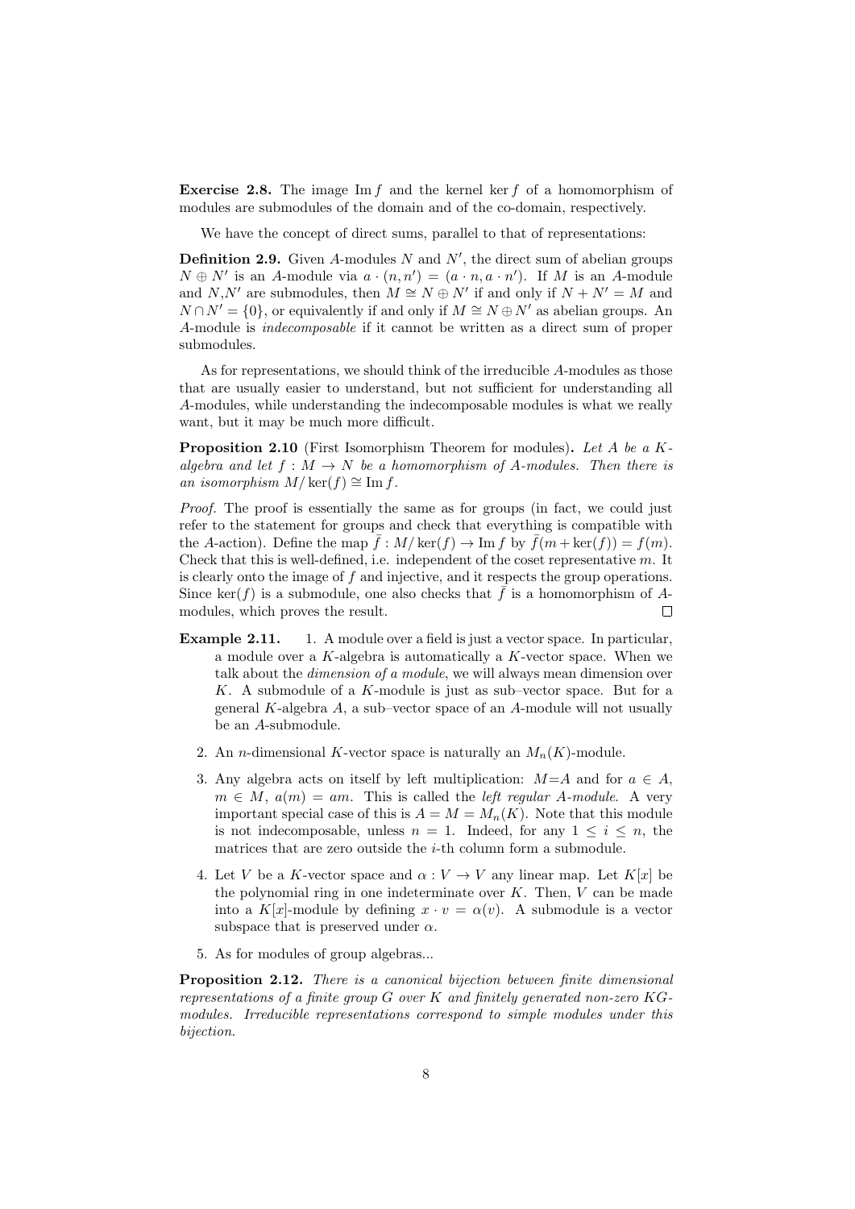**Exercise 2.8.** The image $\operatorname{Im} f$ and the kernel $\ker f$ of a homomorphism of modules are submodules of the domain and of the co-domain, respectively.

We have the concept of direct sums, parallel to that of representations:

**Definition 2.9.** Given $A$-modules $N$ and $N'$, the direct sum of abelian groups $N \oplus N'$ is an $A$-module via $a \cdot (n, n') = (a \cdot n, a \cdot n')$. If $M$ is an $A$-module and $N$,$N'$ are submodules, then $M \cong N \oplus N'$ if and only if $N + N' = M$ and $N \cap N' = \{0\}$, or equivalently if and only if $M \cong N \oplus N'$ as abelian groups. An $A$-module is *indecomposable* if it cannot be written as a direct sum of proper submodules.

As for representations, we should think of the irreducible $A$-modules as those that are usually easier to understand, but not sufficient for understanding all $A$-modules, while understanding the indecomposable modules is what we really want, but it may be much more difficult.

**Proposition 2.10** (First Isomorphism Theorem for modules)**.** *Let $A$ be a $K$-algebra and let $f : M \to N$ be a homomorphism of $A$-modules. Then there is an isomorphism $M/\ker(f) \cong \operatorname{Im} f$.*

*Proof.* The proof is essentially the same as for groups (in fact, we could just refer to the statement for groups and check that everything is compatible with the $A$-action). Define the map $\bar{f} : M/\ker(f) \to \operatorname{Im} f$ by $\bar{f}(m + \ker(f)) = f(m)$. Check that this is well-defined, i.e. independent of the coset representative $m$. It is clearly onto the image of $f$ and injective, and it respects the group operations. Since $\ker(f)$ is a submodule, one also checks that $\bar{f}$ is a homomorphism of $A$-modules, which proves the result. ◻

**Example 2.11.**

1. A module over a field is just a vector space. In particular, a module over a $K$-algebra is automatically a $K$-vector space. When we talk about the *dimension of a module*, we will always mean dimension over $K$. A submodule of a $K$-module is just as sub–vector space. But for a general $K$-algebra $A$, a sub–vector space of an $A$-module will not usually be an $A$-submodule.

2. An $n$-dimensional $K$-vector space is naturally an $M_n(K)$-module.

3. Any algebra acts on itself by left multiplication: $M{=}A$ and for $a \in A$, $m \in M$, $a(m) = am$. This is called the *left regular $A$-module*. A very important special case of this is $A = M = M_n(K)$. Note that this module is not indecomposable, unless $n = 1$. Indeed, for any $1 \leq i \leq n$, the matrices that are zero outside the $i$-th column form a submodule.

4. Let $V$ be a $K$-vector space and $\alpha : V \to V$ any linear map. Let $K[x]$ be the polynomial ring in one indeterminate over $K$. Then, $V$ can be made into a $K[x]$-module by defining $x \cdot v = \alpha(v)$. A submodule is a vector subspace that is preserved under $\alpha$.

5. As for modules of group algebras...

**Proposition 2.12.** *There is a canonical bijection between finite dimensional representations of a finite group $G$ over $K$ and finitely generated non-zero $KG$-modules. Irreducible representations correspond to simple modules under this bijection.*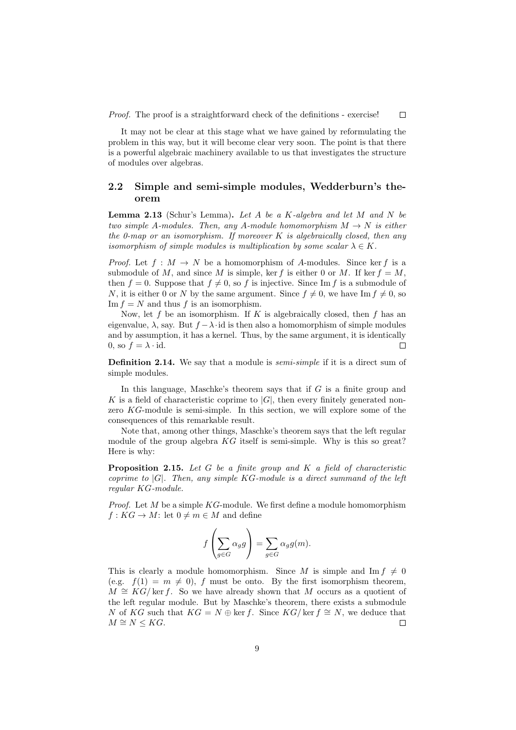*Proof.* The proof is a straightforward check of the definitions - exercise! □

It may not be clear at this stage what we have gained by reformulating the problem in this way, but it will become clear very soon. The point is that there is a powerful algebraic machinery available to us that investigates the structure of modules over algebras.

## 2.2 Simple and semi-simple modules, Wedderburn's theorem

**Lemma 2.13** (Schur's Lemma)**.** *Let $A$ be a $K$-algebra and let $M$ and $N$ be two simple $A$-modules. Then, any $A$-module homomorphism $M \to N$ is either the 0-map or an isomorphism. If moreover $K$ is algebraically closed, then any isomorphism of simple modules is multiplication by some scalar $\lambda \in K$.*

*Proof.* Let $f : M \to N$ be a homomorphism of $A$-modules. Since $\ker f$ is a submodule of $M$, and since $M$ is simple, $\ker f$ is either 0 or $M$. If $\ker f = M$, then $f = 0$. Suppose that $f \neq 0$, so $f$ is injective. Since $\operatorname{Im} f$ is a submodule of $N$, it is either 0 or $N$ by the same argument. Since $f \neq 0$, we have $\operatorname{Im} f \neq 0$, so $\operatorname{Im} f = N$ and thus $f$ is an isomorphism.

Now, let $f$ be an isomorphism. If $K$ is algebraically closed, then $f$ has an eigenvalue, $\lambda$, say. But $f - \lambda \cdot \mathrm{id}$ is then also a homomorphism of simple modules and by assumption, it has a kernel. Thus, by the same argument, it is identically 0, so $f = \lambda \cdot \mathrm{id}$. □

**Definition 2.14.** We say that a module is *semi-simple* if it is a direct sum of simple modules.

In this language, Maschke's theorem says that if $G$ is a finite group and $K$ is a field of characteristic coprime to $|G|$, then every finitely generated non-zero $KG$-module is semi-simple. In this section, we will explore some of the consequences of this remarkable result.

Note that, among other things, Maschke's theorem says that the left regular module of the group algebra $KG$ itself is semi-simple. Why is this so great? Here is why:

**Proposition 2.15.** *Let $G$ be a finite group and $K$ a field of characteristic coprime to $|G|$. Then, any simple $KG$-module is a direct summand of the left regular $KG$-module.*

*Proof.* Let $M$ be a simple $KG$-module. We first define a module homomorphism $f : KG \to M$: let $0 \neq m \in M$ and define

$$f\left(\sum_{g \in G} \alpha_g g\right) = \sum_{g \in G} \alpha_g g(m).$$

This is clearly a module homomorphism. Since $M$ is simple and $\operatorname{Im} f \neq 0$ (e.g. $f(1) = m \neq 0$), $f$ must be onto. By the first isomorphism theorem, $M \cong KG/\ker f$. So we have already shown that $M$ occurs as a quotient of the left regular module. But by Maschke's theorem, there exists a submodule $N$ of $KG$ such that $KG = N \oplus \ker f$. Since $KG/\ker f \cong N$, we deduce that $M \cong N \leq KG$. □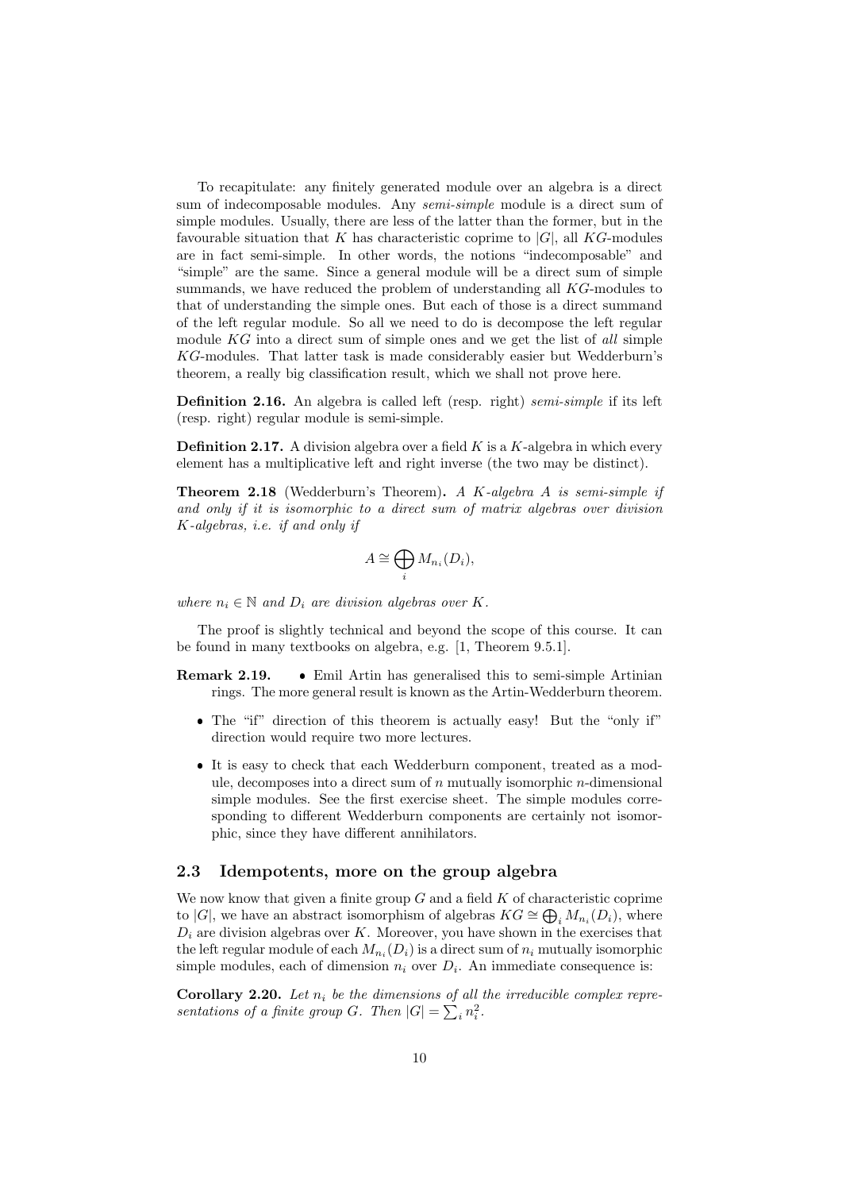To recapitulate: any finitely generated module over an algebra is a direct sum of indecomposable modules. Any *semi-simple* module is a direct sum of simple modules. Usually, there are less of the latter than the former, but in the favourable situation that $K$ has characteristic coprime to $|G|$, all $KG$-modules are in fact semi-simple. In other words, the notions "indecomposable" and "simple" are the same. Since a general module will be a direct sum of simple summands, we have reduced the problem of understanding all $KG$-modules to that of understanding the simple ones. But each of those is a direct summand of the left regular module. So all we need to do is decompose the left regular module $KG$ into a direct sum of simple ones and we get the list of *all* simple $KG$-modules. That latter task is made considerably easier but Wedderburn's theorem, a really big classification result, which we shall not prove here.

**Definition 2.16.** An algebra is called left (resp. right) *semi-simple* if its left (resp. right) regular module is semi-simple.

**Definition 2.17.** A division algebra over a field $K$ is a $K$-algebra in which every element has a multiplicative left and right inverse (the two may be distinct).

**Theorem 2.18** (Wedderburn's Theorem)**.** *A $K$-algebra $A$ is semi-simple if and only if it is isomorphic to a direct sum of matrix algebras over division $K$-algebras, i.e. if and only if*

$$A \cong \bigoplus_i M_{n_i}(D_i),$$

*where $n_i \in \mathbb{N}$ and $D_i$ are division algebras over $K$.*

The proof is slightly technical and beyond the scope of this course. It can be found in many textbooks on algebra, e.g. [1, Theorem 9.5.1].

**Remark 2.19.**

- Emil Artin has generalised this to semi-simple Artinian rings. The more general result is known as the Artin-Wedderburn theorem.
- The "if" direction of this theorem is actually easy! But the "only if" direction would require two more lectures.
- It is easy to check that each Wedderburn component, treated as a module, decomposes into a direct sum of $n$ mutually isomorphic $n$-dimensional simple modules. See the first exercise sheet. The simple modules corresponding to different Wedderburn components are certainly not isomorphic, since they have different annihilators.

## 2.3 Idempotents, more on the group algebra

We now know that given a finite group $G$ and a field $K$ of characteristic coprime to $|G|$, we have an abstract isomorphism of algebras $KG \cong \bigoplus_i M_{n_i}(D_i)$, where $D_i$ are division algebras over $K$. Moreover, you have shown in the exercises that the left regular module of each $M_{n_i}(D_i)$ is a direct sum of $n_i$ mutually isomorphic simple modules, each of dimension $n_i$ over $D_i$. An immediate consequence is:

**Corollary 2.20.** *Let $n_i$ be the dimensions of all the irreducible complex representations of a finite group $G$. Then $|G| = \sum_i n_i^2$.*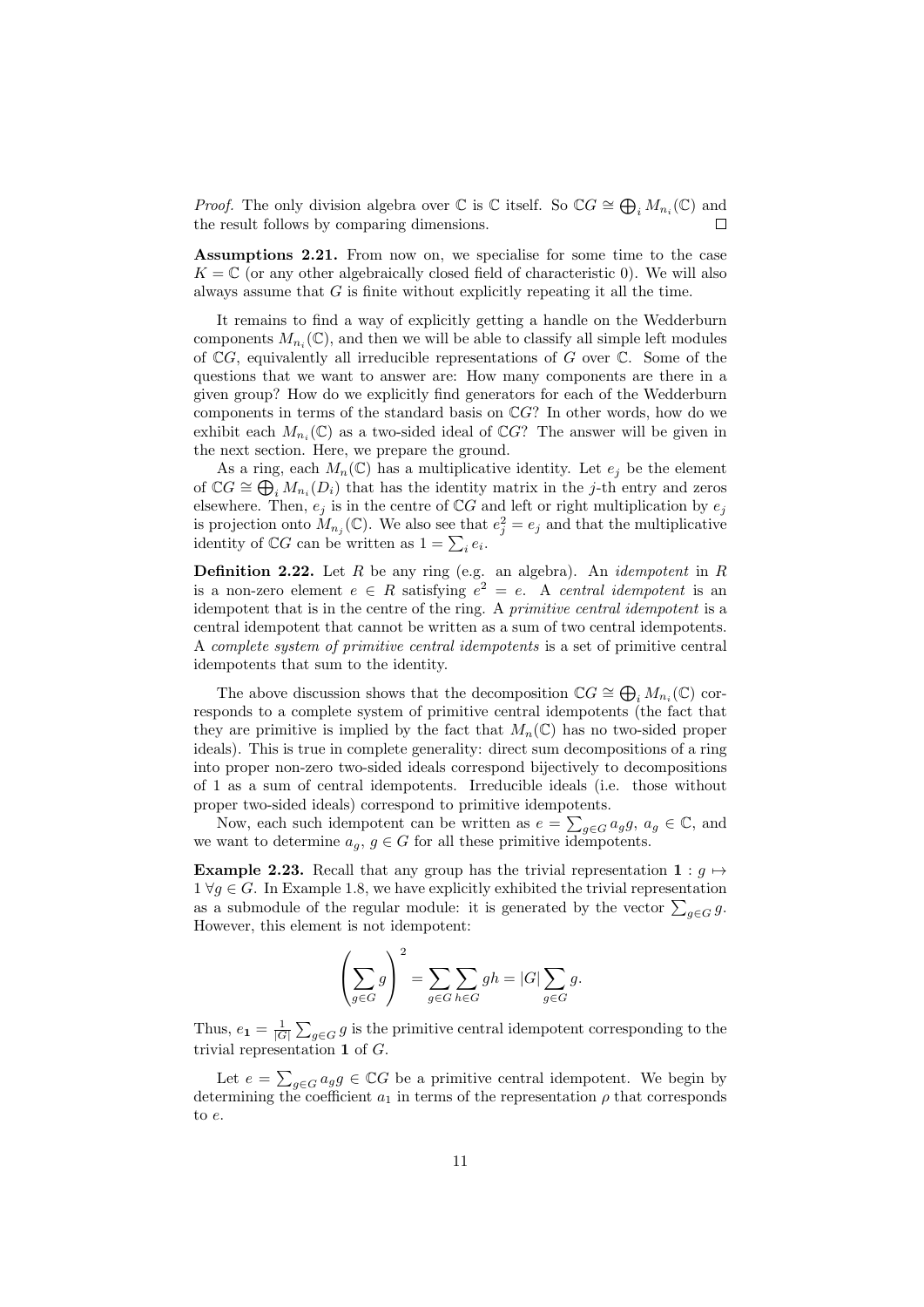*Proof.* The only division algebra over $\mathbb{C}$ is $\mathbb{C}$ itself. So $\mathbb{C}G \cong \bigoplus_i M_{n_i}(\mathbb{C})$ and the result follows by comparing dimensions. $\square$

**Assumptions 2.21.** From now on, we specialise for some time to the case $K = \mathbb{C}$ (or any other algebraically closed field of characteristic 0). We will also always assume that $G$ is finite without explicitly repeating it all the time.

It remains to find a way of explicitly getting a handle on the Wedderburn components $M_{n_i}(\mathbb{C})$, and then we will be able to classify all simple left modules of $\mathbb{C}G$, equivalently all irreducible representations of $G$ over $\mathbb{C}$. Some of the questions that we want to answer are: How many components are there in a given group? How do we explicitly find generators for each of the Wedderburn components in terms of the standard basis on $\mathbb{C}G$? In other words, how do we exhibit each $M_{n_i}(\mathbb{C})$ as a two-sided ideal of $\mathbb{C}G$? The answer will be given in the next section. Here, we prepare the ground.

As a ring, each $M_n(\mathbb{C})$ has a multiplicative identity. Let $e_j$ be the element of $\mathbb{C}G \cong \bigoplus_i M_{n_i}(D_i)$ that has the identity matrix in the $j$-th entry and zeros elsewhere. Then, $e_j$ is in the centre of $\mathbb{C}G$ and left or right multiplication by $e_j$ is projection onto $M_{n_j}(\mathbb{C})$. We also see that $e_j^2 = e_j$ and that the multiplicative identity of $\mathbb{C}G$ can be written as $1 = \sum_i e_i$.

**Definition 2.22.** Let $R$ be any ring (e.g. an algebra). An *idempotent* in $R$ is a non-zero element $e \in R$ satisfying $e^2 = e$. A *central idempotent* is an idempotent that is in the centre of the ring. A *primitive central idempotent* is a central idempotent that cannot be written as a sum of two central idempotents. A *complete system of primitive central idempotents* is a set of primitive central idempotents that sum to the identity.

The above discussion shows that the decomposition $\mathbb{C}G \cong \bigoplus_i M_{n_i}(\mathbb{C})$ corresponds to a complete system of primitive central idempotents (the fact that they are primitive is implied by the fact that $M_n(\mathbb{C})$ has no two-sided proper ideals). This is true in complete generality: direct sum decompositions of a ring into proper non-zero two-sided ideals correspond bijectively to decompositions of 1 as a sum of central idempotents. Irreducible ideals (i.e. those without proper two-sided ideals) correspond to primitive idempotents.

Now, each such idempotent can be written as $e = \sum_{g \in G} a_g g$, $a_g \in \mathbb{C}$, and we want to determine $a_g$, $g \in G$ for all these primitive idempotents.

**Example 2.23.** Recall that any group has the trivial representation $\mathbf{1} : g \mapsto 1 \; \forall g \in G$. In Example 1.8, we have explicitly exhibited the trivial representation as a submodule of the regular module: it is generated by the vector $\sum_{g \in G} g$. However, this element is not idempotent:

$$\left(\sum_{g \in G} g\right)^2 = \sum_{g \in G} \sum_{h \in G} gh = |G| \sum_{g \in G} g.$$

Thus, $e_{\mathbf{1}} = \frac{1}{|G|} \sum_{g \in G} g$ is the primitive central idempotent corresponding to the trivial representation $\mathbf{1}$ of $G$.

Let $e = \sum_{g \in G} a_g g \in \mathbb{C}G$ be a primitive central idempotent. We begin by determining the coefficient $a_1$ in terms of the representation $\rho$ that corresponds to $e$.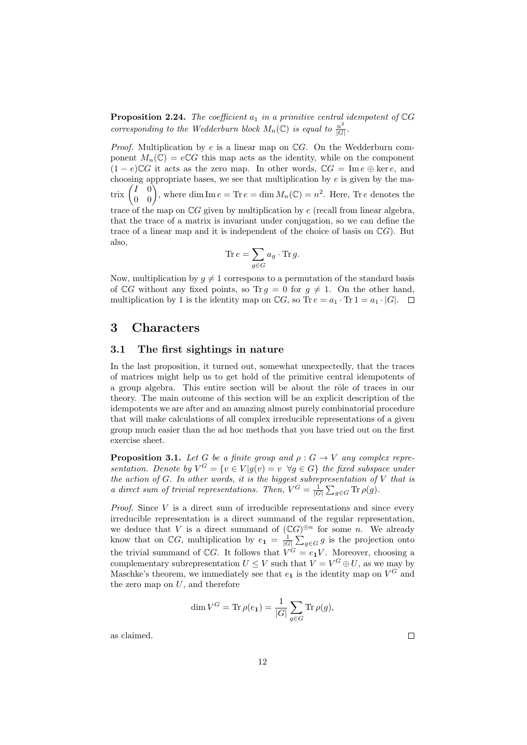**Proposition 2.24.** *The coefficient $a_1$ in a primitive central idempotent of $\mathbb{C}G$ corresponding to the Wedderburn block $M_n(\mathbb{C})$ is equal to $\frac{n^2}{|G|}$.*

*Proof.* Multiplication by $e$ is a linear map on $\mathbb{C}G$. On the Wedderburn component $M_n(\mathbb{C}) = e\mathbb{C}G$ this map acts as the identity, while on the component $(1-e)\mathbb{C}G$ it acts as the zero map. In other words, $\mathbb{C}G = \operatorname{Im} e \oplus \ker e$, and choosing appropriate bases, we see that multiplication by $e$ is given by the matrix $\begin{pmatrix} I & 0 \\ 0 & 0 \end{pmatrix}$, where $\dim \operatorname{Im} e = \operatorname{Tr} e = \dim M_n(\mathbb{C}) = n^2$. Here, $\operatorname{Tr} e$ denotes the trace of the map on $\mathbb{C}G$ given by multiplication by $e$ (recall from linear algebra, that the trace of a matrix is invariant under conjugation, so we can define the trace of a linear map and it is independent of the choice of basis on $\mathbb{C}G$). But also,

$$\operatorname{Tr} e = \sum_{g \in G} a_g \cdot \operatorname{Tr} g.$$

Now, multiplication by $g \neq 1$ correspons to a permutation of the standard basis of $\mathbb{C}G$ without any fixed points, so $\operatorname{Tr} g = 0$ for $g \neq 1$. On the other hand, multiplication by 1 is the identity map on $\mathbb{C}G$, so $\operatorname{Tr} e = a_1 \cdot \operatorname{Tr} 1 = a_1 \cdot |G|$. □

# 3 Characters

## 3.1 The first sightings in nature

In the last proposition, it turned out, somewhat unexpectedly, that the traces of matrices might help us to get hold of the primitive central idempotents of a group algebra. This entire section will be about the rôle of traces in our theory. The main outcome of this section will be an explicit description of the idempotents we are after and an amazing almost purely combinatorial procedure that will make calculations of all complex irreducible representations of a given group much easier than the ad hoc methods that you have tried out on the first exercise sheet.

**Proposition 3.1.** *Let $G$ be a finite group and $\rho : G \to V$ any complex representation. Denote by $V^G = \{v \in V | g(v) = v \;\; \forall g \in G\}$ the fixed subspace under the action of $G$. In other words, it is the biggest subrepresentation of $V$ that is a direct sum of trivial representations. Then, $V^G = \frac{1}{|G|}\sum_{g \in G} \operatorname{Tr} \rho(g)$.*

*Proof.* Since $V$ is a direct sum of irreducible representations and since every irreducible representation is a direct summand of the regular representation, we deduce that $V$ is a direct summand of $(\mathbb{C}G)^{\oplus n}$ for some $n$. We already know that on $\mathbb{C}G$, multiplication by $e_{\mathbf{1}} = \frac{1}{|G|}\sum_{g \in G} g$ is the projection onto the trivial summand of $\mathbb{C}G$. It follows that $V^G = e_{\mathbf{1}}V$. Moreover, choosing a complementary subrepresentation $U \leq V$ such that $V = V^G \oplus U$, as we may by Maschke's theorem, we immediately see that $e_{\mathbf{1}}$ is the identity map on $V^G$ and the zero map on $U$, and therefore

$$\dim V^G = \operatorname{Tr} \rho(e_{\mathbf{1}}) = \frac{1}{|G|}\sum_{g \in G} \operatorname{Tr} \rho(g),$$

as claimed. □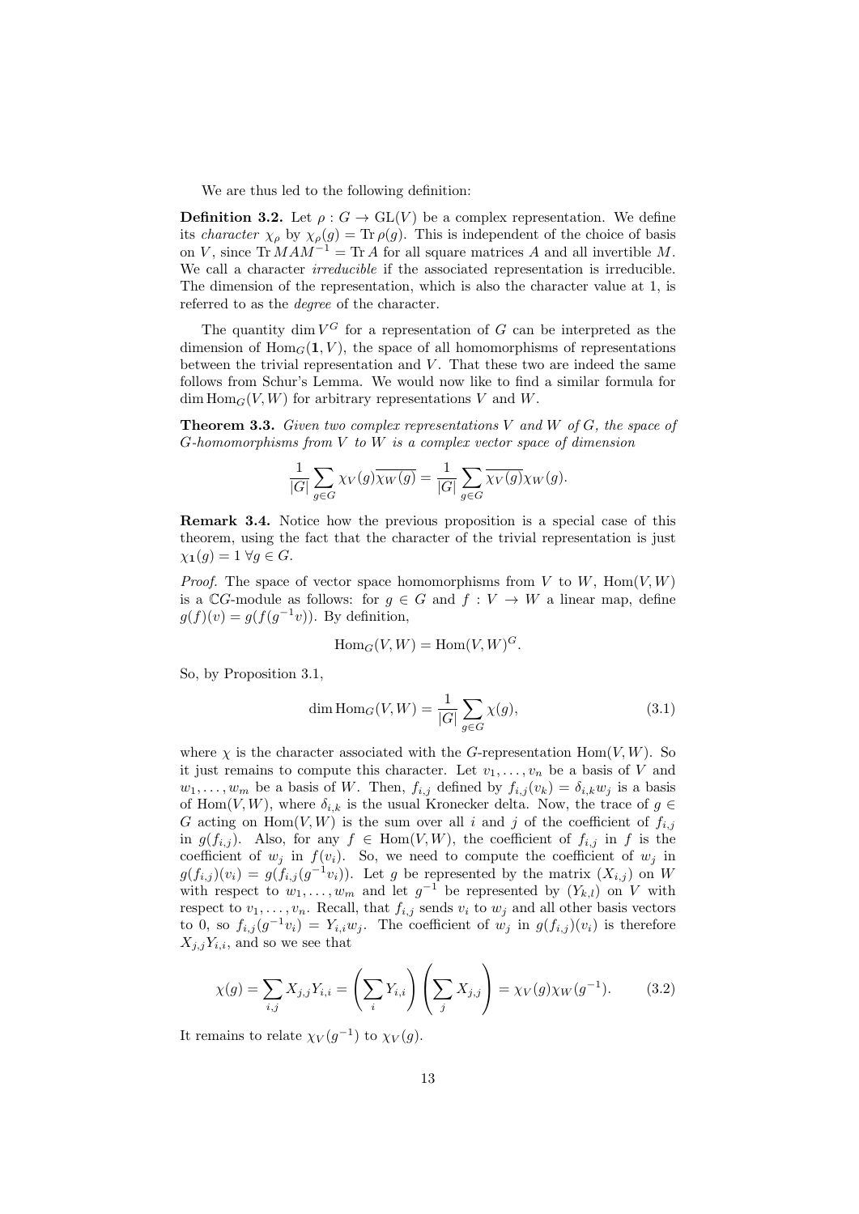We are thus led to the following definition:

**Definition 3.2.** Let $\rho : G \to \mathrm{GL}(V)$ be a complex representation. We define its *character* $\chi_\rho$ by $\chi_\rho(g) = \operatorname{Tr} \rho(g)$. This is independent of the choice of basis on $V$, since $\operatorname{Tr} MAM^{-1} = \operatorname{Tr} A$ for all square matrices $A$ and all invertible $M$. We call a character *irreducible* if the associated representation is irreducible. The dimension of the representation, which is also the character value at 1, is referred to as the *degree* of the character.

The quantity $\dim V^G$ for a representation of $G$ can be interpreted as the dimension of $\operatorname{Hom}_G(\mathbf{1}, V)$, the space of all homomorphisms of representations between the trivial representation and $V$. That these two are indeed the same follows from Schur's Lemma. We would now like to find a similar formula for $\dim \operatorname{Hom}_G(V, W)$ for arbitrary representations $V$ and $W$.

**Theorem 3.3.** *Given two complex representations $V$ and $W$ of $G$, the space of $G$-homomorphisms from $V$ to $W$ is a complex vector space of dimension*

$$\frac{1}{|G|} \sum_{g \in G} \chi_V(g) \overline{\chi_W(g)} = \frac{1}{|G|} \sum_{g \in G} \overline{\chi_V(g)} \chi_W(g).$$

**Remark 3.4.** Notice how the previous proposition is a special case of this theorem, using the fact that the character of the trivial representation is just $\chi_{\mathbf{1}}(g) = 1 \; \forall g \in G$.

*Proof.* The space of vector space homomorphisms from $V$ to $W$, $\operatorname{Hom}(V, W)$ is a $\mathbb{C}G$-module as follows: for $g \in G$ and $f : V \to W$ a linear map, define $g(f)(v) = g(f(g^{-1}v))$. By definition,

$$\operatorname{Hom}_G(V, W) = \operatorname{Hom}(V, W)^G.$$

So, by Proposition 3.1,

$$\dim \operatorname{Hom}_G(V, W) = \frac{1}{|G|} \sum_{g \in G} \chi(g), \tag{3.1}$$

where $\chi$ is the character associated with the $G$-representation $\operatorname{Hom}(V, W)$. So it just remains to compute this character. Let $v_1, \ldots, v_n$ be a basis of $V$ and $w_1, \ldots, w_m$ be a basis of $W$. Then, $f_{i,j}$ defined by $f_{i,j}(v_k) = \delta_{i,k} w_j$ is a basis of $\operatorname{Hom}(V, W)$, where $\delta_{i,k}$ is the usual Kronecker delta. Now, the trace of $g \in G$ acting on $\operatorname{Hom}(V, W)$ is the sum over all $i$ and $j$ of the coefficient of $f_{i,j}$ in $g(f_{i,j})$. Also, for any $f \in \operatorname{Hom}(V, W)$, the coefficient of $f_{i,j}$ in $f$ is the coefficient of $w_j$ in $f(v_i)$. So, we need to compute the coefficient of $w_j$ in $g(f_{i,j})(v_i) = g(f_{i,j}(g^{-1}v_i))$. Let $g$ be represented by the matrix $(X_{i,j})$ on $W$ with respect to $w_1, \ldots, w_m$ and let $g^{-1}$ be represented by $(Y_{k,l})$ on $V$ with respect to $v_1, \ldots, v_n$. Recall, that $f_{i,j}$ sends $v_i$ to $w_j$ and all other basis vectors to 0, so $f_{i,j}(g^{-1}v_i) = Y_{i,i} w_j$. The coefficient of $w_j$ in $g(f_{i,j})(v_i)$ is therefore $X_{j,j} Y_{i,i}$, and so we see that

$$\chi(g) = \sum_{i,j} X_{j,j} Y_{i,i} = \left( \sum_i Y_{i,i} \right) \left( \sum_j X_{j,j} \right) = \chi_V(g) \chi_W(g^{-1}). \tag{3.2}$$

It remains to relate $\chi_V(g^{-1})$ to $\chi_V(g)$.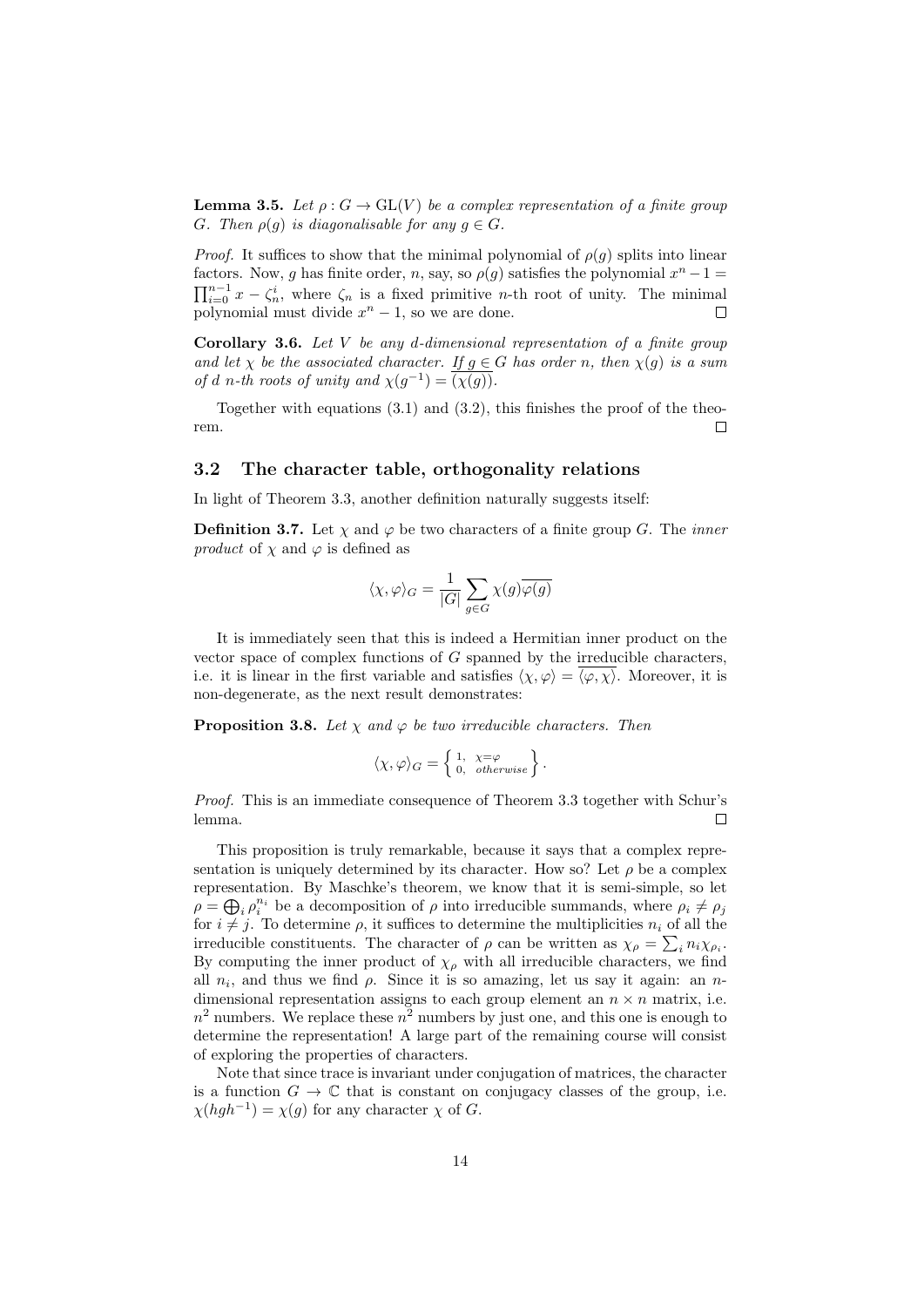**Lemma 3.5.** *Let $\rho : G \to \mathrm{GL}(V)$ be a complex representation of a finite group $G$. Then $\rho(g)$ is diagonalisable for any $g \in G$.*

*Proof.* It suffices to show that the minimal polynomial of $\rho(g)$ splits into linear factors. Now, $g$ has finite order, $n$, say, so $\rho(g)$ satisfies the polynomial $x^n - 1 = \prod_{i=0}^{n-1} x - \zeta_n^i$, where $\zeta_n$ is a fixed primitive $n$-th root of unity. The minimal polynomial must divide $x^n - 1$, so we are done. $\square$

**Corollary 3.6.** *Let $V$ be any $d$-dimensional representation of a finite group and let $\chi$ be the associated character. If $g \in G$ has order $n$, then $\chi(g)$ is a sum of $d$ $n$-th roots of unity and $\chi(g^{-1}) = \overline{(\chi(g))}$.*

Together with equations (3.1) and (3.2), this finishes the proof of the theorem. $\square$

## 3.2 The character table, orthogonality relations

In light of Theorem 3.3, another definition naturally suggests itself:

**Definition 3.7.** Let $\chi$ and $\varphi$ be two characters of a finite group $G$. The *inner product* of $\chi$ and $\varphi$ is defined as

$$\langle \chi, \varphi \rangle_G = \frac{1}{|G|} \sum_{g \in G} \chi(g) \overline{\varphi(g)}$$

It is immediately seen that this is indeed a Hermitian inner product on the vector space of complex functions of $G$ spanned by the irreducible characters, i.e. it is linear in the first variable and satisfies $\langle \chi, \varphi \rangle = \overline{\langle \varphi, \chi \rangle}$. Moreover, it is non-degenerate, as the next result demonstrates:

**Proposition 3.8.** *Let $\chi$ and $\varphi$ be two irreducible characters. Then*

$$\langle \chi, \varphi \rangle_G = \left\{ \begin{smallmatrix} 1, & \chi = \varphi \\ 0, & otherwise \end{smallmatrix} \right\}.$$

*Proof.* This is an immediate consequence of Theorem 3.3 together with Schur's lemma. $\square$

This proposition is truly remarkable, because it says that a complex representation is uniquely determined by its character. How so? Let $\rho$ be a complex representation. By Maschke's theorem, we know that it is semi-simple, so let $\rho = \bigoplus_i \rho_i^{n_i}$ be a decomposition of $\rho$ into irreducible summands, where $\rho_i \neq \rho_j$ for $i \neq j$. To determine $\rho$, it suffices to determine the multiplicities $n_i$ of all the irreducible constituents. The character of $\rho$ can be written as $\chi_\rho = \sum_i n_i \chi_{\rho_i}$. By computing the inner product of $\chi_\rho$ with all irreducible characters, we find all $n_i$, and thus we find $\rho$. Since it is so amazing, let us say it again: an $n$-dimensional representation assigns to each group element an $n \times n$ matrix, i.e. $n^2$ numbers. We replace these $n^2$ numbers by just one, and this one is enough to determine the representation! A large part of the remaining course will consist of exploring the properties of characters.

Note that since trace is invariant under conjugation of matrices, the character is a function $G \to \mathbb{C}$ that is constant on conjugacy classes of the group, i.e. $\chi(hgh^{-1}) = \chi(g)$ for any character $\chi$ of $G$.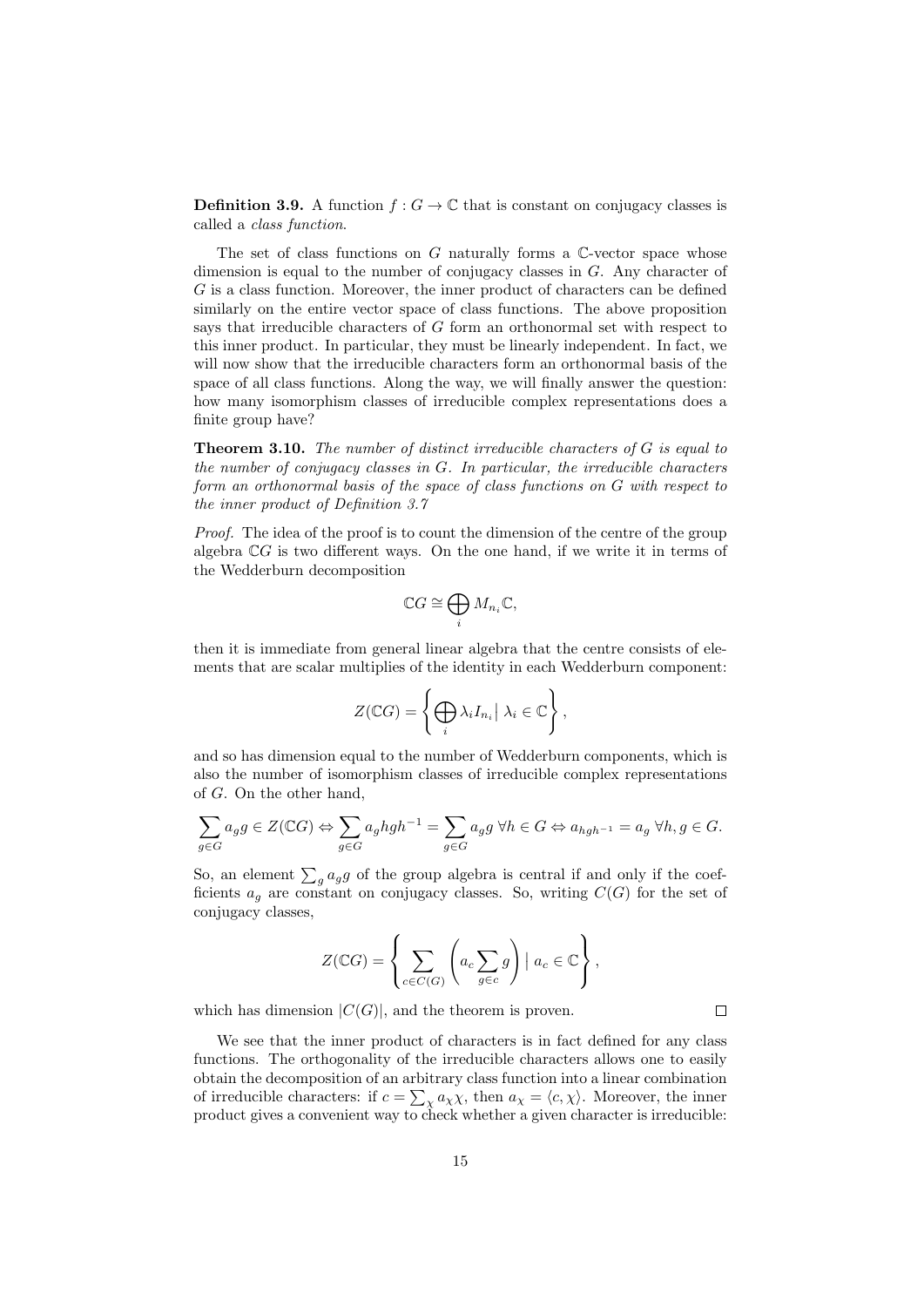**Definition 3.9.** A function $f : G \to \mathbb{C}$ that is constant on conjugacy classes is called a *class function*.

The set of class functions on $G$ naturally forms a $\mathbb{C}$-vector space whose dimension is equal to the number of conjugacy classes in $G$. Any character of $G$ is a class function. Moreover, the inner product of characters can be defined similarly on the entire vector space of class functions. The above proposition says that irreducible characters of $G$ form an orthonormal set with respect to this inner product. In particular, they must be linearly independent. In fact, we will now show that the irreducible characters form an orthonormal basis of the space of all class functions. Along the way, we will finally answer the question: how many isomorphism classes of irreducible complex representations does a finite group have?

**Theorem 3.10.** *The number of distinct irreducible characters of $G$ is equal to the number of conjugacy classes in $G$. In particular, the irreducible characters form an orthonormal basis of the space of class functions on $G$ with respect to the inner product of Definition 3.7*

*Proof.* The idea of the proof is to count the dimension of the centre of the group algebra $\mathbb{C}G$ is two different ways. On the one hand, if we write it in terms of the Wedderburn decomposition

$$\mathbb{C}G \cong \bigoplus_i M_{n_i}\mathbb{C},$$

then it is immediate from general linear algebra that the centre consists of elements that are scalar multiples of the identity in each Wedderburn component:

$$Z(\mathbb{C}G) = \left\{ \bigoplus_i \lambda_i I_{n_i} \,\middle|\, \lambda_i \in \mathbb{C} \right\},$$

and so has dimension equal to the number of Wedderburn components, which is also the number of isomorphism classes of irreducible complex representations of $G$. On the other hand,

$$\sum_{g\in G} a_g g \in Z(\mathbb{C}G) \Leftrightarrow \sum_{g\in G} a_g hgh^{-1} = \sum_{g\in G} a_g g \ \forall h \in G \Leftrightarrow a_{hgh^{-1}} = a_g \ \forall h, g \in G.$$

So, an element $\sum_g a_g g$ of the group algebra is central if and only if the coefficients $a_g$ are constant on conjugacy classes. So, writing $C(G)$ for the set of conjugacy classes,

$$Z(\mathbb{C}G) = \left\{ \sum_{c\in C(G)} \left( a_c \sum_{g\in c} g \right) \,\middle|\, a_c \in \mathbb{C} \right\},$$

which has dimension $|C(G)|$, and the theorem is proven. $\square$

We see that the inner product of characters is in fact defined for any class functions. The orthogonality of the irreducible characters allows one to easily obtain the decomposition of an arbitrary class function into a linear combination of irreducible characters: if $c = \sum_\chi a_\chi \chi$, then $a_\chi = \langle c, \chi \rangle$. Moreover, the inner product gives a convenient way to check whether a given character is irreducible: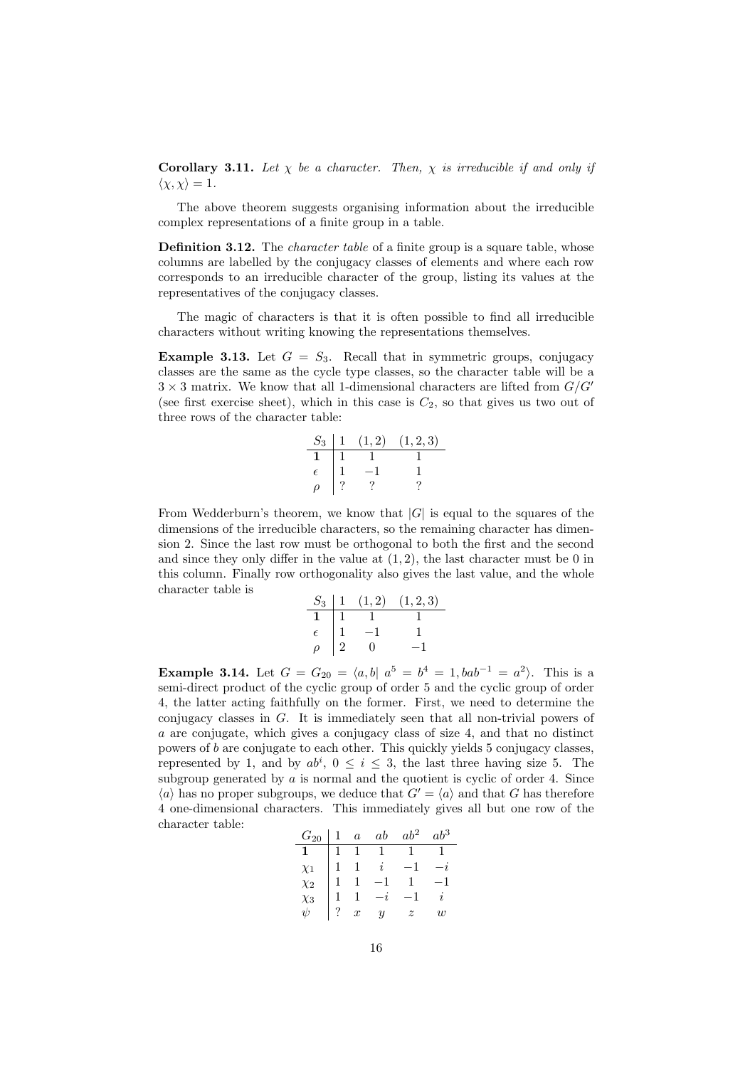**Corollary 3.11.** *Let $\chi$ be a character. Then, $\chi$ is irreducible if and only if $\langle \chi, \chi \rangle = 1$.*

The above theorem suggests organising information about the irreducible complex representations of a finite group in a table.

**Definition 3.12.** The *character table* of a finite group is a square table, whose columns are labelled by the conjugacy classes of elements and where each row corresponds to an irreducible character of the group, listing its values at the representatives of the conjugacy classes.

The magic of characters is that it is often possible to find all irreducible characters without writing knowing the representations themselves.

**Example 3.13.** Let $G = S_3$. Recall that in symmetric groups, conjugacy classes are the same as the cycle type classes, so the character table will be a $3 \times 3$ matrix. We know that all 1-dimensional characters are lifted from $G/G'$ (see first exercise sheet), which in this case is $C_2$, so that gives us two out of three rows of the character table:

| $S_3$ | $1$ | $(1,2)$ | $(1,2,3)$ |
|---|---|---|---|
| $\mathbf{1}$ | $1$ | $1$ | $1$ |
| $\epsilon$ | $1$ | $-1$ | $1$ |
| $\rho$ | $?$ | $?$ | $?$ |

From Wedderburn's theorem, we know that $|G|$ is equal to the squares of the dimensions of the irreducible characters, so the remaining character has dimension 2. Since the last row must be orthogonal to both the first and the second and since they only differ in the value at $(1,2)$, the last character must be 0 in this column. Finally row orthogonality also gives the last value, and the whole character table is

| $S_3$ | $1$ | $(1,2)$ | $(1,2,3)$ |
|---|---|---|---|
| $\mathbf{1}$ | $1$ | $1$ | $1$ |
| $\epsilon$ | $1$ | $-1$ | $1$ |
| $\rho$ | $2$ | $0$ | $-1$ |

**Example 3.14.** Let $G = G_{20} = \langle a, b | \; a^5 = b^4 = 1, bab^{-1} = a^2 \rangle$. This is a semi-direct product of the cyclic group of order 5 and the cyclic group of order 4, the latter acting faithfully on the former. First, we need to determine the conjugacy classes in $G$. It is immediately seen that all non-trivial powers of $a$ are conjugate, which gives a conjugacy class of size 4, and that no distinct powers of $b$ are conjugate to each other. This quickly yields 5 conjugacy classes, represented by 1, and by $ab^i$, $0 \leq i \leq 3$, the last three having size 5. The subgroup generated by $a$ is normal and the quotient is cyclic of order 4. Since $\langle a \rangle$ has no proper subgroups, we deduce that $G' = \langle a \rangle$ and that $G$ has therefore 4 one-dimensional characters. This immediately gives all but one row of the character table:

| $G_{20}$ | $1$ | $a$ | $ab$ | $ab^2$ | $ab^3$ |
|---|---|---|---|---|---|
| $\mathbf{1}$ | $1$ | $1$ | $1$ | $1$ | $1$ |
| $\chi_1$ | $1$ | $1$ | $i$ | $-1$ | $-i$ |
| $\chi_2$ | $1$ | $1$ | $-1$ | $1$ | $-1$ |
| $\chi_3$ | $1$ | $1$ | $-i$ | $-1$ | $i$ |
| $\psi$ | $?$ | $x$ | $y$ | $z$ | $w$ |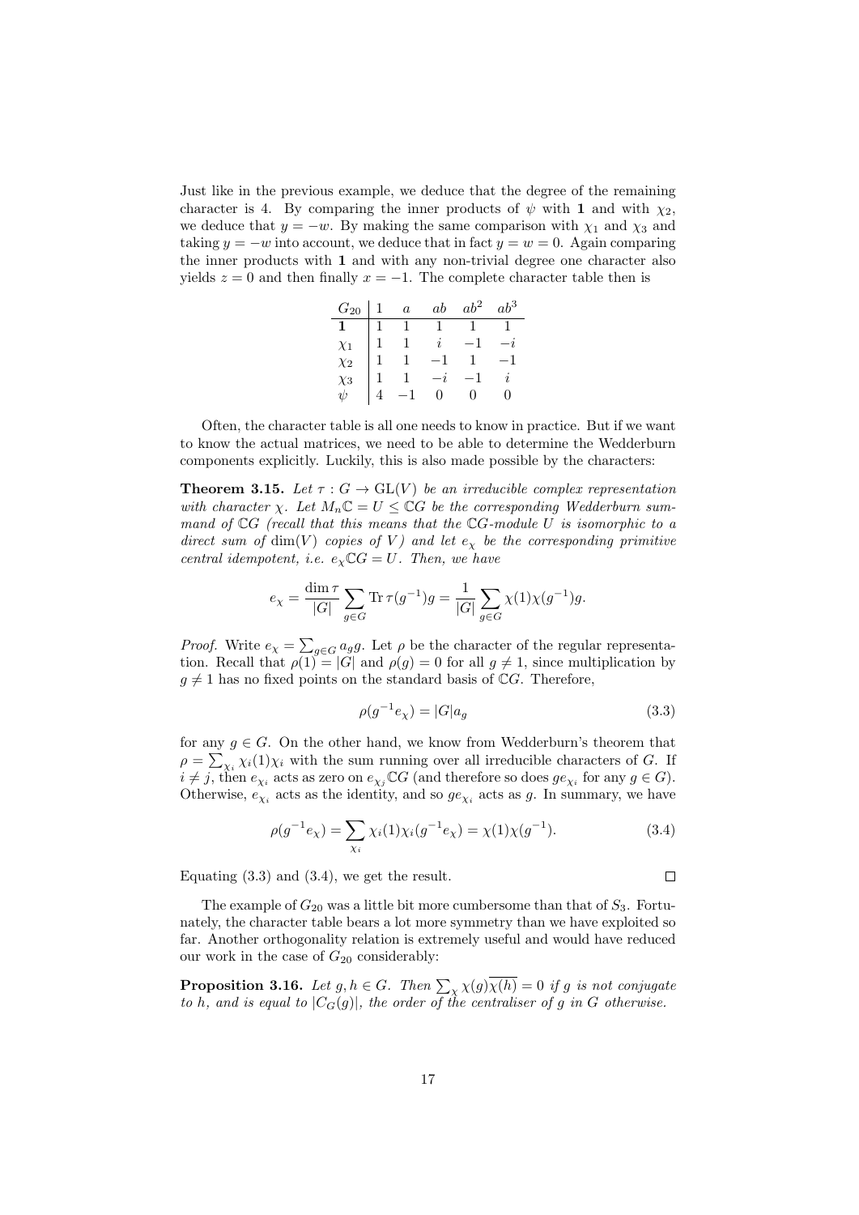Just like in the previous example, we deduce that the degree of the remaining character is 4. By comparing the inner products of $\psi$ with $\mathbf{1}$ and with $\chi_2$, we deduce that $y = -w$. By making the same comparison with $\chi_1$ and $\chi_3$ and taking $y = -w$ into account, we deduce that in fact $y = w = 0$. Again comparing the inner products with $\mathbf{1}$ and with any non-trivial degree one character also yields $z = 0$ and then finally $x = -1$. The complete character table then is

| $G_{20}$ | $1$ | $a$ | $ab$ | $ab^2$ | $ab^3$ |
|---|---|---|---|---|---|
| $\mathbf{1}$ | $1$ | $1$ | $1$ | $1$ | $1$ |
| $\chi_1$ | $1$ | $1$ | $i$ | $-1$ | $-i$ |
| $\chi_2$ | $1$ | $1$ | $-1$ | $1$ | $-1$ |
| $\chi_3$ | $1$ | $1$ | $-i$ | $-1$ | $i$ |
| $\psi$ | $4$ | $-1$ | $0$ | $0$ | $0$ |

Often, the character table is all one needs to know in practice. But if we want to know the actual matrices, we need to be able to determine the Wedderburn components explicitly. Luckily, this is also made possible by the characters:

**Theorem 3.15.** *Let $\tau : G \to \mathrm{GL}(V)$ be an irreducible complex representation with character $\chi$. Let $M_n\mathbb{C} = U \leq \mathbb{C}G$ be the corresponding Wedderburn summand of $\mathbb{C}G$ (recall that this means that the $\mathbb{C}G$-module $U$ is isomorphic to a direct sum of $\dim(V)$ copies of $V$) and let $e_\chi$ be the corresponding primitive central idempotent, i.e. $e_\chi\mathbb{C}G = U$. Then, we have*

$$e_\chi = \frac{\dim\tau}{|G|}\sum_{g\in G}\operatorname{Tr}\tau(g^{-1})g = \frac{1}{|G|}\sum_{g\in G}\chi(1)\chi(g^{-1})g.$$

*Proof.* Write $e_\chi = \sum_{g\in G} a_g g$. Let $\rho$ be the character of the regular representation. Recall that $\rho(1) = |G|$ and $\rho(g) = 0$ for all $g \neq 1$, since multiplication by $g \neq 1$ has no fixed points on the standard basis of $\mathbb{C}G$. Therefore,

$$\rho(g^{-1}e_\chi) = |G|a_g \tag{3.3}$$

for any $g \in G$. On the other hand, we know from Wedderburn's theorem that $\rho = \sum_{\chi_i}\chi_i(1)\chi_i$ with the sum running over all irreducible characters of $G$. If $i \neq j$, then $e_{\chi_i}$ acts as zero on $e_{\chi_j}\mathbb{C}G$ (and therefore so does $ge_{\chi_i}$ for any $g \in G$). Otherwise, $e_{\chi_i}$ acts as the identity, and so $ge_{\chi_i}$ acts as $g$. In summary, we have

$$\rho(g^{-1}e_\chi) = \sum_{\chi_i}\chi_i(1)\chi_i(g^{-1}e_\chi) = \chi(1)\chi(g^{-1}). \tag{3.4}$$

Equating (3.3) and (3.4), we get the result. $\square$

The example of $G_{20}$ was a little bit more cumbersome than that of $S_3$. Fortunately, the character table bears a lot more symmetry than we have exploited so far. Another orthogonality relation is extremely useful and would have reduced our work in the case of $G_{20}$ considerably:

**Proposition 3.16.** *Let $g, h \in G$. Then $\sum_\chi \chi(g)\overline{\chi(h)} = 0$ if $g$ is not conjugate to $h$, and is equal to $|C_G(g)|$, the order of the centraliser of $g$ in $G$ otherwise.*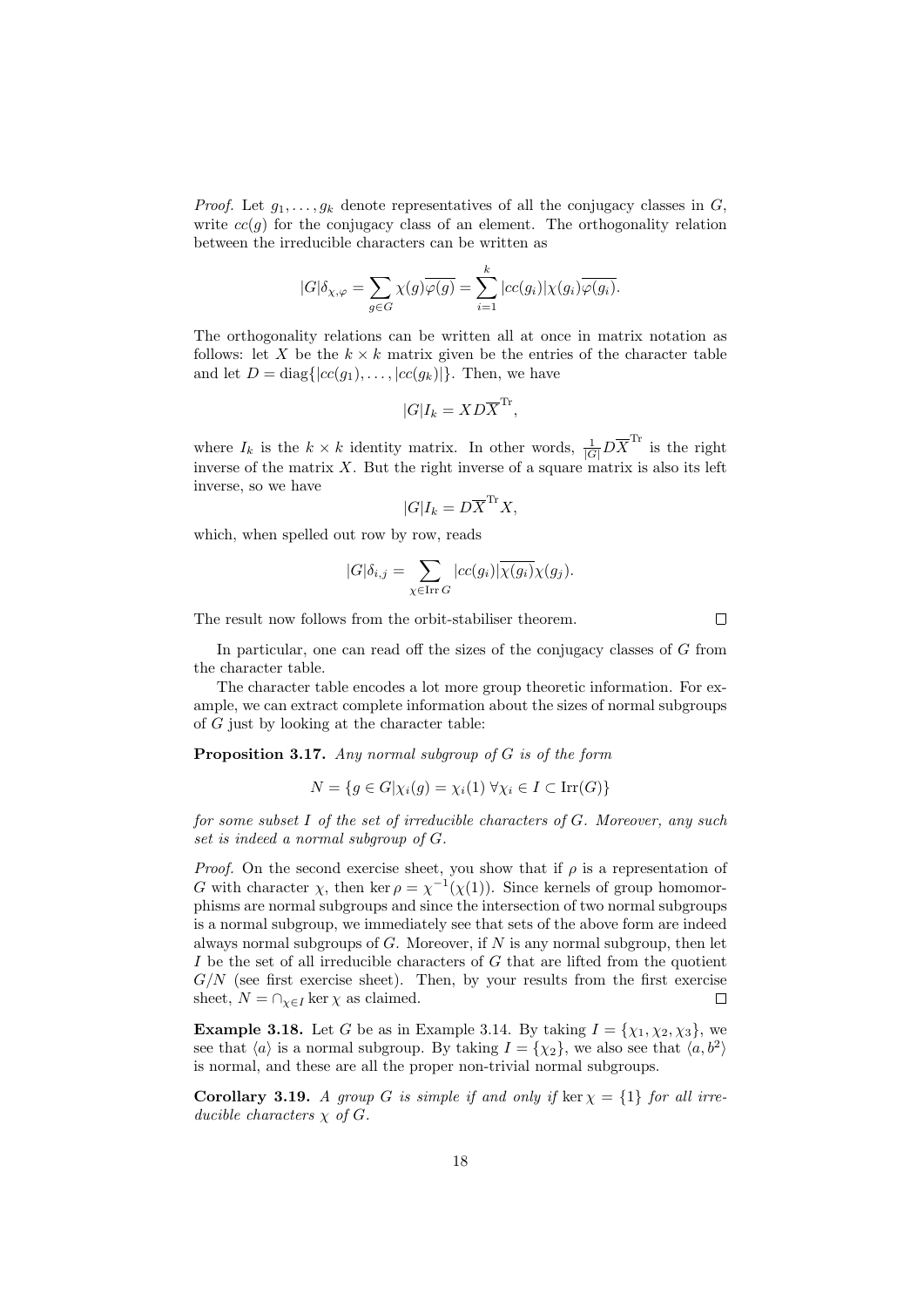*Proof.* Let $g_1, \ldots, g_k$ denote representatives of all the conjugacy classes in $G$, write $cc(g)$ for the conjugacy class of an element. The orthogonality relation between the irreducible characters can be written as

$$|G|\delta_{\chi,\varphi} = \sum_{g \in G} \chi(g)\overline{\varphi(g)} = \sum_{i=1}^{k} |cc(g_i)|\chi(g_i)\overline{\varphi(g_i)}.$$

The orthogonality relations can be written all at once in matrix notation as follows: let $X$ be the $k \times k$ matrix given be the entries of the character table and let $D = \operatorname{diag}\{|cc(g_1), \ldots, |cc(g_k)|\}$. Then, we have

$$|G|I_k = XD\overline{X}^{\mathrm{Tr}},$$

where $I_k$ is the $k \times k$ identity matrix. In other words, $\frac{1}{|G|}D\overline{X}^{\mathrm{Tr}}$ is the right inverse of the matrix $X$. But the right inverse of a square matrix is also its left inverse, so we have

$$|G|I_k = D\overline{X}^{\mathrm{Tr}}X,$$

which, when spelled out row by row, reads

$$|G|\delta_{i,j} = \sum_{\chi \in \operatorname{Irr} G} |cc(g_i)|\overline{\chi(g_i)}\chi(g_j).$$

The result now follows from the orbit-stabiliser theorem. $\square$

In particular, one can read off the sizes of the conjugacy classes of $G$ from the character table.

The character table encodes a lot more group theoretic information. For example, we can extract complete information about the sizes of normal subgroups of $G$ just by looking at the character table:

**Proposition 3.17.** *Any normal subgroup of $G$ is of the form*

$$N = \{g \in G | \chi_i(g) = \chi_i(1)\ \forall \chi_i \in I \subset \operatorname{Irr}(G)\}$$

*for some subset $I$ of the set of irreducible characters of $G$. Moreover, any such set is indeed a normal subgroup of $G$.*

*Proof.* On the second exercise sheet, you show that if $\rho$ is a representation of $G$ with character $\chi$, then $\ker \rho = \chi^{-1}(\chi(1))$. Since kernels of group homomorphisms are normal subgroups and since the intersection of two normal subgroups is a normal subgroup, we immediately see that sets of the above form are indeed always normal subgroups of $G$. Moreover, if $N$ is any normal subgroup, then let $I$ be the set of all irreducible characters of $G$ that are lifted from the quotient $G/N$ (see first exercise sheet). Then, by your results from the first exercise sheet, $N = \cap_{\chi \in I} \ker \chi$ as claimed. $\square$

**Example 3.18.** Let $G$ be as in Example 3.14. By taking $I = \{\chi_1, \chi_2, \chi_3\}$, we see that $\langle a \rangle$ is a normal subgroup. By taking $I = \{\chi_2\}$, we also see that $\langle a, b^2 \rangle$ is normal, and these are all the proper non-trivial normal subgroups.

**Corollary 3.19.** *A group $G$ is simple if and only if $\ker \chi = \{1\}$ for all irreducible characters $\chi$ of $G$.*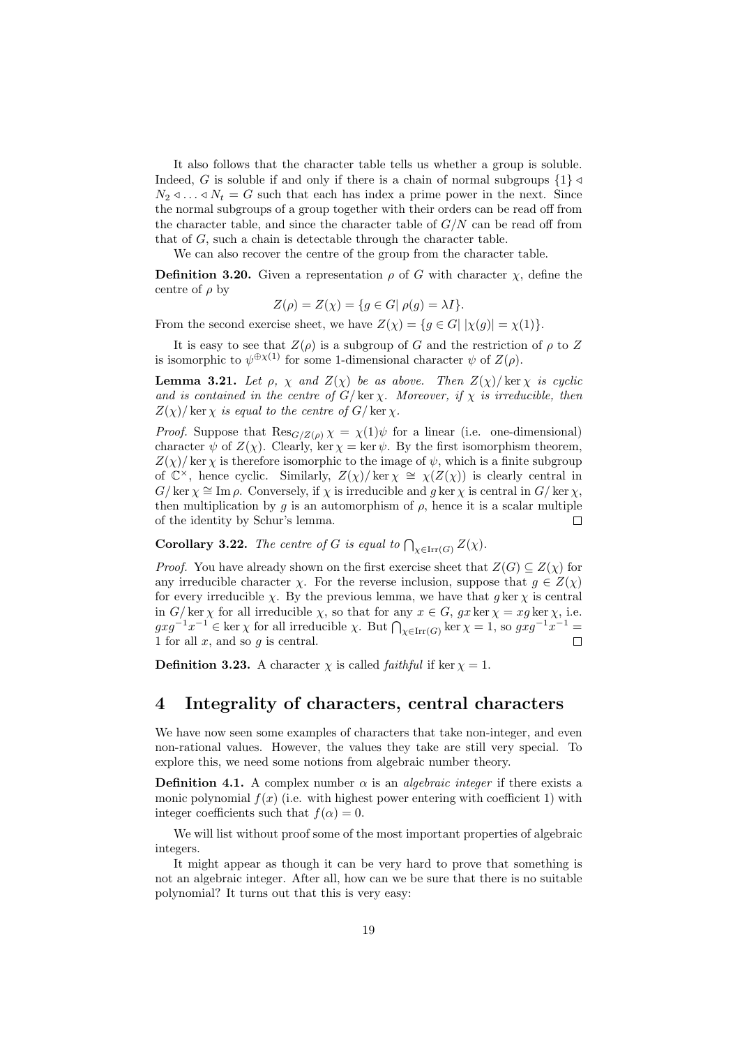It also follows that the character table tells us whether a group is soluble. Indeed, $G$ is soluble if and only if there is a chain of normal subgroups $\{1\} \lhd N_2 \lhd \ldots \lhd N_t = G$ such that each has index a prime power in the next. Since the normal subgroups of a group together with their orders can be read off from the character table, and since the character table of $G/N$ can be read off from that of $G$, such a chain is detectable through the character table.

We can also recover the centre of the group from the character table.

**Definition 3.20.** Given a representation $\rho$ of $G$ with character $\chi$, define the centre of $\rho$ by

$$Z(\rho) = Z(\chi) = \{g \in G | \ \rho(g) = \lambda I\}.$$

From the second exercise sheet, we have $Z(\chi) = \{g \in G | \ |\chi(g)| = \chi(1)\}$.

It is easy to see that $Z(\rho)$ is a subgroup of $G$ and the restriction of $\rho$ to $Z$ is isomorphic to $\psi^{\oplus \chi(1)}$ for some 1-dimensional character $\psi$ of $Z(\rho)$.

**Lemma 3.21.** *Let $\rho$, $\chi$ and $Z(\chi)$ be as above. Then $Z(\chi)/\ker\chi$ is cyclic and is contained in the centre of $G/\ker\chi$. Moreover, if $\chi$ is irreducible, then $Z(\chi)/\ker\chi$ is equal to the centre of $G/\ker\chi$.*

*Proof.* Suppose that $\mathrm{Res}_{G/Z(\rho)}\,\chi = \chi(1)\psi$ for a linear (i.e. one-dimensional) character $\psi$ of $Z(\chi)$. Clearly, $\ker\chi = \ker\psi$. By the first isomorphism theorem, $Z(\chi)/\ker\chi$ is therefore isomorphic to the image of $\psi$, which is a finite subgroup of $\mathbb{C}^\times$, hence cyclic. Similarly, $Z(\chi)/\ker\chi \cong \chi(Z(\chi))$ is clearly central in $G/\ker\chi \cong \mathrm{Im}\,\rho$. Conversely, if $\chi$ is irreducible and $g\ker\chi$ is central in $G/\ker\chi$, then multiplication by $g$ is an automorphism of $\rho$, hence it is a scalar multiple of the identity by Schur's lemma. $\square$

**Corollary 3.22.** *The centre of $G$ is equal to $\bigcap_{\chi\in\mathrm{Irr}(G)} Z(\chi)$.*

*Proof.* You have already shown on the first exercise sheet that $Z(G) \subseteq Z(\chi)$ for any irreducible character $\chi$. For the reverse inclusion, suppose that $g \in Z(\chi)$ for every irreducible $\chi$. By the previous lemma, we have that $g\ker\chi$ is central in $G/\ker\chi$ for all irreducible $\chi$, so that for any $x \in G$, $gx\ker\chi = xg\ker\chi$, i.e. $gxg^{-1}x^{-1} \in \ker\chi$ for all irreducible $\chi$. But $\bigcap_{\chi\in\mathrm{Irr}(G)}\ker\chi = 1$, so $gxg^{-1}x^{-1} = 1$ for all $x$, and so $g$ is central. $\square$

**Definition 3.23.** A character $\chi$ is called *faithful* if $\ker\chi = 1$.

# 4 Integrality of characters, central characters

We have now seen some examples of characters that take non-integer, and even non-rational values. However, the values they take are still very special. To explore this, we need some notions from algebraic number theory.

**Definition 4.1.** A complex number $\alpha$ is an *algebraic integer* if there exists a monic polynomial $f(x)$ (i.e. with highest power entering with coefficient 1) with integer coefficients such that $f(\alpha) = 0$.

We will list without proof some of the most important properties of algebraic integers.

It might appear as though it can be very hard to prove that something is not an algebraic integer. After all, how can we be sure that there is no suitable polynomial? It turns out that this is very easy: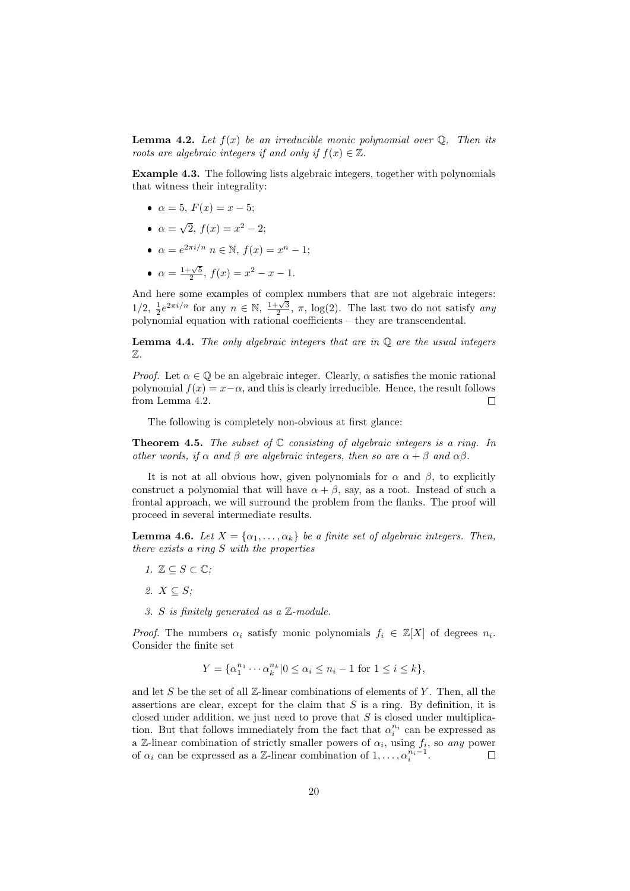**Lemma 4.2.** *Let $f(x)$ be an irreducible monic polynomial over $\mathbb{Q}$. Then its roots are algebraic integers if and only if $f(x) \in \mathbb{Z}$.*

**Example 4.3.** The following lists algebraic integers, together with polynomials that witness their integrality:

- $\alpha = 5$, $F(x) = x - 5$;
- $\alpha = \sqrt{2}$, $f(x) = x^2 - 2$;
- $\alpha = e^{2\pi i/n}$ $n \in \mathbb{N}$, $f(x) = x^n - 1$;
- $\alpha = \frac{1+\sqrt{5}}{2}$, $f(x) = x^2 - x - 1$.

And here some examples of complex numbers that are not algebraic integers: $1/2$, $\frac{1}{2}e^{2\pi i/n}$ for any $n \in \mathbb{N}$, $\frac{1+\sqrt{3}}{2}$, $\pi$, $\log(2)$. The last two do not satisfy *any* polynomial equation with rational coefficients – they are transcendental.

**Lemma 4.4.** *The only algebraic integers that are in $\mathbb{Q}$ are the usual integers $\mathbb{Z}$.*

*Proof.* Let $\alpha \in \mathbb{Q}$ be an algebraic integer. Clearly, $\alpha$ satisfies the monic rational polynomial $f(x) = x - \alpha$, and this is clearly irreducible. Hence, the result follows from Lemma 4.2. $\square$

The following is completely non-obvious at first glance:

**Theorem 4.5.** *The subset of $\mathbb{C}$ consisting of algebraic integers is a ring. In other words, if $\alpha$ and $\beta$ are algebraic integers, then so are $\alpha + \beta$ and $\alpha\beta$.*

It is not at all obvious how, given polynomials for $\alpha$ and $\beta$, to explicitly construct a polynomial that will have $\alpha + \beta$, say, as a root. Instead of such a frontal approach, we will surround the problem from the flanks. The proof will proceed in several intermediate results.

**Lemma 4.6.** *Let $X = \{\alpha_1, \ldots, \alpha_k\}$ be a finite set of algebraic integers. Then, there exists a ring $S$ with the properties*

1. *$\mathbb{Z} \subseteq S \subset \mathbb{C}$;*
2. *$X \subseteq S$;*
3. *$S$ is finitely generated as a $\mathbb{Z}$-module.*

*Proof.* The numbers $\alpha_i$ satisfy monic polynomials $f_i \in \mathbb{Z}[X]$ of degrees $n_i$. Consider the finite set

$$Y = \{\alpha_1^{n_1} \cdots \alpha_k^{n_k} | 0 \leq \alpha_i \leq n_i - 1 \text{ for } 1 \leq i \leq k\},$$

and let $S$ be the set of all $\mathbb{Z}$-linear combinations of elements of $Y$. Then, all the assertions are clear, except for the claim that $S$ is a ring. By definition, it is closed under addition, we just need to prove that $S$ is closed under multiplication. But that follows immediately from the fact that $\alpha_i^{n_i}$ can be expressed as a $\mathbb{Z}$-linear combination of strictly smaller powers of $\alpha_i$, using $f_i$, so *any* power of $\alpha_i$ can be expressed as a $\mathbb{Z}$-linear combination of $1, \ldots, \alpha_i^{n_i-1}$. $\square$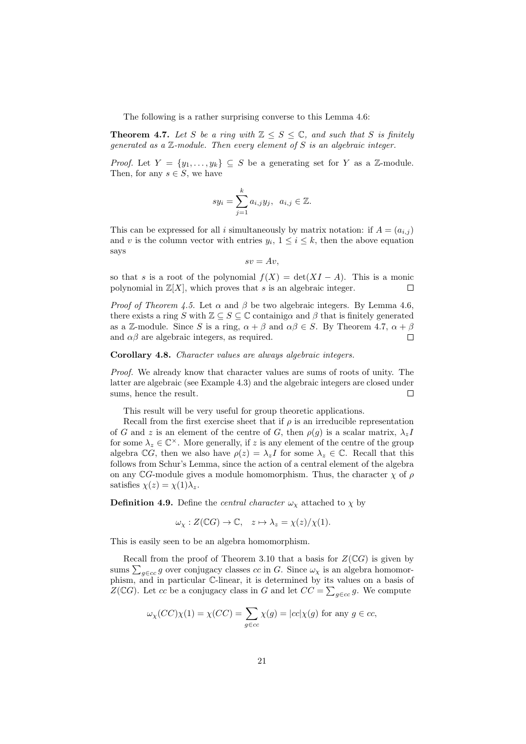The following is a rather surprising converse to this Lemma 4.6:

**Theorem 4.7.** *Let $S$ be a ring with $\mathbb{Z} \leq S \leq \mathbb{C}$, and such that $S$ is finitely generated as a $\mathbb{Z}$-module. Then every element of $S$ is an algebraic integer.*

*Proof.* Let $Y = \{y_1, \ldots, y_k\} \subseteq S$ be a generating set for $Y$ as a $\mathbb{Z}$-module. Then, for any $s \in S$, we have

$$sy_i = \sum_{j=1}^{k} a_{i,j} y_j, \quad a_{i,j} \in \mathbb{Z}.$$

This can be expressed for all $i$ simultaneously by matrix notation: if $A = (a_{i,j})$ and $v$ is the column vector with entries $y_i$, $1 \leq i \leq k$, then the above equation says

$$sv = Av,$$

so that $s$ is a root of the polynomial $f(X) = \det(XI - A)$. This is a monic polynomial in $\mathbb{Z}[X]$, which proves that $s$ is an algebraic integer. $\square$

*Proof of Theorem 4.5.* Let $\alpha$ and $\beta$ be two algebraic integers. By Lemma 4.6, there exists a ring $S$ with $\mathbb{Z} \subseteq S \subseteq \mathbb{C}$ containig$\alpha$ and $\beta$ that is finitely generated as a $\mathbb{Z}$-module. Since $S$ is a ring, $\alpha + \beta$ and $\alpha\beta \in S$. By Theorem 4.7, $\alpha + \beta$ and $\alpha\beta$ are algebraic integers, as required. $\square$

**Corollary 4.8.** *Character values are always algebraic integers.*

*Proof.* We already know that character values are sums of roots of unity. The latter are algebraic (see Example 4.3) and the algebraic integers are closed under sums, hence the result. $\square$

This result will be very useful for group theoretic applications.

Recall from the first exercise sheet that if $\rho$ is an irreducible representation of $G$ and $z$ is an element of the centre of $G$, then $\rho(g)$ is a scalar matrix, $\lambda_z I$ for some $\lambda_z \in \mathbb{C}^\times$. More generally, if $z$ is any element of the centre of the group algebra $\mathbb{C}G$, then we also have $\rho(z) = \lambda_z I$ for some $\lambda_z \in \mathbb{C}$. Recall that this follows from Schur's Lemma, since the action of a central element of the algebra on any $\mathbb{C}G$-module gives a module homomorphism. Thus, the character $\chi$ of $\rho$ satisfies $\chi(z) = \chi(1)\lambda_z$.

**Definition 4.9.** Define the *central character* $\omega_\chi$ attached to $\chi$ by

$$\omega_\chi : Z(\mathbb{C}G) \to \mathbb{C}, \quad z \mapsto \lambda_z = \chi(z)/\chi(1).$$

This is easily seen to be an algebra homomorphism.

Recall from the proof of Theorem 3.10 that a basis for $Z(\mathbb{C}G)$ is given by sums $\sum_{g \in cc} g$ over conjugacy classes $cc$ in $G$. Since $\omega_\chi$ is an algebra homomorphism, and in particular $\mathbb{C}$-linear, it is determined by its values on a basis of $Z(\mathbb{C}G)$. Let $cc$ be a conjugacy class in $G$ and let $CC = \sum_{g \in cc} g$. We compute

$$\omega_\chi(CC)\chi(1) = \chi(CC) = \sum_{g \in cc} \chi(g) = |cc|\chi(g) \text{ for any } g \in cc,$$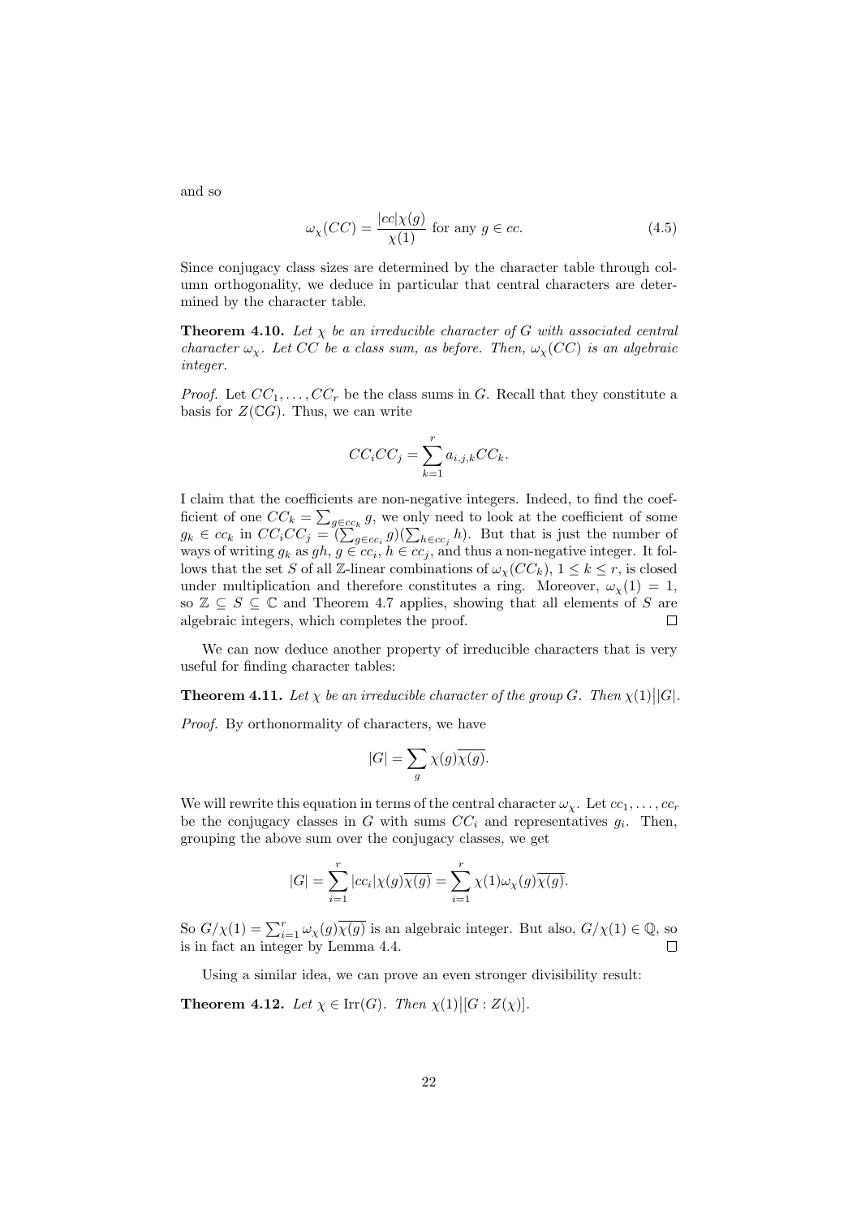and so

$$\omega_\chi(CC) = \frac{|cc|\chi(g)}{\chi(1)} \text{ for any } g \in cc. \tag{4.5}$$

Since conjugacy class sizes are determined by the character table through column orthogonality, we deduce in particular that central characters are determined by the character table.

**Theorem 4.10.** *Let $\chi$ be an irreducible character of $G$ with associated central character $\omega_\chi$. Let $CC$ be a class sum, as before. Then, $\omega_\chi(CC)$ is an algebraic integer.*

*Proof.* Let $CC_1, \ldots, CC_r$ be the class sums in $G$. Recall that they constitute a basis for $Z(\mathbb{C}G)$. Thus, we can write

$$CC_i CC_j = \sum_{k=1}^{r} a_{i,j,k} CC_k.$$

I claim that the coefficients are non-negative integers. Indeed, to find the coefficient of one $CC_k = \sum_{g \in cc_k} g$, we only need to look at the coefficient of some $g_k \in cc_k$ in $CC_i CC_j = (\sum_{g \in cc_i} g)(\sum_{h \in cc_j} h)$. But that is just the number of ways of writing $g_k$ as $gh$, $g \in cc_i$, $h \in cc_j$, and thus a non-negative integer. It follows that the set $S$ of all $\mathbb{Z}$-linear combinations of $\omega_\chi(CC_k)$, $1 \leq k \leq r$, is closed under multiplication and therefore constitutes a ring. Moreover, $\omega_\chi(1) = 1$, so $\mathbb{Z} \subseteq S \subseteq \mathbb{C}$ and Theorem 4.7 applies, showing that all elements of $S$ are algebraic integers, which completes the proof. $\square$

We can now deduce another property of irreducible characters that is very useful for finding character tables:

**Theorem 4.11.** *Let $\chi$ be an irreducible character of the group $G$. Then $\chi(1) \big| |G|$.*

*Proof.* By orthonormality of characters, we have

$$|G| = \sum_g \chi(g)\overline{\chi(g)}.$$

We will rewrite this equation in terms of the central character $\omega_\chi$. Let $cc_1, \ldots, cc_r$ be the conjugacy classes in $G$ with sums $CC_i$ and representatives $g_i$. Then, grouping the above sum over the conjugacy classes, we get

$$|G| = \sum_{i=1}^{r} |cc_i|\chi(g)\overline{\chi(g)} = \sum_{i=1}^{r} \chi(1)\omega_\chi(g)\overline{\chi(g)}.$$

So $G/\chi(1) = \sum_{i=1}^{r} \omega_\chi(g)\overline{\chi(g)}$ is an algebraic integer. But also, $G/\chi(1) \in \mathbb{Q}$, so is in fact an integer by Lemma 4.4. $\square$

Using a similar idea, we can prove an even stronger divisibility result:

**Theorem 4.12.** *Let $\chi \in \text{Irr}(G)$. Then $\chi(1) \big| [G : Z(\chi)]$.*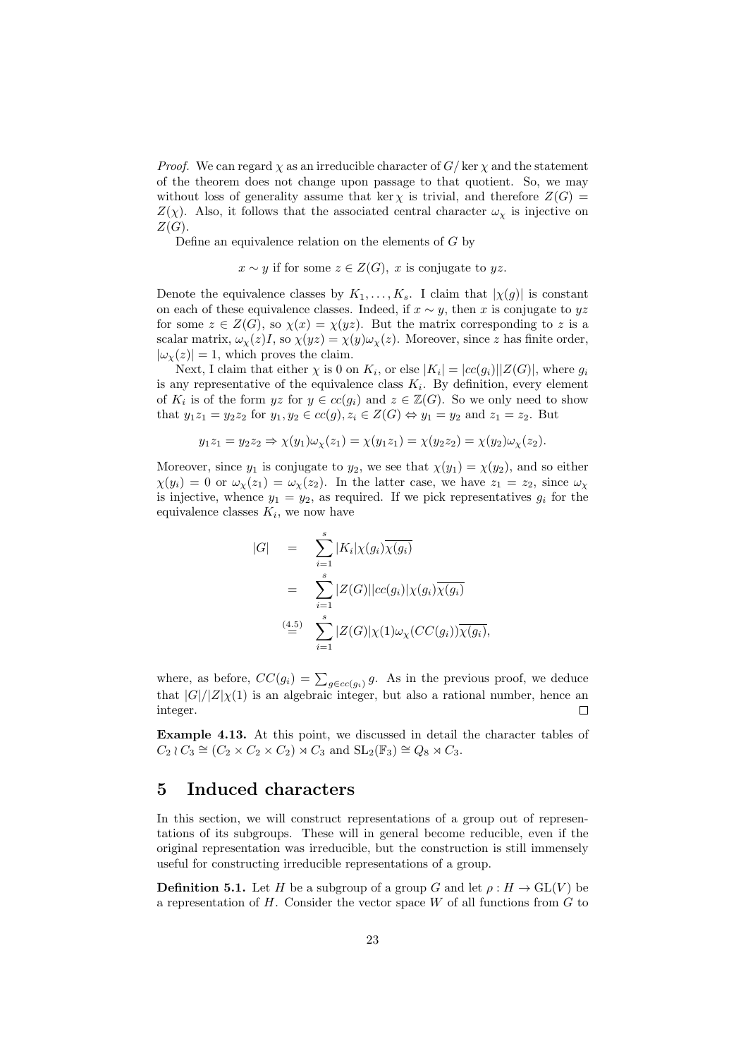*Proof.* We can regard $\chi$ as an irreducible character of $G/\ker\chi$ and the statement of the theorem does not change upon passage to that quotient. So, we may without loss of generality assume that $\ker\chi$ is trivial, and therefore $Z(G) = Z(\chi)$. Also, it follows that the associated central character $\omega_\chi$ is injective on $Z(G)$.

Define an equivalence relation on the elements of $G$ by

$$x \sim y \text{ if for some } z \in Z(G),\ x \text{ is conjugate to } yz.$$

Denote the equivalence classes by $K_1, \ldots, K_s$. I claim that $|\chi(g)|$ is constant on each of these equivalence classes. Indeed, if $x \sim y$, then $x$ is conjugate to $yz$ for some $z \in Z(G)$, so $\chi(x) = \chi(yz)$. But the matrix corresponding to $z$ is a scalar matrix, $\omega_\chi(z)I$, so $\chi(yz) = \chi(y)\omega_\chi(z)$. Moreover, since $z$ has finite order, $|\omega_\chi(z)| = 1$, which proves the claim.

Next, I claim that either $\chi$ is 0 on $K_i$, or else $|K_i| = |cc(g_i)||Z(G)|$, where $g_i$ is any representative of the equivalence class $K_i$. By definition, every element of $K_i$ is of the form $yz$ for $y \in cc(g_i)$ and $z \in \mathbb{Z}(G)$. So we only need to show that $y_1z_1 = y_2z_2$ for $y_1, y_2 \in cc(g), z_i \in Z(G) \Leftrightarrow y_1 = y_2$ and $z_1 = z_2$. But

$$y_1z_1 = y_2z_2 \Rightarrow \chi(y_1)\omega_\chi(z_1) = \chi(y_1z_1) = \chi(y_2z_2) = \chi(y_2)\omega_\chi(z_2).$$

Moreover, since $y_1$ is conjugate to $y_2$, we see that $\chi(y_1) = \chi(y_2)$, and so either $\chi(y_i) = 0$ or $\omega_\chi(z_1) = \omega_\chi(z_2)$. In the latter case, we have $z_1 = z_2$, since $\omega_\chi$ is injective, whence $y_1 = y_2$, as required. If we pick representatives $g_i$ for the equivalence classes $K_i$, we now have

$$\begin{aligned}
|G| &= \sum_{i=1}^{s} |K_i|\chi(g_i)\overline{\chi(g_i)} \\
&= \sum_{i=1}^{s} |Z(G)||cc(g_i)|\chi(g_i)\overline{\chi(g_i)} \\
&\overset{(4.5)}{=} \sum_{i=1}^{s} |Z(G)|\chi(1)\omega_\chi(CC(g_i))\overline{\chi(g_i)},
\end{aligned}$$

where, as before, $CC(g_i) = \sum_{g \in cc(g_i)} g$. As in the previous proof, we deduce that $|G|/|Z|\chi(1)$ is an algebraic integer, but also a rational number, hence an integer. $\square$

**Example 4.13.** At this point, we discussed in detail the character tables of $C_2 \wr C_3 \cong (C_2 \times C_2 \times C_2) \rtimes C_3$ and $\mathrm{SL}_2(\mathbb{F}_3) \cong Q_8 \rtimes C_3$.

# 5 Induced characters

In this section, we will construct representations of a group out of representations of its subgroups. These will in general become reducible, even if the original representation was irreducible, but the construction is still immensely useful for constructing irreducible representations of a group.

**Definition 5.1.** Let $H$ be a subgroup of a group $G$ and let $\rho : H \to \mathrm{GL}(V)$ be a representation of $H$. Consider the vector space $W$ of all functions from $G$ to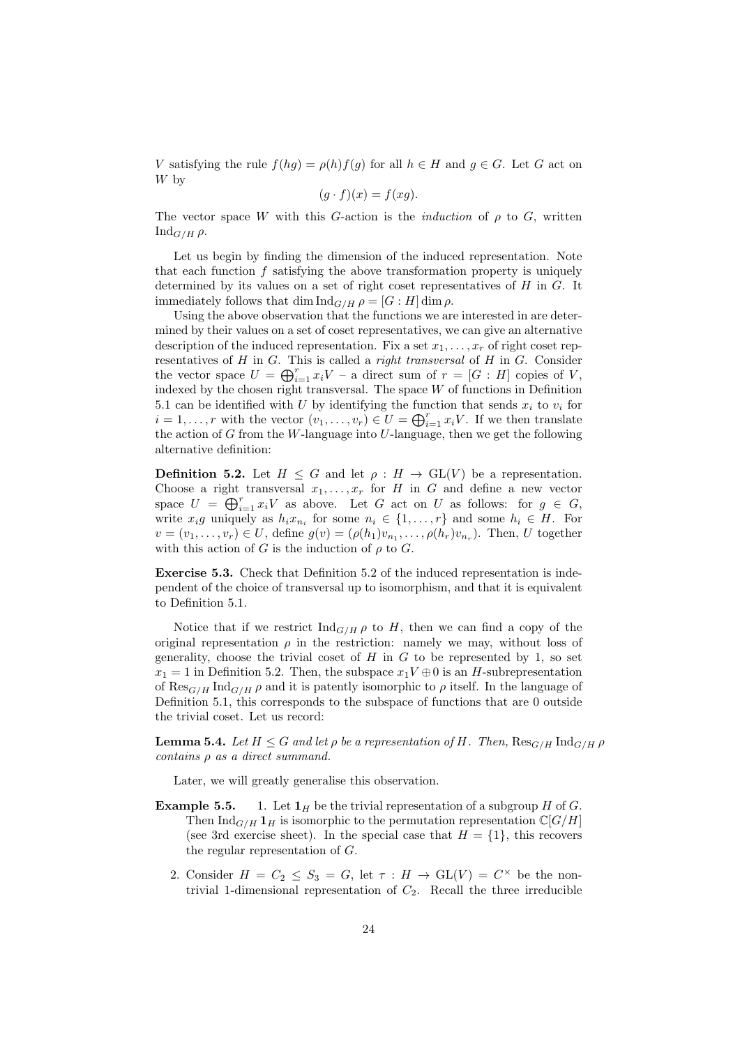$V$ satisfying the rule $f(hg) = \rho(h)f(g)$ for all $h \in H$ and $g \in G$. Let $G$ act on $W$ by

$$(g \cdot f)(x) = f(xg).$$

The vector space $W$ with this $G$-action is the *induction* of $\rho$ to $G$, written $\mathrm{Ind}_{G/H}\,\rho$.

Let us begin by finding the dimension of the induced representation. Note that each function $f$ satisfying the above transformation property is uniquely determined by its values on a set of right coset representatives of $H$ in $G$. It immediately follows that $\dim \mathrm{Ind}_{G/H}\,\rho = [G : H] \dim \rho$.

Using the above observation that the functions we are interested in are determined by their values on a set of coset representatives, we can give an alternative description of the induced representation. Fix a set $x_1, \ldots, x_r$ of right coset representatives of $H$ in $G$. This is called a *right transversal* of $H$ in $G$. Consider the vector space $U = \bigoplus_{i=1}^r x_i V$ – a direct sum of $r = [G : H]$ copies of $V$, indexed by the chosen right transversal. The space $W$ of functions in Definition 5.1 can be identified with $U$ by identifying the function that sends $x_i$ to $v_i$ for $i = 1, \ldots, r$ with the vector $(v_1, \ldots, v_r) \in U = \bigoplus_{i=1}^r x_i V$. If we then translate the action of $G$ from the $W$-language into $U$-language, then we get the following alternative definition:

**Definition 5.2.** Let $H \leq G$ and let $\rho : H \to \mathrm{GL}(V)$ be a representation. Choose a right transversal $x_1, \ldots, x_r$ for $H$ in $G$ and define a new vector space $U = \bigoplus_{i=1}^r x_i V$ as above. Let $G$ act on $U$ as follows: for $g \in G$, write $x_i g$ uniquely as $h_i x_{n_i}$ for some $n_i \in \{1, \ldots, r\}$ and some $h_i \in H$. For $v = (v_1, \ldots, v_r) \in U$, define $g(v) = (\rho(h_1)v_{n_1}, \ldots, \rho(h_r)v_{n_r})$. Then, $U$ together with this action of $G$ is the induction of $\rho$ to $G$.

**Exercise 5.3.** Check that Definition 5.2 of the induced representation is independent of the choice of transversal up to isomorphism, and that it is equivalent to Definition 5.1.

Notice that if we restrict $\mathrm{Ind}_{G/H}\,\rho$ to $H$, then we can find a copy of the original representation $\rho$ in the restriction: namely we may, without loss of generality, choose the trivial coset of $H$ in $G$ to be represented by 1, so set $x_1 = 1$ in Definition 5.2. Then, the subspace $x_1 V \oplus 0$ is an $H$-subrepresentation of $\mathrm{Res}_{G/H}\,\mathrm{Ind}_{G/H}\,\rho$ and it is patently isomorphic to $\rho$ itself. In the language of Definition 5.1, this corresponds to the subspace of functions that are 0 outside the trivial coset. Let us record:

**Lemma 5.4.** *Let $H \leq G$ and let $\rho$ be a representation of $H$. Then, $\mathrm{Res}_{G/H}\,\mathrm{Ind}_{G/H}\,\rho$ contains $\rho$ as a direct summand.*

Later, we will greatly generalise this observation.

**Example 5.5.**

1. Let $\mathbf{1}_H$ be the trivial representation of a subgroup $H$ of $G$. Then $\mathrm{Ind}_{G/H}\,\mathbf{1}_H$ is isomorphic to the permutation representation $\mathbb{C}[G/H]$ (see 3rd exercise sheet). In the special case that $H = \{1\}$, this recovers the regular representation of $G$.

2. Consider $H = C_2 \leq S_3 = G$, let $\tau : H \to \mathrm{GL}(V) = C^\times$ be the non-trivial 1-dimensional representation of $C_2$. Recall the three irreducible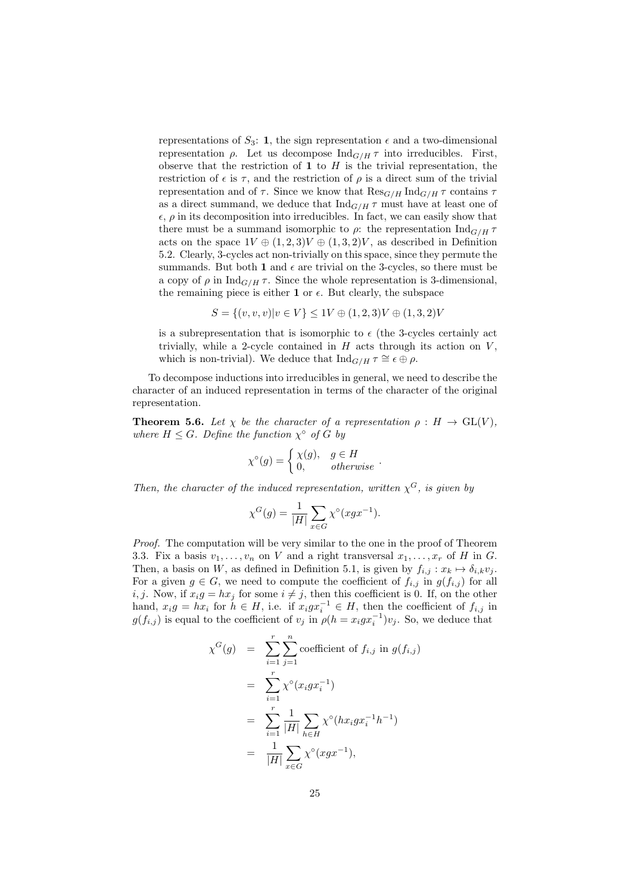representations of $S_3$: $\mathbf{1}$, the sign representation $\epsilon$ and a two-dimensional representation $\rho$. Let us decompose $\mathrm{Ind}_{G/H}\,\tau$ into irreducibles. First, observe that the restriction of $\mathbf{1}$ to $H$ is the trivial representation, the restriction of $\epsilon$ is $\tau$, and the restriction of $\rho$ is a direct sum of the trivial representation and of $\tau$. Since we know that $\mathrm{Res}_{G/H}\,\mathrm{Ind}_{G/H}\,\tau$ contains $\tau$ as a direct summand, we deduce that $\mathrm{Ind}_{G/H}\,\tau$ must have at least one of $\epsilon$, $\rho$ in its decomposition into irreducibles. In fact, we can easily show that there must be a summand isomorphic to $\rho$: the representation $\mathrm{Ind}_{G/H}\,\tau$ acts on the space $1V \oplus (1,2,3)V \oplus (1,3,2)V$, as described in Definition 5.2. Clearly, 3-cycles act non-trivially on this space, since they permute the summands. But both $\mathbf{1}$ and $\epsilon$ are trivial on the 3-cycles, so there must be a copy of $\rho$ in $\mathrm{Ind}_{G/H}\,\tau$. Since the whole representation is 3-dimensional, the remaining piece is either $\mathbf{1}$ or $\epsilon$. But clearly, the subspace

$$S = \{(v,v,v) | v \in V\} \leq 1V \oplus (1,2,3)V \oplus (1,3,2)V$$

is a subrepresentation that is isomorphic to $\epsilon$ (the 3-cycles certainly act trivially, while a 2-cycle contained in $H$ acts through its action on $V$, which is non-trivial). We deduce that $\mathrm{Ind}_{G/H}\,\tau \cong \epsilon \oplus \rho$.

To decompose inductions into irreducibles in general, we need to describe the character of an induced representation in terms of the character of the original representation.

**Theorem 5.6.** *Let $\chi$ be the character of a representation $\rho : H \to \mathrm{GL}(V)$, where $H \leq G$. Define the function $\chi^\circ$ of $G$ by*

$$\chi^\circ(g) = \begin{cases} \chi(g), & g \in H \\ 0, & \text{otherwise} \end{cases}.$$

*Then, the character of the induced representation, written $\chi^G$, is given by*

$$\chi^G(g) = \frac{1}{|H|} \sum_{x \in G} \chi^\circ(xgx^{-1}).$$

*Proof.* The computation will be very similar to the one in the proof of Theorem 3.3. Fix a basis $v_1, \ldots, v_n$ on $V$ and a right transversal $x_1, \ldots, x_r$ of $H$ in $G$. Then, a basis on $W$, as defined in Definition 5.1, is given by $f_{i,j} : x_k \mapsto \delta_{i,k} v_j$. For a given $g \in G$, we need to compute the coefficient of $f_{i,j}$ in $g(f_{i,j})$ for all $i, j$. Now, if $x_i g = h x_j$ for some $i \neq j$, then this coefficient is 0. If, on the other hand, $x_i g = h x_i$ for $h \in H$, i.e. if $x_i g x_i^{-1} \in H$, then the coefficient of $f_{i,j}$ in $g(f_{i,j})$ is equal to the coefficient of $v_j$ in $\rho(h = x_i g x_i^{-1}) v_j$. So, we deduce that

$$\begin{aligned}
\chi^G(g) &= \sum_{i=1}^{r} \sum_{j=1}^{n} \text{coefficient of } f_{i,j} \text{ in } g(f_{i,j}) \\
&= \sum_{i=1}^{r} \chi^\circ(x_i g x_i^{-1}) \\
&= \sum_{i=1}^{r} \frac{1}{|H|} \sum_{h \in H} \chi^\circ(h x_i g x_i^{-1} h^{-1}) \\
&= \frac{1}{|H|} \sum_{x \in G} \chi^\circ(xgx^{-1}),
\end{aligned}$$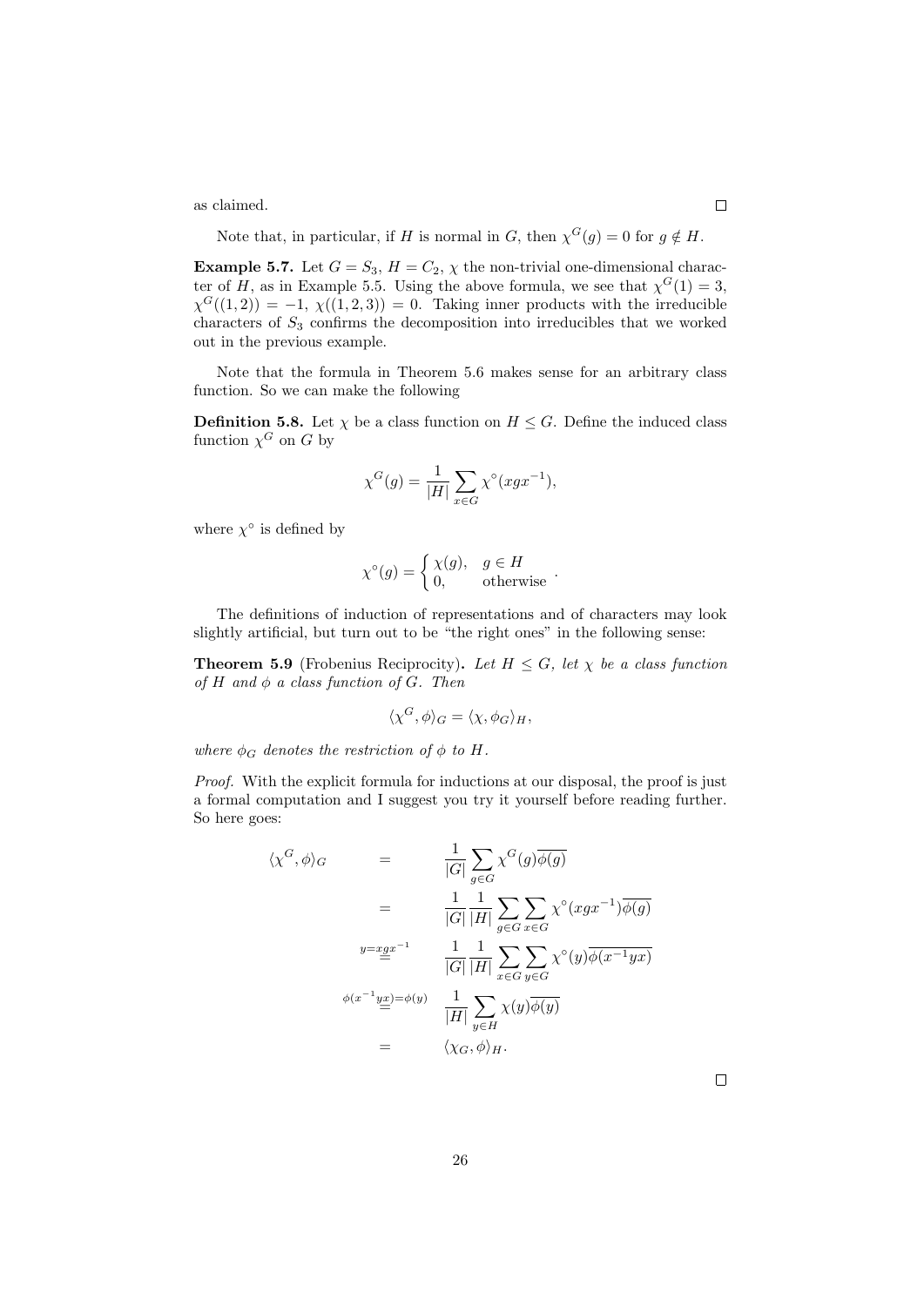as claimed. □

Note that, in particular, if $H$ is normal in $G$, then $\chi^G(g) = 0$ for $g \notin H$.

**Example 5.7.** Let $G = S_3$, $H = C_2$, $\chi$ the non-trivial one-dimensional character of $H$, as in Example 5.5. Using the above formula, we see that $\chi^G(1) = 3$, $\chi^G((1,2)) = -1$, $\chi((1,2,3)) = 0$. Taking inner products with the irreducible characters of $S_3$ confirms the decomposition into irreducibles that we worked out in the previous example.

Note that the formula in Theorem 5.6 makes sense for an arbitrary class function. So we can make the following

**Definition 5.8.** Let $\chi$ be a class function on $H \leq G$. Define the induced class function $\chi^G$ on $G$ by

$$\chi^G(g) = \frac{1}{|H|} \sum_{x \in G} \chi^\circ(xgx^{-1}),$$

where $\chi^\circ$ is defined by

$$\chi^\circ(g) = \begin{cases} \chi(g), & g \in H \\ 0, & \text{otherwise} \end{cases}.$$

The definitions of induction of representations and of characters may look slightly artificial, but turn out to be "the right ones" in the following sense:

**Theorem 5.9** (Frobenius Reciprocity)**.** *Let $H \leq G$, let $\chi$ be a class function of $H$ and $\phi$ a class function of $G$. Then*

$$\langle \chi^G, \phi \rangle_G = \langle \chi, \phi_G \rangle_H,$$

*where $\phi_G$ denotes the restriction of $\phi$ to $H$.*

*Proof.* With the explicit formula for inductions at our disposal, the proof is just a formal computation and I suggest you try it yourself before reading further. So here goes:

$$\begin{aligned}
\langle \chi^G, \phi \rangle_G &= \frac{1}{|G|} \sum_{g \in G} \chi^G(g) \overline{\phi(g)} \\
&= \frac{1}{|G|} \frac{1}{|H|} \sum_{g \in G} \sum_{x \in G} \chi^\circ(xgx^{-1}) \overline{\phi(g)} \\
&\overset{y = xgx^{-1}}{=} \frac{1}{|G|} \frac{1}{|H|} \sum_{x \in G} \sum_{y \in G} \chi^\circ(y) \overline{\phi(x^{-1}yx)} \\
&\overset{\phi(x^{-1}yx) = \phi(y)}{=} \frac{1}{|H|} \sum_{y \in H} \chi(y) \overline{\phi(y)} \\
&= \langle \chi_G, \phi \rangle_H.
\end{aligned}$$

□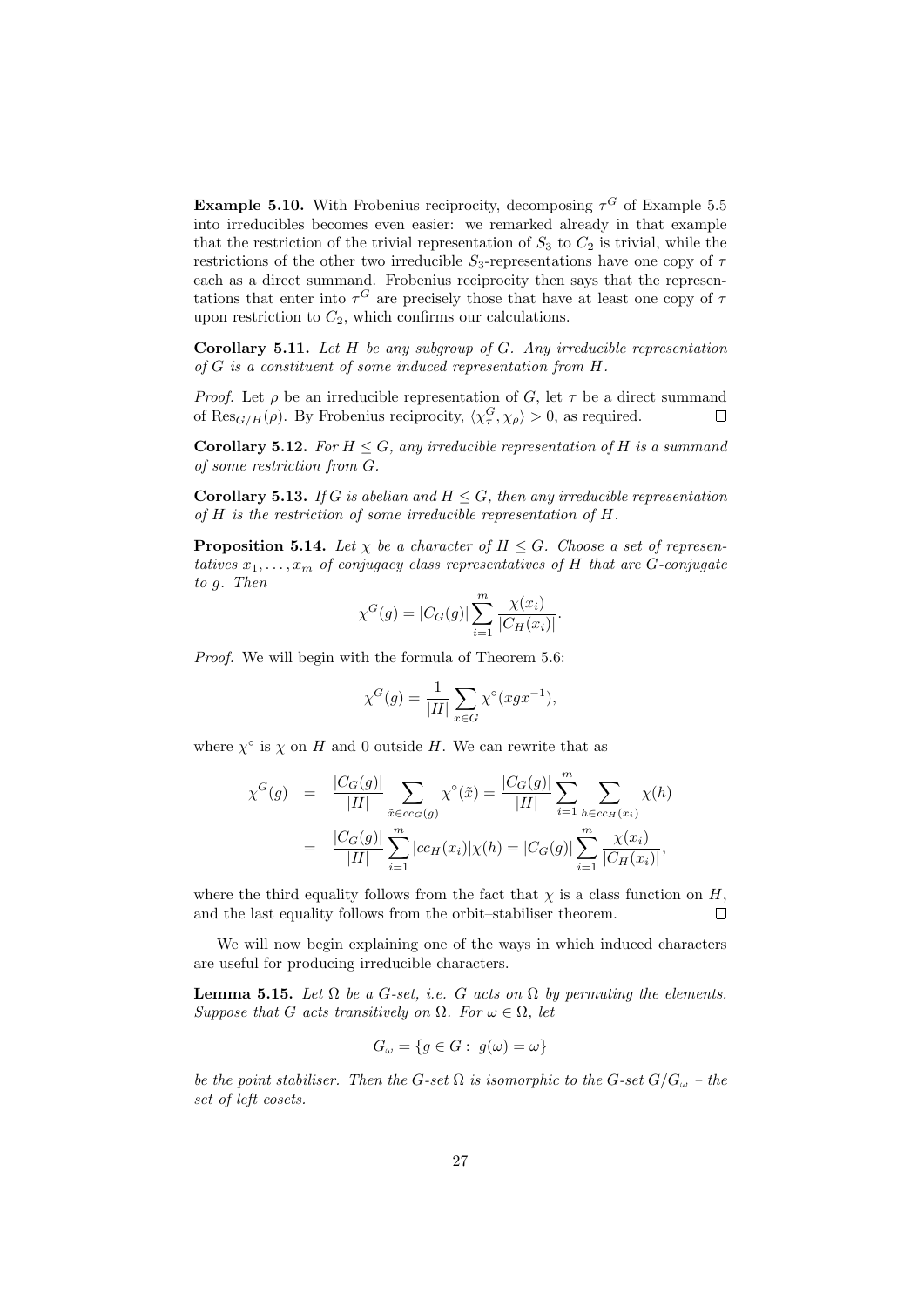**Example 5.10.** With Frobenius reciprocity, decomposing $\tau^G$ of Example 5.5 into irreducibles becomes even easier: we remarked already in that example that the restriction of the trivial representation of $S_3$ to $C_2$ is trivial, while the restrictions of the other two irreducible $S_3$-representations have one copy of $\tau$ each as a direct summand. Frobenius reciprocity then says that the representations that enter into $\tau^G$ are precisely those that have at least one copy of $\tau$ upon restriction to $C_2$, which confirms our calculations.

**Corollary 5.11.** *Let $H$ be any subgroup of $G$. Any irreducible representation of $G$ is a constituent of some induced representation from $H$.*

*Proof.* Let $\rho$ be an irreducible representation of $G$, let $\tau$ be a direct summand of $\mathrm{Res}_{G/H}(\rho)$. By Frobenius reciprocity, $\langle \chi_\tau^G, \chi_\rho \rangle > 0$, as required. $\square$

**Corollary 5.12.** *For $H \leq G$, any irreducible representation of $H$ is a summand of some restriction from $G$.*

**Corollary 5.13.** *If $G$ is abelian and $H \leq G$, then any irreducible representation of $H$ is the restriction of some irreducible representation of $H$.*

**Proposition 5.14.** *Let $\chi$ be a character of $H \leq G$. Choose a set of representatives $x_1, \ldots, x_m$ of conjugacy class representatives of $H$ that are $G$-conjugate to $g$. Then*

$$\chi^G(g) = |C_G(g)| \sum_{i=1}^{m} \frac{\chi(x_i)}{|C_H(x_i)|}.$$

*Proof.* We will begin with the formula of Theorem 5.6:

$$\chi^G(g) = \frac{1}{|H|} \sum_{x \in G} \chi^\circ(xgx^{-1}),$$

where $\chi^\circ$ is $\chi$ on $H$ and 0 outside $H$. We can rewrite that as

$$\begin{aligned}
\chi^G(g) &= \frac{|C_G(g)|}{|H|} \sum_{\tilde{x} \in cc_G(g)} \chi^\circ(\tilde{x}) = \frac{|C_G(g)|}{|H|} \sum_{i=1}^{m} \sum_{h \in cc_H(x_i)} \chi(h) \\
&= \frac{|C_G(g)|}{|H|} \sum_{i=1}^{m} |cc_H(x_i)| \chi(h) = |C_G(g)| \sum_{i=1}^{m} \frac{\chi(x_i)}{|C_H(x_i)|},
\end{aligned}$$

where the third equality follows from the fact that $\chi$ is a class function on $H$, and the last equality follows from the orbit–stabiliser theorem. $\square$

We will now begin explaining one of the ways in which induced characters are useful for producing irreducible characters.

**Lemma 5.15.** *Let $\Omega$ be a $G$-set, i.e. $G$ acts on $\Omega$ by permuting the elements. Suppose that $G$ acts transitively on $\Omega$. For $\omega \in \Omega$, let*

$$G_\omega = \{g \in G : \ g(\omega) = \omega\}$$

*be the point stabiliser. Then the $G$-set $\Omega$ is isomorphic to the $G$-set $G/G_\omega$ – the set of left cosets.*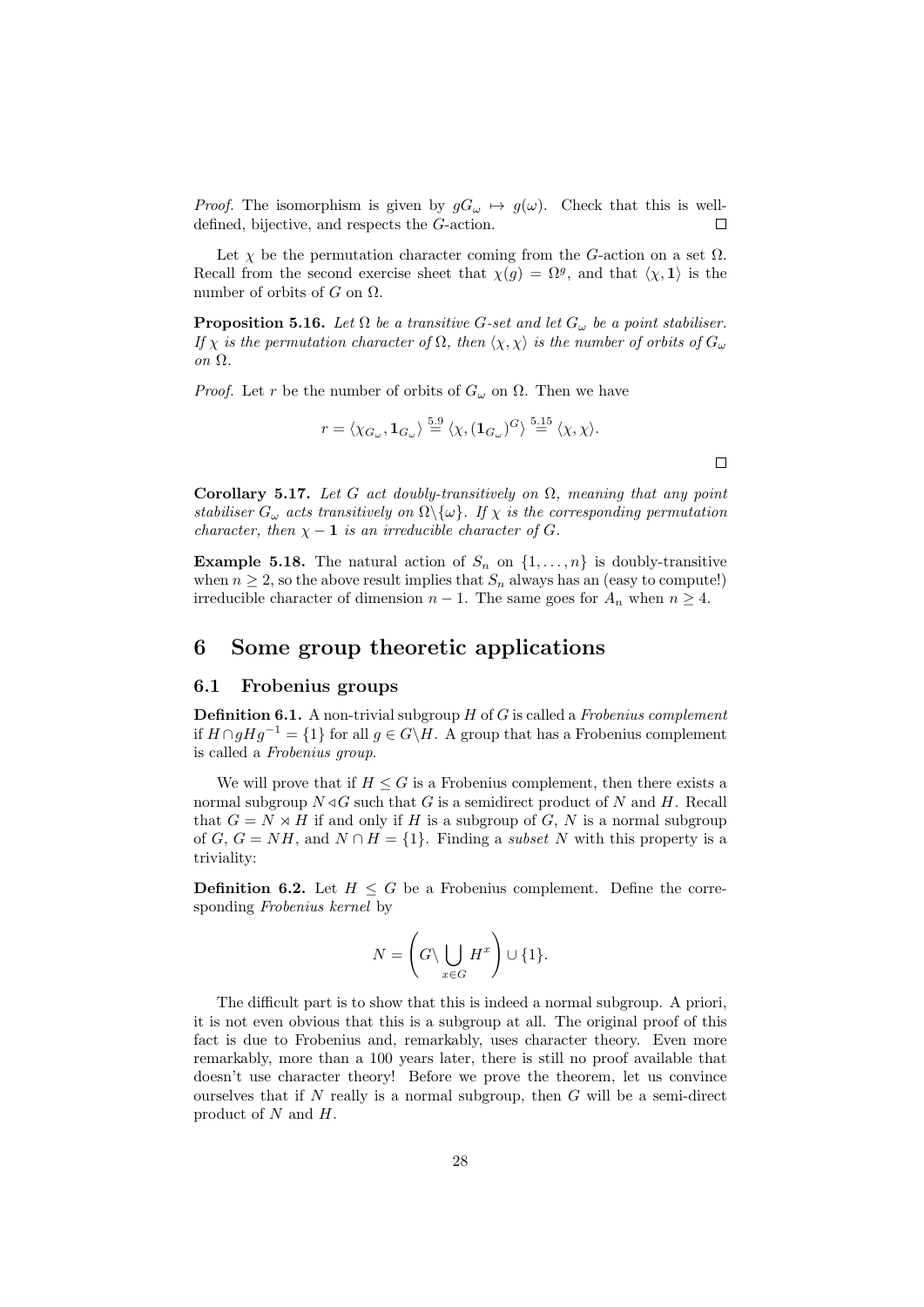*Proof.* The isomorphism is given by $gG_\omega \mapsto g(\omega)$. Check that this is well-defined, bijective, and respects the $G$-action. □

Let $\chi$ be the permutation character coming from the $G$-action on a set $\Omega$. Recall from the second exercise sheet that $\chi(g) = \Omega^g$, and that $\langle \chi, \mathbf{1} \rangle$ is the number of orbits of $G$ on $\Omega$.

**Proposition 5.16.** *Let $\Omega$ be a transitive $G$-set and let $G_\omega$ be a point stabiliser. If $\chi$ is the permutation character of $\Omega$, then $\langle \chi, \chi \rangle$ is the number of orbits of $G_\omega$ on $\Omega$.*

*Proof.* Let $r$ be the number of orbits of $G_\omega$ on $\Omega$. Then we have

$$r = \langle \chi_{G_\omega}, \mathbf{1}_{G_\omega} \rangle \overset{5.9}{=} \langle \chi, (\mathbf{1}_{G_\omega})^G \rangle \overset{5.15}{=} \langle \chi, \chi \rangle.$$

□

**Corollary 5.17.** *Let $G$ act doubly-transitively on $\Omega$, meaning that any point stabiliser $G_\omega$ acts transitively on $\Omega \backslash \{\omega\}$. If $\chi$ is the corresponding permutation character, then $\chi - \mathbf{1}$ is an irreducible character of $G$.*

**Example 5.18.** The natural action of $S_n$ on $\{1, \ldots, n\}$ is doubly-transitive when $n \geq 2$, so the above result implies that $S_n$ always has an (easy to compute!) irreducible character of dimension $n - 1$. The same goes for $A_n$ when $n \geq 4$.

# 6 Some group theoretic applications

## 6.1 Frobenius groups

**Definition 6.1.** A non-trivial subgroup $H$ of $G$ is called a *Frobenius complement* if $H \cap gHg^{-1} = \{1\}$ for all $g \in G \backslash H$. A group that has a Frobenius complement is called a *Frobenius group*.

We will prove that if $H \leq G$ is a Frobenius complement, then there exists a normal subgroup $N \triangleleft G$ such that $G$ is a semidirect product of $N$ and $H$. Recall that $G = N \rtimes H$ if and only if $H$ is a subgroup of $G$, $N$ is a normal subgroup of $G$, $G = NH$, and $N \cap H = \{1\}$. Finding a *subset* $N$ with this property is a triviality:

**Definition 6.2.** Let $H \leq G$ be a Frobenius complement. Define the corresponding *Frobenius kernel* by

$$N = \left( G \backslash \bigcup_{x \in G} H^x \right) \cup \{1\}.$$

The difficult part is to show that this is indeed a normal subgroup. A priori, it is not even obvious that this is a subgroup at all. The original proof of this fact is due to Frobenius and, remarkably, uses character theory. Even more remarkably, more than a 100 years later, there is still no proof available that doesn't use character theory! Before we prove the theorem, let us convince ourselves that if $N$ really is a normal subgroup, then $G$ will be a semi-direct product of $N$ and $H$.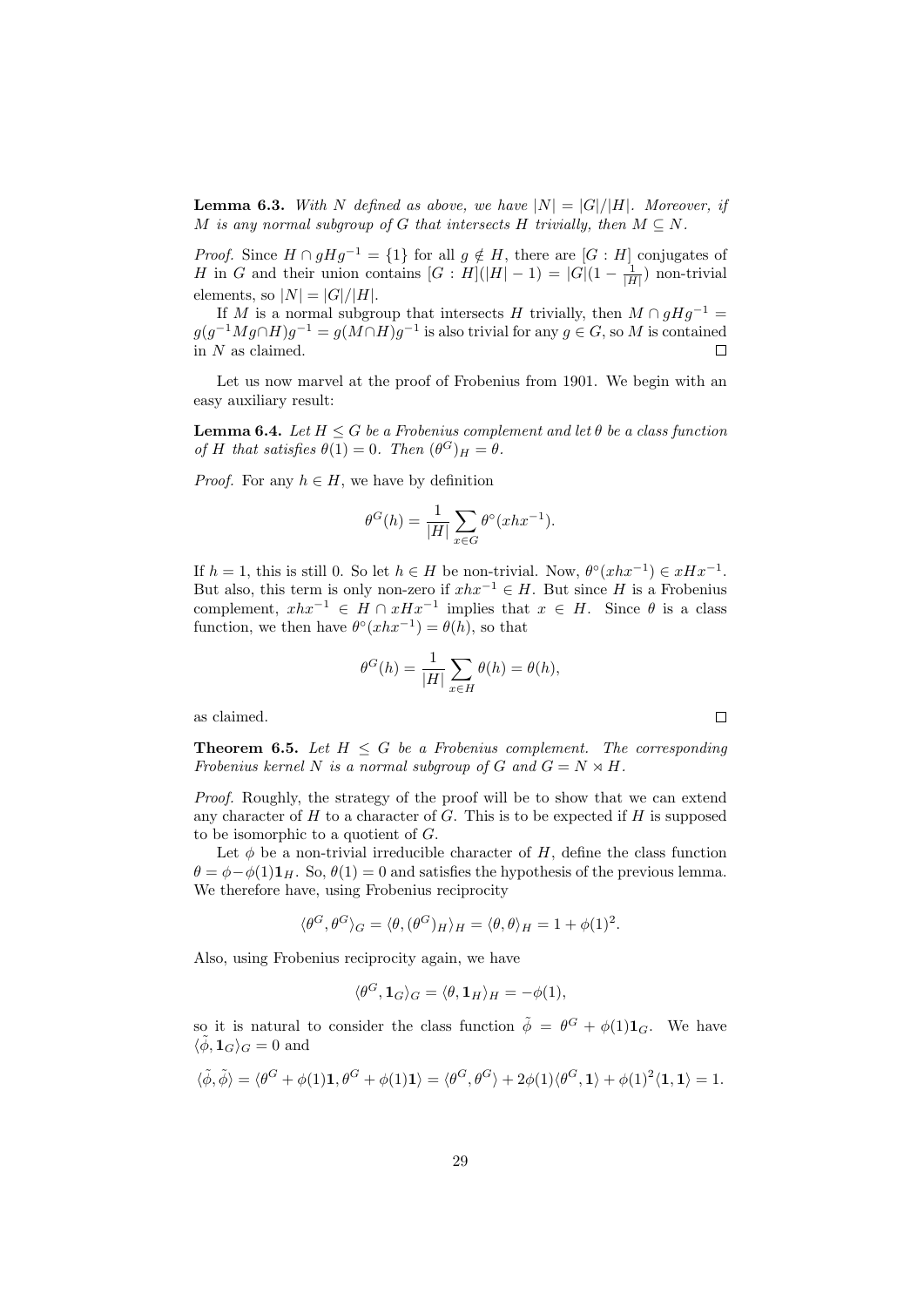**Lemma 6.3.** *With $N$ defined as above, we have $|N| = |G|/|H|$. Moreover, if $M$ is any normal subgroup of $G$ that intersects $H$ trivially, then $M \subseteq N$.*

*Proof.* Since $H \cap gHg^{-1} = \{1\}$ for all $g \notin H$, there are $[G : H]$ conjugates of $H$ in $G$ and their union contains $[G : H](|H| - 1) = |G|(1 - \frac{1}{|H|})$ non-trivial elements, so $|N| = |G|/|H|$.

If $M$ is a normal subgroup that intersects $H$ trivially, then $M \cap gHg^{-1} = g(g^{-1}Mg \cap H)g^{-1} = g(M \cap H)g^{-1}$ is also trivial for any $g \in G$, so $M$ is contained in $N$ as claimed. $\square$

Let us now marvel at the proof of Frobenius from 1901. We begin with an easy auxiliary result:

**Lemma 6.4.** *Let $H \leq G$ be a Frobenius complement and let $\theta$ be a class function of $H$ that satisfies $\theta(1) = 0$. Then $(\theta^G)_H = \theta$.*

*Proof.* For any $h \in H$, we have by definition

$$\theta^G(h) = \frac{1}{|H|} \sum_{x \in G} \theta^\circ(xhx^{-1}).$$

If $h = 1$, this is still 0. So let $h \in H$ be non-trivial. Now, $\theta^\circ(xhx^{-1}) \in xHx^{-1}$. But also, this term is only non-zero if $xhx^{-1} \in H$. But since $H$ is a Frobenius complement, $xhx^{-1} \in H \cap xHx^{-1}$ implies that $x \in H$. Since $\theta$ is a class function, we then have $\theta^\circ(xhx^{-1}) = \theta(h)$, so that

$$\theta^G(h) = \frac{1}{|H|} \sum_{x \in H} \theta(h) = \theta(h),$$

as claimed. $\square$

**Theorem 6.5.** *Let $H \leq G$ be a Frobenius complement. The corresponding Frobenius kernel $N$ is a normal subgroup of $G$ and $G = N \rtimes H$.*

*Proof.* Roughly, the strategy of the proof will be to show that we can extend any character of $H$ to a character of $G$. This is to be expected if $H$ is supposed to be isomorphic to a quotient of $G$.

Let $\phi$ be a non-trivial irreducible character of $H$, define the class function $\theta = \phi - \phi(1)\mathbf{1}_H$. So, $\theta(1) = 0$ and satisfies the hypothesis of the previous lemma. We therefore have, using Frobenius reciprocity

$$\langle \theta^G, \theta^G \rangle_G = \langle \theta, (\theta^G)_H \rangle_H = \langle \theta, \theta \rangle_H = 1 + \phi(1)^2.$$

Also, using Frobenius reciprocity again, we have

$$\langle \theta^G, \mathbf{1}_G \rangle_G = \langle \theta, \mathbf{1}_H \rangle_H = -\phi(1),$$

so it is natural to consider the class function $\tilde{\phi} = \theta^G + \phi(1)\mathbf{1}_G$. We have $\langle \tilde{\phi}, \mathbf{1}_G \rangle_G = 0$ and

$$\langle \tilde{\phi}, \tilde{\phi} \rangle = \langle \theta^G + \phi(1)\mathbf{1}, \theta^G + \phi(1)\mathbf{1} \rangle = \langle \theta^G, \theta^G \rangle + 2\phi(1)\langle \theta^G, \mathbf{1} \rangle + \phi(1)^2 \langle \mathbf{1}, \mathbf{1} \rangle = 1.$$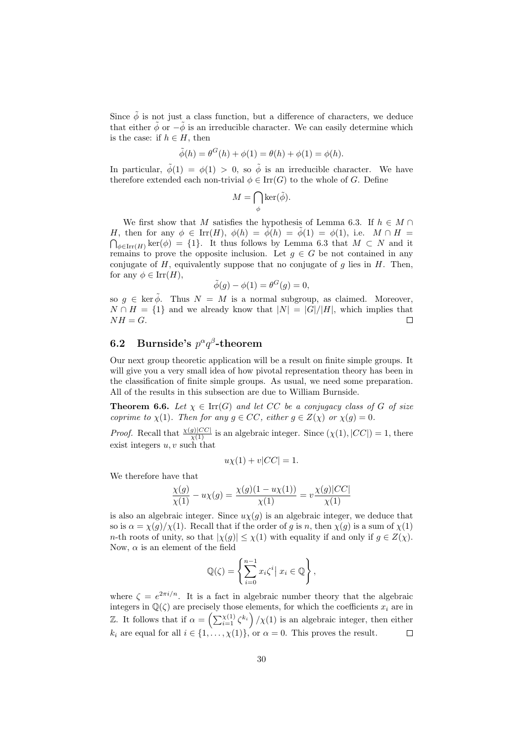Since $\tilde{\phi}$ is not just a class function, but a difference of characters, we deduce that either $\tilde{\phi}$ or $-\tilde{\phi}$ is an irreducible character. We can easily determine which is the case: if $h \in H$, then

$$\tilde{\phi}(h) = \theta^G(h) + \phi(1) = \theta(h) + \phi(1) = \phi(h).$$

In particular, $\tilde{\phi}(1) = \phi(1) > 0$, so $\tilde{\phi}$ is an irreducible character. We have therefore extended each non-trivial $\phi \in \mathrm{Irr}(G)$ to the whole of $G$. Define

$$M = \bigcap_{\phi} \ker(\tilde{\phi}).$$

We first show that $M$ satisfies the hypothesis of Lemma 6.3. If $h \in M \cap H$, then for any $\phi \in \mathrm{Irr}(H)$, $\phi(h) = \tilde{\phi}(h) = \tilde{\phi}(1) = \phi(1)$, i.e. $M \cap H = \bigcap_{\phi \in \mathrm{Irr}(H)} \ker(\phi) = \{1\}$. It thus follows by Lemma 6.3 that $M \subset N$ and it remains to prove the opposite inclusion. Let $g \in G$ be not contained in any conjugate of $H$, equivalently suppose that no conjugate of $g$ lies in $H$. Then, for any $\phi \in \mathrm{Irr}(H)$,

$$\tilde{\phi}(g) - \phi(1) = \theta^G(g) = 0,$$

so $g \in \ker \tilde{\phi}$. Thus $N = M$ is a normal subgroup, as claimed. Moreover, $N \cap H = \{1\}$ and we already know that $|N| = |G|/|H|$, which implies that $NH = G$. $\square$

## 6.2 Burnside's $p^\alpha q^\beta$-theorem

Our next group theoretic application will be a result on finite simple groups. It will give you a very small idea of how pivotal representation theory has been in the classification of finite simple groups. As usual, we need some preparation. All of the results in this subsection are due to William Burnside.

**Theorem 6.6.** *Let $\chi \in \mathrm{Irr}(G)$ and let $CC$ be a conjugacy class of $G$ of size coprime to $\chi(1)$. Then for any $g \in CC$, either $g \in Z(\chi)$ or $\chi(g) = 0$.*

*Proof.* Recall that $\frac{\chi(g)|CC|}{\chi(1)}$ is an algebraic integer. Since $(\chi(1), |CC|) = 1$, there exist integers $u, v$ such that

$$u\chi(1) + v|CC| = 1.$$

We therefore have that

$$\frac{\chi(g)}{\chi(1)} - u\chi(g) = \frac{\chi(g)(1 - u\chi(1))}{\chi(1)} = v\frac{\chi(g)|CC|}{\chi(1)}$$

is also an algebraic integer. Since $u\chi(g)$ is an algebraic integer, we deduce that so is $\alpha = \chi(g)/\chi(1)$. Recall that if the order of $g$ is $n$, then $\chi(g)$ is a sum of $\chi(1)$ $n$-th roots of unity, so that $|\chi(g)| \leq \chi(1)$ with equality if and only if $g \in Z(\chi)$. Now, $\alpha$ is an element of the field

$$\mathbb{Q}(\zeta) = \left\{ \sum_{i=0}^{n-1} x_i \zeta^i \middle| \, x_i \in \mathbb{Q} \right\},$$

where $\zeta = e^{2\pi i/n}$. It is a fact in algebraic number theory that the algebraic integers in $\mathbb{Q}(\zeta)$ are precisely those elements, for which the coefficients $x_i$ are in $\mathbb{Z}$. It follows that if $\alpha = \left(\sum_{i=1}^{\chi(1)} \zeta^{k_i}\right)/\chi(1)$ is an algebraic integer, then either $k_i$ are equal for all $i \in \{1, \ldots, \chi(1)\}$, or $\alpha = 0$. This proves the result. $\square$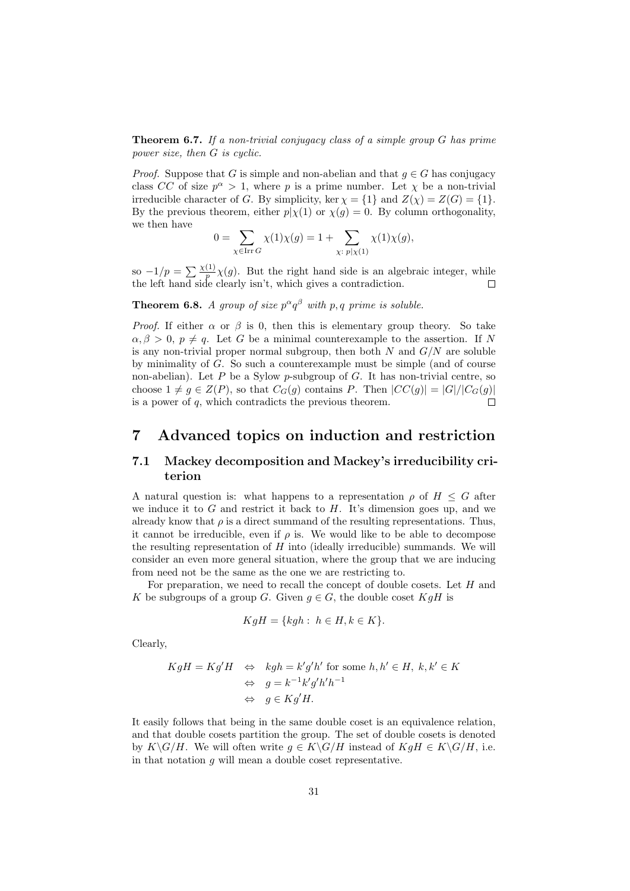**Theorem 6.7.** *If a non-trivial conjugacy class of a simple group $G$ has prime power size, then $G$ is cyclic.*

*Proof.* Suppose that $G$ is simple and non-abelian and that $g \in G$ has conjugacy class $CC$ of size $p^\alpha > 1$, where $p$ is a prime number. Let $\chi$ be a non-trivial irreducible character of $G$. By simplicity, $\ker \chi = \{1\}$ and $Z(\chi) = Z(G) = \{1\}$. By the previous theorem, either $p|\chi(1)$ or $\chi(g) = 0$. By column orthogonality, we then have

$$0 = \sum_{\chi \in \operatorname{Irr} G} \chi(1)\chi(g) = 1 + \sum_{\chi\colon\, p|\chi(1)} \chi(1)\chi(g),$$

so $-1/p = \sum \frac{\chi(1)}{p}\chi(g)$. But the right hand side is an algebraic integer, while the left hand side clearly isn't, which gives a contradiction. $\square$

**Theorem 6.8.** *A group of size $p^\alpha q^\beta$ with $p, q$ prime is soluble.*

*Proof.* If either $\alpha$ or $\beta$ is 0, then this is elementary group theory. So take $\alpha, \beta > 0$, $p \neq q$. Let $G$ be a minimal counterexample to the assertion. If $N$ is any non-trivial proper normal subgroup, then both $N$ and $G/N$ are soluble by minimality of $G$. So such a counterexample must be simple (and of course non-abelian). Let $P$ be a Sylow $p$-subgroup of $G$. It has non-trivial centre, so choose $1 \neq g \in Z(P)$, so that $C_G(g)$ contains $P$. Then $|CC(g)| = |G|/|C_G(g)|$ is a power of $q$, which contradicts the previous theorem. $\square$

# 7 Advanced topics on induction and restriction

## 7.1 Mackey decomposition and Mackey's irreducibility criterion

A natural question is: what happens to a representation $\rho$ of $H \leq G$ after we induce it to $G$ and restrict it back to $H$. It's dimension goes up, and we already know that $\rho$ is a direct summand of the resulting representations. Thus, it cannot be irreducible, even if $\rho$ is. We would like to be able to decompose the resulting representation of $H$ into (ideally irreducible) summands. We will consider an even more general situation, where the group that we are inducing from need not be the same as the one we are restricting to.

For preparation, we need to recall the concept of double cosets. Let $H$ and $K$ be subgroups of a group $G$. Given $g \in G$, the double coset $KgH$ is

$$KgH = \{kgh :\ h \in H, k \in K\}.$$

Clearly,

$$\begin{aligned}
KgH = Kg'H \quad &\Leftrightarrow \quad kgh = k'g'h' \text{ for some } h, h' \in H,\ k, k' \in K \\
&\Leftrightarrow \quad g = k^{-1}k'g'h'h^{-1} \\
&\Leftrightarrow \quad g \in Kg'H.
\end{aligned}$$

It easily follows that being in the same double coset is an equivalence relation, and that double cosets partition the group. The set of double cosets is denoted by $K\backslash G/H$. We will often write $g \in K\backslash G/H$ instead of $KgH \in K\backslash G/H$, i.e. in that notation $g$ will mean a double coset representative.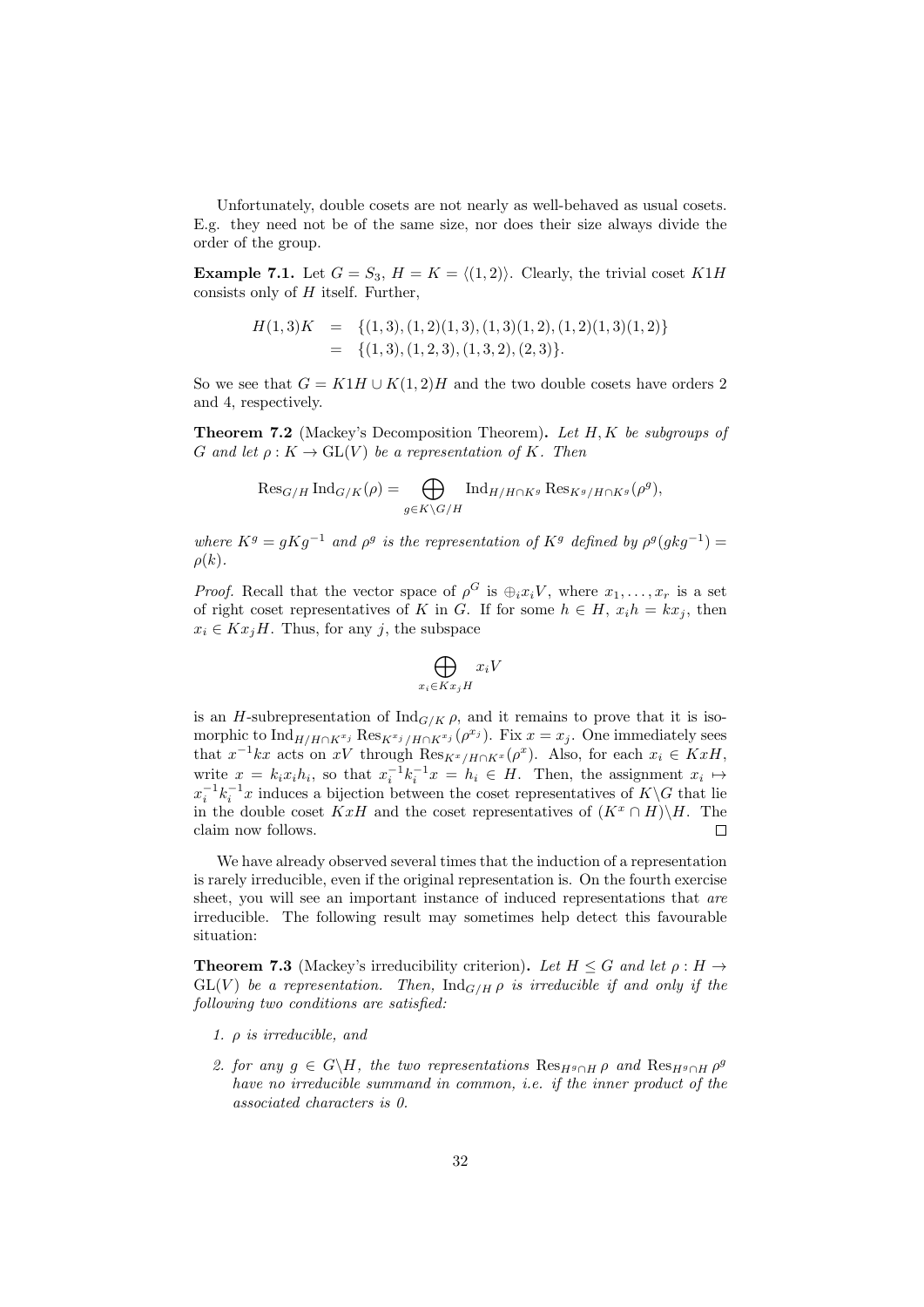Unfortunately, double cosets are not nearly as well-behaved as usual cosets. E.g. they need not be of the same size, nor does their size always divide the order of the group.

**Example 7.1.** Let $G = S_3$, $H = K = \langle(1,2)\rangle$. Clearly, the trivial coset $K1H$ consists only of $H$ itself. Further,

$$\begin{aligned} H(1,3)K &= \{(1,3),(1,2)(1,3),(1,3)(1,2),(1,2)(1,3)(1,2)\} \\ &= \{(1,3),(1,2,3),(1,3,2),(2,3)\}. \end{aligned}$$

So we see that $G = K1H \cup K(1,2)H$ and the two double cosets have orders 2 and 4, respectively.

**Theorem 7.2** (Mackey's Decomposition Theorem)**.** *Let $H, K$ be subgroups of $G$ and let $\rho : K \to \mathrm{GL}(V)$ be a representation of $K$. Then*

$$\mathrm{Res}_{G/H}\,\mathrm{Ind}_{G/K}(\rho) = \bigoplus_{g\in K\backslash G/H} \mathrm{Ind}_{H/H\cap K^g}\,\mathrm{Res}_{K^g/H\cap K^g}(\rho^g),$$

*where $K^g = gKg^{-1}$ and $\rho^g$ is the representation of $K^g$ defined by $\rho^g(gkg^{-1}) = \rho(k)$.*

*Proof.* Recall that the vector space of $\rho^G$ is $\oplus_i x_i V$, where $x_1,\ldots,x_r$ is a set of right coset representatives of $K$ in $G$. If for some $h \in H$, $x_i h = kx_j$, then $x_i \in Kx_jH$. Thus, for any $j$, the subspace

$$\bigoplus_{x_i\in Kx_jH} x_iV$$

is an $H$-subrepresentation of $\mathrm{Ind}_{G/K}\,\rho$, and it remains to prove that it is isomorphic to $\mathrm{Ind}_{H/H\cap K^{x_j}}\,\mathrm{Res}_{K^{x_j}/H\cap K^{x_j}}(\rho^{x_j})$. Fix $x = x_j$. One immediately sees that $x^{-1}kx$ acts on $xV$ through $\mathrm{Res}_{K^x/H\cap K^x}(\rho^x)$. Also, for each $x_i \in KxH$, write $x = k_ix_ih_i$, so that $x_i^{-1}k_i^{-1}x = h_i \in H$. Then, the assignment $x_i \mapsto x_i^{-1}k_i^{-1}x$ induces a bijection between the coset representatives of $K\backslash G$ that lie in the double coset $KxH$ and the coset representatives of $(K^x \cap H)\backslash H$. The claim now follows. $\square$

We have already observed several times that the induction of a representation is rarely irreducible, even if the original representation is. On the fourth exercise sheet, you will see an important instance of induced representations that *are* irreducible. The following result may sometimes help detect this favourable situation:

**Theorem 7.3** (Mackey's irreducibility criterion)**.** *Let $H \leq G$ and let $\rho : H \to \mathrm{GL}(V)$ be a representation. Then, $\mathrm{Ind}_{G/H}\,\rho$ is irreducible if and only if the following two conditions are satisfied:*

1. *$\rho$ is irreducible, and*
2. *for any $g \in G\backslash H$, the two representations $\mathrm{Res}_{H^g\cap H}\,\rho$ and $\mathrm{Res}_{H^g\cap H}\,\rho^g$ have no irreducible summand in common, i.e. if the inner product of the associated characters is 0.*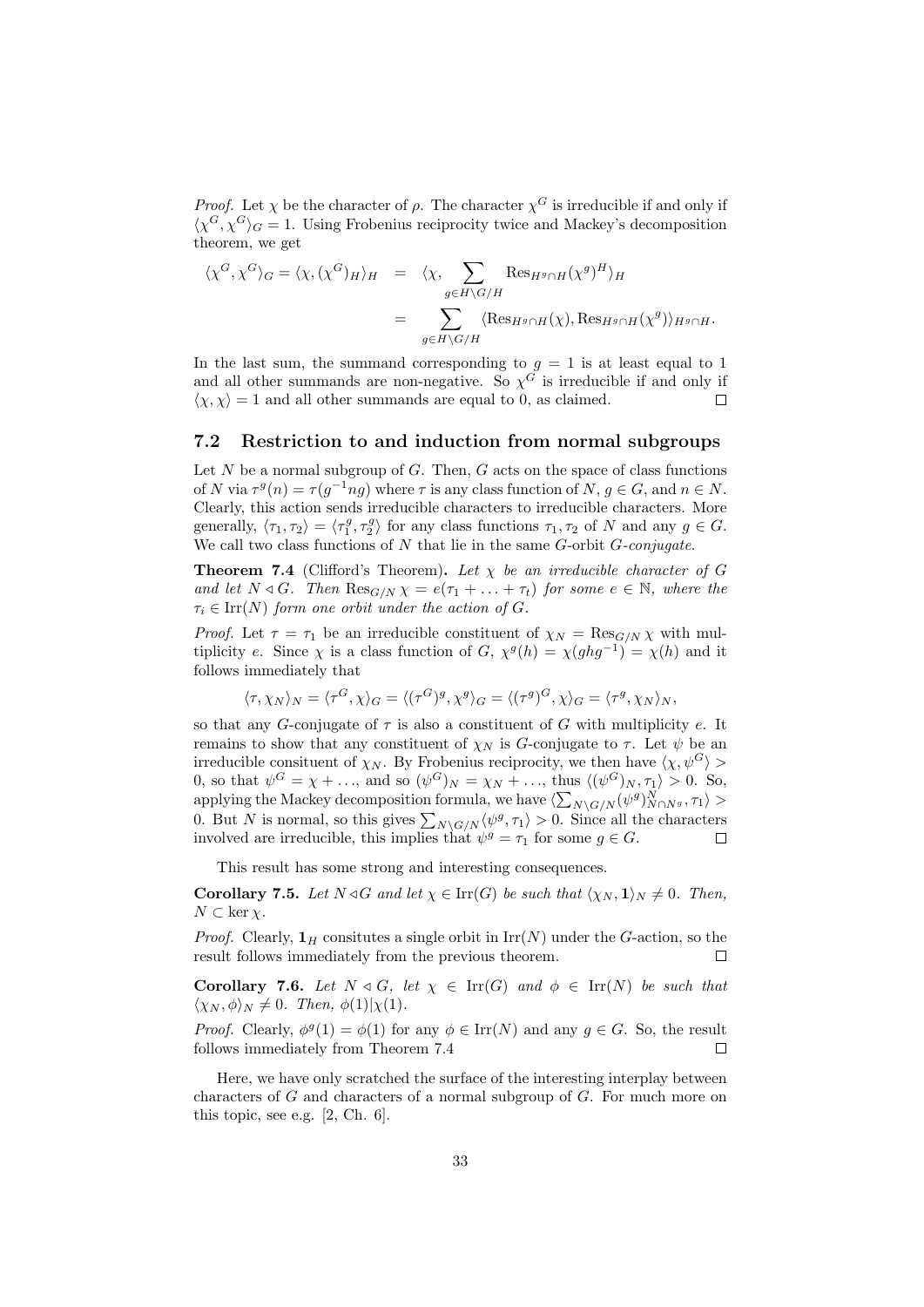*Proof.* Let $\chi$ be the character of $\rho$. The character $\chi^G$ is irreducible if and only if $\langle \chi^G, \chi^G \rangle_G = 1$. Using Frobenius reciprocity twice and Mackey's decomposition theorem, we get

$$\begin{aligned}
\langle \chi^G, \chi^G \rangle_G = \langle \chi, (\chi^G)_H \rangle_H &= \langle \chi, \sum_{g \in H\backslash G/H} \mathrm{Res}_{H^g \cap H}(\chi^g)^H \rangle_H \\
&= \sum_{g \in H\backslash G/H} \langle \mathrm{Res}_{H^g \cap H}(\chi), \mathrm{Res}_{H^g \cap H}(\chi^g) \rangle_{H^g \cap H}.
\end{aligned}$$

In the last sum, the summand corresponding to $g = 1$ is at least equal to 1 and all other summands are non-negative. So $\chi^G$ is irreducible if and only if $\langle \chi, \chi \rangle = 1$ and all other summands are equal to 0, as claimed. $\square$

## 7.2 Restriction to and induction from normal subgroups

Let $N$ be a normal subgroup of $G$. Then, $G$ acts on the space of class functions of $N$ via $\tau^g(n) = \tau(g^{-1}ng)$ where $\tau$ is any class function of $N$, $g \in G$, and $n \in N$. Clearly, this action sends irreducible characters to irreducible characters. More generally, $\langle \tau_1, \tau_2 \rangle = \langle \tau_1^g, \tau_2^g \rangle$ for any class functions $\tau_1, \tau_2$ of $N$ and any $g \in G$. We call two class functions of $N$ that lie in the same $G$-orbit *$G$-conjugate*.

**Theorem 7.4** (Clifford's Theorem)**.** *Let $\chi$ be an irreducible character of $G$ and let $N \lhd G$. Then $\mathrm{Res}_{G/N}\,\chi = e(\tau_1 + \ldots + \tau_t)$ for some $e \in \mathbb{N}$, where the $\tau_i \in \mathrm{Irr}(N)$ form one orbit under the action of $G$.*

*Proof.* Let $\tau = \tau_1$ be an irreducible constituent of $\chi_N = \mathrm{Res}_{G/N}\,\chi$ with multiplicity $e$. Since $\chi$ is a class function of $G$, $\chi^g(h) = \chi(ghg^{-1}) = \chi(h)$ and it follows immediately that

$$\langle \tau, \chi_N \rangle_N = \langle \tau^G, \chi \rangle_G = \langle (\tau^G)^g, \chi^g \rangle_G = \langle (\tau^g)^G, \chi \rangle_G = \langle \tau^g, \chi_N \rangle_N,$$

so that any $G$-conjugate of $\tau$ is also a constituent of $G$ with multiplicity $e$. It remains to show that any constituent of $\chi_N$ is $G$-conjugate to $\tau$. Let $\psi$ be an irreducible consituent of $\chi_N$. By Frobenius reciprocity, we then have $\langle \chi, \psi^G \rangle > 0$, so that $\psi^G = \chi + \ldots$, and so $(\psi^G)_N = \chi_N + \ldots$, thus $\langle (\psi^G)_N, \tau_1 \rangle > 0$. So, applying the Mackey decomposition formula, we have $\langle \sum_{N\backslash G/N} (\psi^g)^N_{N \cap N^g}, \tau_1 \rangle > 0$. But $N$ is normal, so this gives $\sum_{N\backslash G/N} \langle \psi^g, \tau_1 \rangle > 0$. Since all the characters involved are irreducible, this implies that $\psi^g = \tau_1$ for some $g \in G$. $\square$

This result has some strong and interesting consequences.

**Corollary 7.5.** *Let $N \lhd G$ and let $\chi \in \mathrm{Irr}(G)$ be such that $\langle \chi_N, \mathbf{1} \rangle_N \neq 0$. Then, $N \subset \ker \chi$.*

*Proof.* Clearly, $\mathbf{1}_H$ consitutes a single orbit in $\mathrm{Irr}(N)$ under the $G$-action, so the result follows immediately from the previous theorem. $\square$

**Corollary 7.6.** *Let $N \lhd G$, let $\chi \in \mathrm{Irr}(G)$ and $\phi \in \mathrm{Irr}(N)$ be such that $\langle \chi_N, \phi \rangle_N \neq 0$. Then, $\phi(1) | \chi(1)$.*

*Proof.* Clearly, $\phi^g(1) = \phi(1)$ for any $\phi \in \mathrm{Irr}(N)$ and any $g \in G$. So, the result follows immediately from Theorem 7.4 $\square$

Here, we have only scratched the surface of the interesting interplay between characters of $G$ and characters of a normal subgroup of $G$. For much more on this topic, see e.g. [2, Ch. 6].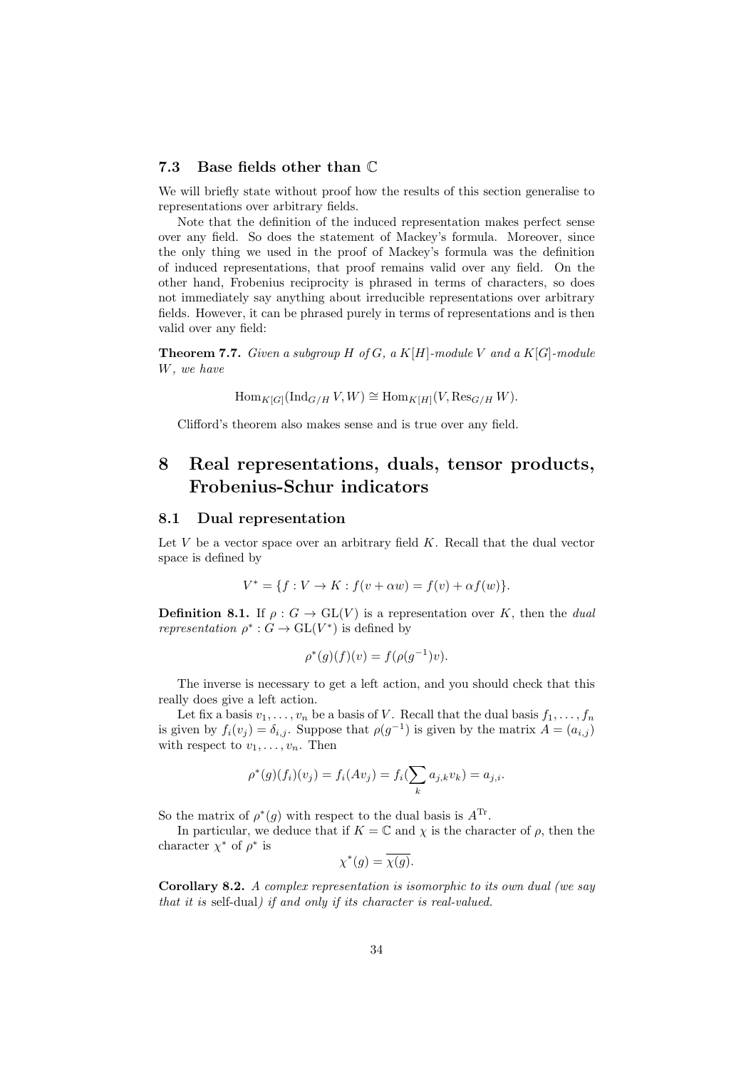### 7.3 Base fields other than $\mathbb{C}$

We will briefly state without proof how the results of this section generalise to representations over arbitrary fields.

Note that the definition of the induced representation makes perfect sense over any field. So does the statement of Mackey's formula. Moreover, since the only thing we used in the proof of Mackey's formula was the definition of induced representations, that proof remains valid over any field. On the other hand, Frobenius reciprocity is phrased in terms of characters, so does not immediately say anything about irreducible representations over arbitrary fields. However, it can be phrased purely in terms of representations and is then valid over any field:

**Theorem 7.7.** *Given a subgroup $H$ of $G$, a $K[H]$-module $V$ and a $K[G]$-module $W$, we have*

$$\mathrm{Hom}_{K[G]}(\mathrm{Ind}_{G/H} V, W) \cong \mathrm{Hom}_{K[H]}(V, \mathrm{Res}_{G/H} W).$$

Clifford's theorem also makes sense and is true over any field.

## 8 Real representations, duals, tensor products, Frobenius-Schur indicators

### 8.1 Dual representation

Let $V$ be a vector space over an arbitrary field $K$. Recall that the dual vector space is defined by

$$V^* = \{f : V \to K : f(v + \alpha w) = f(v) + \alpha f(w)\}.$$

**Definition 8.1.** If $\rho : G \to \mathrm{GL}(V)$ is a representation over $K$, then the *dual representation* $\rho^* : G \to \mathrm{GL}(V^*)$ is defined by

$$\rho^*(g)(f)(v) = f(\rho(g^{-1})v).$$

The inverse is necessary to get a left action, and you should check that this really does give a left action.

Let fix a basis $v_1, \ldots, v_n$ be a basis of $V$. Recall that the dual basis $f_1, \ldots, f_n$ is given by $f_i(v_j) = \delta_{i,j}$. Suppose that $\rho(g^{-1})$ is given by the matrix $A = (a_{i,j})$ with respect to $v_1, \ldots, v_n$. Then

$$\rho^*(g)(f_i)(v_j) = f_i(Av_j) = f_i(\sum_k a_{j,k} v_k) = a_{j,i}.$$

So the matrix of $\rho^*(g)$ with respect to the dual basis is $A^{\mathrm{Tr}}$.

In particular, we deduce that if $K = \mathbb{C}$ and $\chi$ is the character of $\rho$, then the character $\chi^*$ of $\rho^*$ is

$$\chi^*(g) = \overline{\chi(g)}.$$

**Corollary 8.2.** *A complex representation is isomorphic to its own dual (we say that it is* self-dual*) if and only if its character is real-valued.*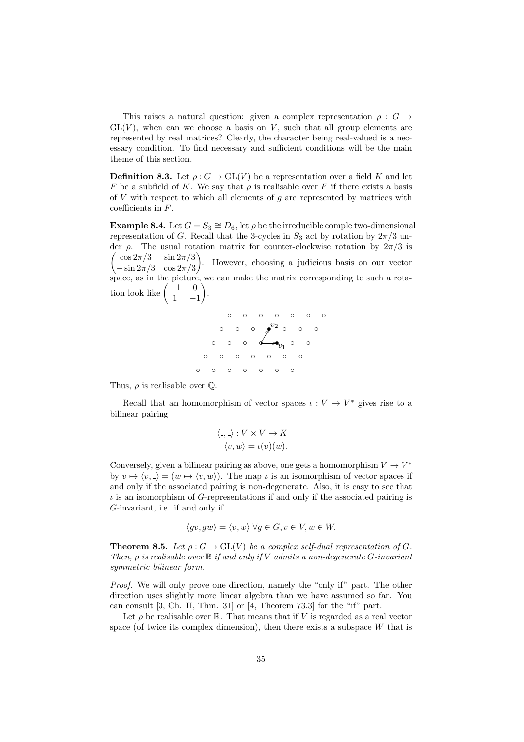This raises a natural question: given a complex representation $\rho : G \to \mathrm{GL}(V)$, when can we choose a basis on $V$, such that all group elements are represented by real matrices? Clearly, the character being real-valued is a necessary condition. To find necessary and sufficient conditions will be the main theme of this section.

**Definition 8.3.** Let $\rho : G \to \mathrm{GL}(V)$ be a representation over a field $K$ and let $F$ be a subfield of $K$. We say that $\rho$ is realisable over $F$ if there exists a basis of $V$ with respect to which all elements of $g$ are represented by matrices with coefficients in $F$.

**Example 8.4.** Let $G = S_3 \cong D_6$, let $\rho$ be the irreducible comple two-dimensional representation of $G$. Recall that the 3-cycles in $S_3$ act by rotation by $2\pi/3$ under $\rho$. The usual rotation matrix for counter-clockwise rotation by $2\pi/3$ is $\begin{pmatrix} \cos 2\pi/3 & \sin 2\pi/3 \\ -\sin 2\pi/3 & \cos 2\pi/3 \end{pmatrix}$. However, choosing a judicious basis on our vector space, as in the picture, we can make the matrix corresponding to such a rotation look like $\begin{pmatrix} -1 & 0 \\ 1 & -1 \end{pmatrix}$.

$v_2$

$v_1$

Thus, $\rho$ is realisable over $\mathbb{Q}$.

Recall that an homomorphism of vector spaces $\iota : V \to V^*$ gives rise to a bilinear pairing

$$\langle \_, \_ \rangle : V \times V \to K$$
$$\langle v, w \rangle = \iota(v)(w).$$

Conversely, given a bilinear pairing as above, one gets a homomorphism $V \to V^*$ by $v \mapsto \langle v, \_ \rangle = (w \mapsto \langle v, w \rangle)$. The map $\iota$ is an isomorphism of vector spaces if and only if the associated pairing is non-degenerate. Also, it is easy to see that $\iota$ is an isomorphism of $G$-representations if and only if the associated pairing is $G$-invariant, i.e. if and only if

$$\langle gv, gw \rangle = \langle v, w \rangle \ \forall g \in G, v \in V, w \in W.$$

**Theorem 8.5.** *Let $\rho : G \to \mathrm{GL}(V)$ be a complex self-dual representation of $G$. Then, $\rho$ is realisable over $\mathbb{R}$ if and only if $V$ admits a non-degenerate $G$-invariant symmetric bilinear form.*

*Proof.* We will only prove one direction, namely the "only if" part. The other direction uses slightly more linear algebra than we have assumed so far. You can consult [3, Ch. II, Thm. 31] or [4, Theorem 73.3] for the "if" part.

Let $\rho$ be realisable over $\mathbb{R}$. That means that if $V$ is regarded as a real vector space (of twice its complex dimension), then there exists a subspace $W$ that is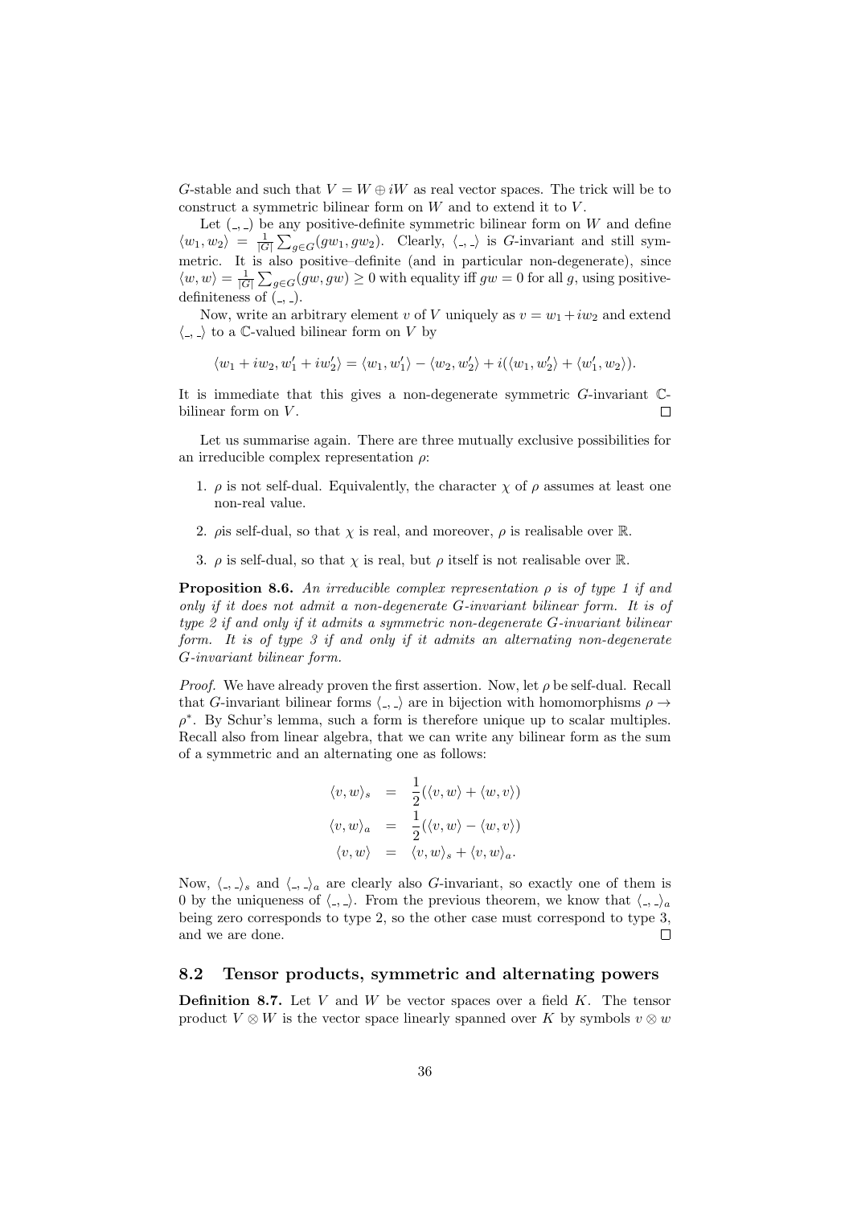$G$-stable and such that $V = W \oplus iW$ as real vector spaces. The trick will be to construct a symmetric bilinear form on $W$ and to extend it to $V$.

Let $(\_,\_)$ be any positive-definite symmetric bilinear form on $W$ and define $\langle w_1, w_2\rangle = \frac{1}{|G|}\sum_{g\in G}(gw_1, gw_2)$. Clearly, $\langle\_,\_\rangle$ is $G$-invariant and still symmetric. It is also positive–definite (and in particular non-degenerate), since $\langle w, w\rangle = \frac{1}{|G|}\sum_{g\in G}(gw, gw) \geq 0$ with equality iff $gw = 0$ for all $g$, using positive-definiteness of $(\_,\_)$.

Now, write an arbitrary element $v$ of $V$ uniquely as $v = w_1 + iw_2$ and extend $\langle\_,\_\rangle$ to a $\mathbb{C}$-valued bilinear form on $V$ by

$$\langle w_1 + iw_2, w_1' + iw_2'\rangle = \langle w_1, w_1'\rangle - \langle w_2, w_2'\rangle + i(\langle w_1, w_2'\rangle + \langle w_1', w_2\rangle).$$

It is immediate that this gives a non-degenerate symmetric $G$-invariant $\mathbb{C}$-bilinear form on $V$. □

Let us summarise again. There are three mutually exclusive possibilities for an irreducible complex representation $\rho$:

1. $\rho$ is not self-dual. Equivalently, the character $\chi$ of $\rho$ assumes at least one non-real value.
2. $\rho$is self-dual, so that $\chi$ is real, and moreover, $\rho$ is realisable over $\mathbb{R}$.
3. $\rho$ is self-dual, so that $\chi$ is real, but $\rho$ itself is not realisable over $\mathbb{R}$.

**Proposition 8.6.** *An irreducible complex representation $\rho$ is of type 1 if and only if it does not admit a non-degenerate $G$-invariant bilinear form. It is of type 2 if and only if it admits a symmetric non-degenerate $G$-invariant bilinear form. It is of type 3 if and only if it admits an alternating non-degenerate $G$-invariant bilinear form.*

*Proof.* We have already proven the first assertion. Now, let $\rho$ be self-dual. Recall that $G$-invariant bilinear forms $\langle\_,\_\rangle$ are in bijection with homomorphisms $\rho \to \rho^*$. By Schur's lemma, such a form is therefore unique up to scalar multiples. Recall also from linear algebra, that we can write any bilinear form as the sum of a symmetric and an alternating one as follows:

$$\begin{aligned}
\langle v, w\rangle_s &= \frac{1}{2}(\langle v, w\rangle + \langle w, v\rangle)\\
\langle v, w\rangle_a &= \frac{1}{2}(\langle v, w\rangle - \langle w, v\rangle)\\
\langle v, w\rangle &= \langle v, w\rangle_s + \langle v, w\rangle_a.
\end{aligned}$$

Now, $\langle\_,\_\rangle_s$ and $\langle\_,\_\rangle_a$ are clearly also $G$-invariant, so exactly one of them is 0 by the uniqueness of $\langle\_,\_\rangle$. From the previous theorem, we know that $\langle\_,\_\rangle_a$ being zero corresponds to type 2, so the other case must correspond to type 3, and we are done. □

## 8.2 Tensor products, symmetric and alternating powers

**Definition 8.7.** Let $V$ and $W$ be vector spaces over a field $K$. The tensor product $V \otimes W$ is the vector space linearly spanned over $K$ by symbols $v \otimes w$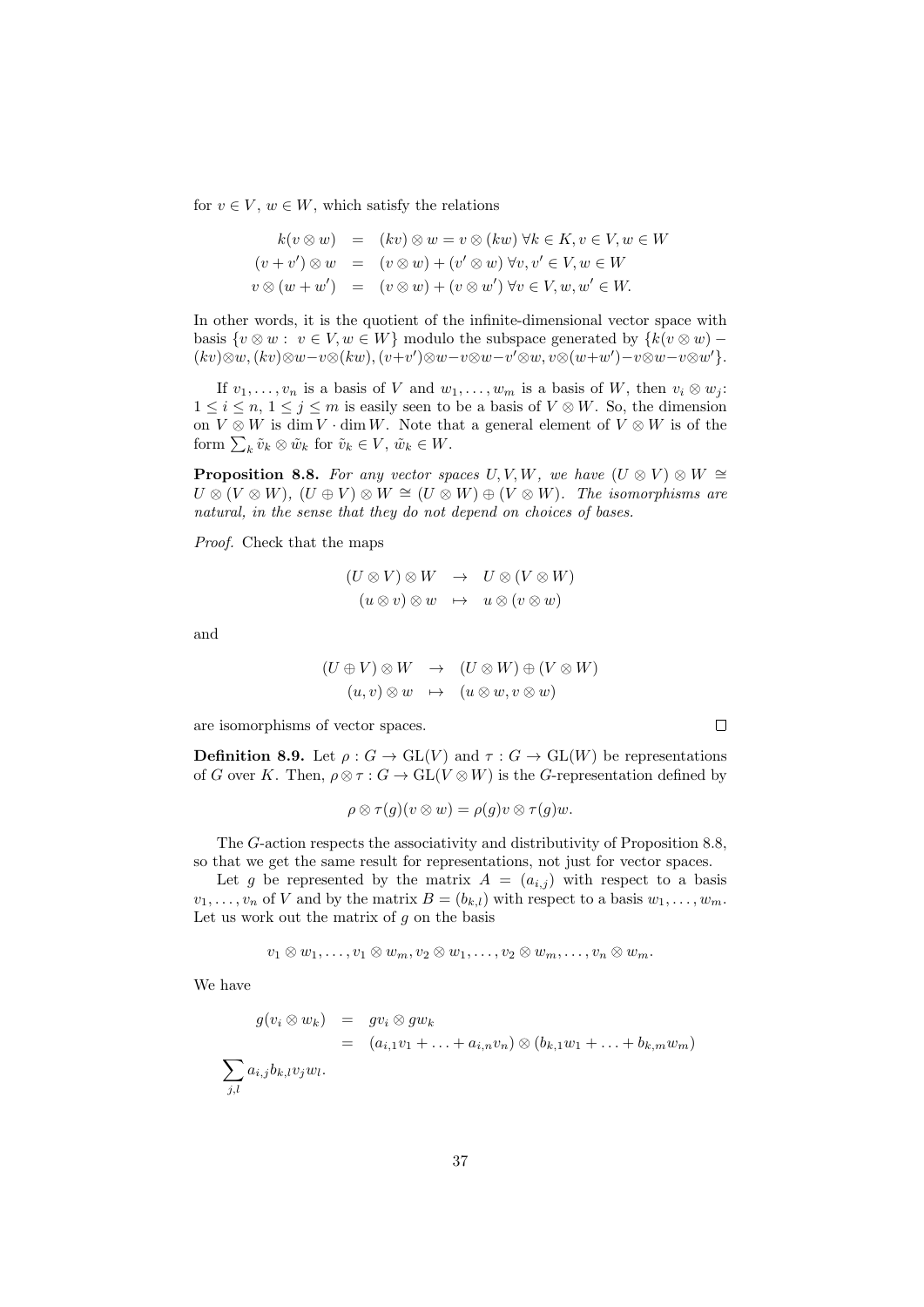for $v \in V$, $w \in W$, which satisfy the relations

$$
\begin{aligned}
k(v \otimes w) &= (kv) \otimes w = v \otimes (kw) \; \forall k \in K, v \in V, w \in W \\
(v + v') \otimes w &= (v \otimes w) + (v' \otimes w) \; \forall v, v' \in V, w \in W \\
v \otimes (w + w') &= (v \otimes w) + (v \otimes w') \; \forall v \in V, w, w' \in W.
\end{aligned}
$$

In other words, it is the quotient of the infinite-dimensional vector space with basis $\{v \otimes w : \; v \in V, w \in W\}$ modulo the subspace generated by $\{k(v \otimes w) - (kv) \otimes w, (kv) \otimes w - v \otimes (kw), (v+v') \otimes w - v \otimes w - v' \otimes w, v \otimes (w+w') - v \otimes w - v \otimes w'\}$.

If $v_1, \ldots, v_n$ is a basis of $V$ and $w_1, \ldots, w_m$ is a basis of $W$, then $v_i \otimes w_j$: $1 \leq i \leq n$, $1 \leq j \leq m$ is easily seen to be a basis of $V \otimes W$. So, the dimension on $V \otimes W$ is $\dim V \cdot \dim W$. Note that a general element of $V \otimes W$ is of the form $\sum_k \tilde{v}_k \otimes \tilde{w}_k$ for $\tilde{v}_k \in V$, $\tilde{w}_k \in W$.

**Proposition 8.8.** *For any vector spaces $U, V, W$, we have $(U \otimes V) \otimes W \cong U \otimes (V \otimes W)$, $(U \oplus V) \otimes W \cong (U \otimes W) \oplus (V \otimes W)$. The isomorphisms are natural, in the sense that they do not depend on choices of bases.*

*Proof.* Check that the maps

$$
\begin{aligned}
(U \otimes V) \otimes W &\rightarrow U \otimes (V \otimes W) \\
(u \otimes v) \otimes w &\mapsto u \otimes (v \otimes w)
\end{aligned}
$$

and

$$
\begin{aligned}
(U \oplus V) \otimes W &\rightarrow (U \otimes W) \oplus (V \otimes W) \\
(u, v) \otimes w &\mapsto (u \otimes w, v \otimes w)
\end{aligned}
$$

are isomorphisms of vector spaces. $\square$

**Definition 8.9.** Let $\rho : G \rightarrow \mathrm{GL}(V)$ and $\tau : G \rightarrow \mathrm{GL}(W)$ be representations of $G$ over $K$. Then, $\rho \otimes \tau : G \rightarrow \mathrm{GL}(V \otimes W)$ is the $G$-representation defined by

$$
\rho \otimes \tau(g)(v \otimes w) = \rho(g)v \otimes \tau(g)w.
$$

The $G$-action respects the associativity and distributivity of Proposition 8.8, so that we get the same result for representations, not just for vector spaces.

Let $g$ be represented by the matrix $A = (a_{i,j})$ with respect to a basis $v_1, \ldots, v_n$ of $V$ and by the matrix $B = (b_{k,l})$ with respect to a basis $w_1, \ldots, w_m$. Let us work out the matrix of $g$ on the basis

$$
v_1 \otimes w_1, \ldots, v_1 \otimes w_m, v_2 \otimes w_1, \ldots, v_2 \otimes w_m, \ldots, v_n \otimes w_m.
$$

We have

$$
\begin{aligned}
g(v_i \otimes w_k) &= gv_i \otimes gw_k \\
&= (a_{i,1}v_1 + \ldots + a_{i,n}v_n) \otimes (b_{k,1}w_1 + \ldots + b_{k,m}w_m)
\end{aligned}
$$

$$
\sum_{j,l} a_{i,j} b_{k,l} v_j w_l.
$$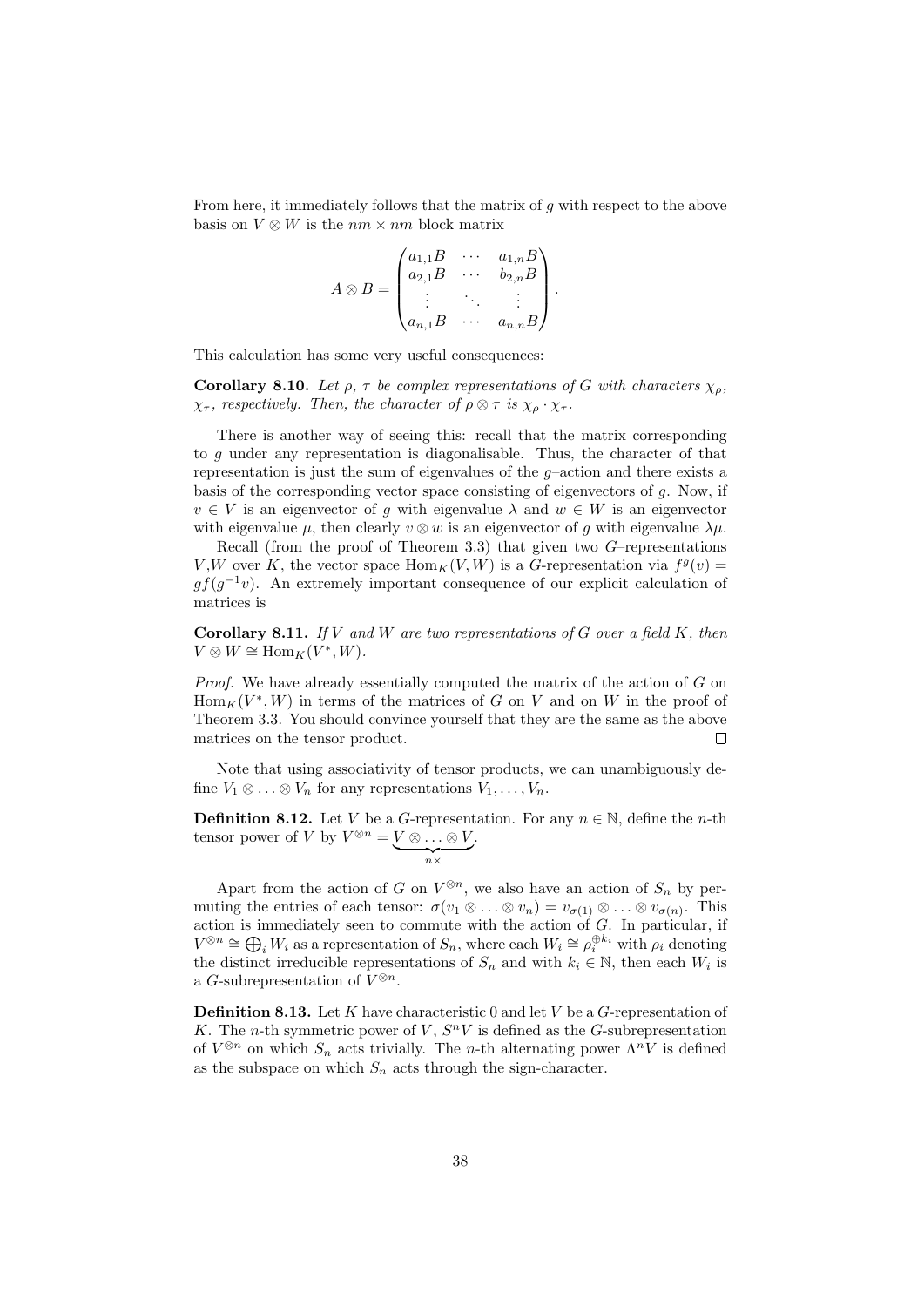From here, it immediately follows that the matrix of $g$ with respect to the above basis on $V \otimes W$ is the $nm \times nm$ block matrix

$$A \otimes B = \begin{pmatrix} a_{1,1}B & \cdots & a_{1,n}B \\ a_{2,1}B & \cdots & b_{2,n}B \\ \vdots & \ddots & \vdots \\ a_{n,1}B & \cdots & a_{n,n}B \end{pmatrix}.$$

This calculation has some very useful consequences:

**Corollary 8.10.** *Let $\rho$, $\tau$ be complex representations of $G$ with characters $\chi_\rho$, $\chi_\tau$, respectively. Then, the character of $\rho \otimes \tau$ is $\chi_\rho \cdot \chi_\tau$.*

There is another way of seeing this: recall that the matrix corresponding to $g$ under any representation is diagonalisable. Thus, the character of that representation is just the sum of eigenvalues of the $g$–action and there exists a basis of the corresponding vector space consisting of eigenvectors of $g$. Now, if $v \in V$ is an eigenvector of $g$ with eigenvalue $\lambda$ and $w \in W$ is an eigenvector with eigenvalue $\mu$, then clearly $v \otimes w$ is an eigenvector of $g$ with eigenvalue $\lambda\mu$.

Recall (from the proof of Theorem 3.3) that given two $G$–representations $V$,$W$ over $K$, the vector space $\mathrm{Hom}_K(V, W)$ is a $G$-representation via $f^g(v) = gf(g^{-1}v)$. An extremely important consequence of our explicit calculation of matrices is

**Corollary 8.11.** *If $V$ and $W$ are two representations of $G$ over a field $K$, then $V \otimes W \cong \mathrm{Hom}_K(V^*, W)$.*

*Proof.* We have already essentially computed the matrix of the action of $G$ on $\mathrm{Hom}_K(V^*, W)$ in terms of the matrices of $G$ on $V$ and on $W$ in the proof of Theorem 3.3. You should convince yourself that they are the same as the above matrices on the tensor product. $\square$

Note that using associativity of tensor products, we can unambiguously define $V_1 \otimes \ldots \otimes V_n$ for any representations $V_1, \ldots, V_n$.

**Definition 8.12.** Let $V$ be a $G$-representation. For any $n \in \mathbb{N}$, define the $n$-th tensor power of $V$ by $V^{\otimes n} = \underbrace{V \otimes \ldots \otimes V}_{n\times}$.

Apart from the action of $G$ on $V^{\otimes n}$, we also have an action of $S_n$ by permuting the entries of each tensor: $\sigma(v_1 \otimes \ldots \otimes v_n) = v_{\sigma(1)} \otimes \ldots \otimes v_{\sigma(n)}$. This action is immediately seen to commute with the action of $G$. In particular, if $V^{\otimes n} \cong \bigoplus_i W_i$ as a representation of $S_n$, where each $W_i \cong \rho_i^{\oplus k_i}$ with $\rho_i$ denoting the distinct irreducible representations of $S_n$ and with $k_i \in \mathbb{N}$, then each $W_i$ is a $G$-subrepresentation of $V^{\otimes n}$.

**Definition 8.13.** Let $K$ have characteristic 0 and let $V$ be a $G$-representation of $K$. The $n$-th symmetric power of $V$, $S^n V$ is defined as the $G$-subrepresentation of $V^{\otimes n}$ on which $S_n$ acts trivially. The $n$-th alternating power $\Lambda^n V$ is defined as the subspace on which $S_n$ acts through the sign-character.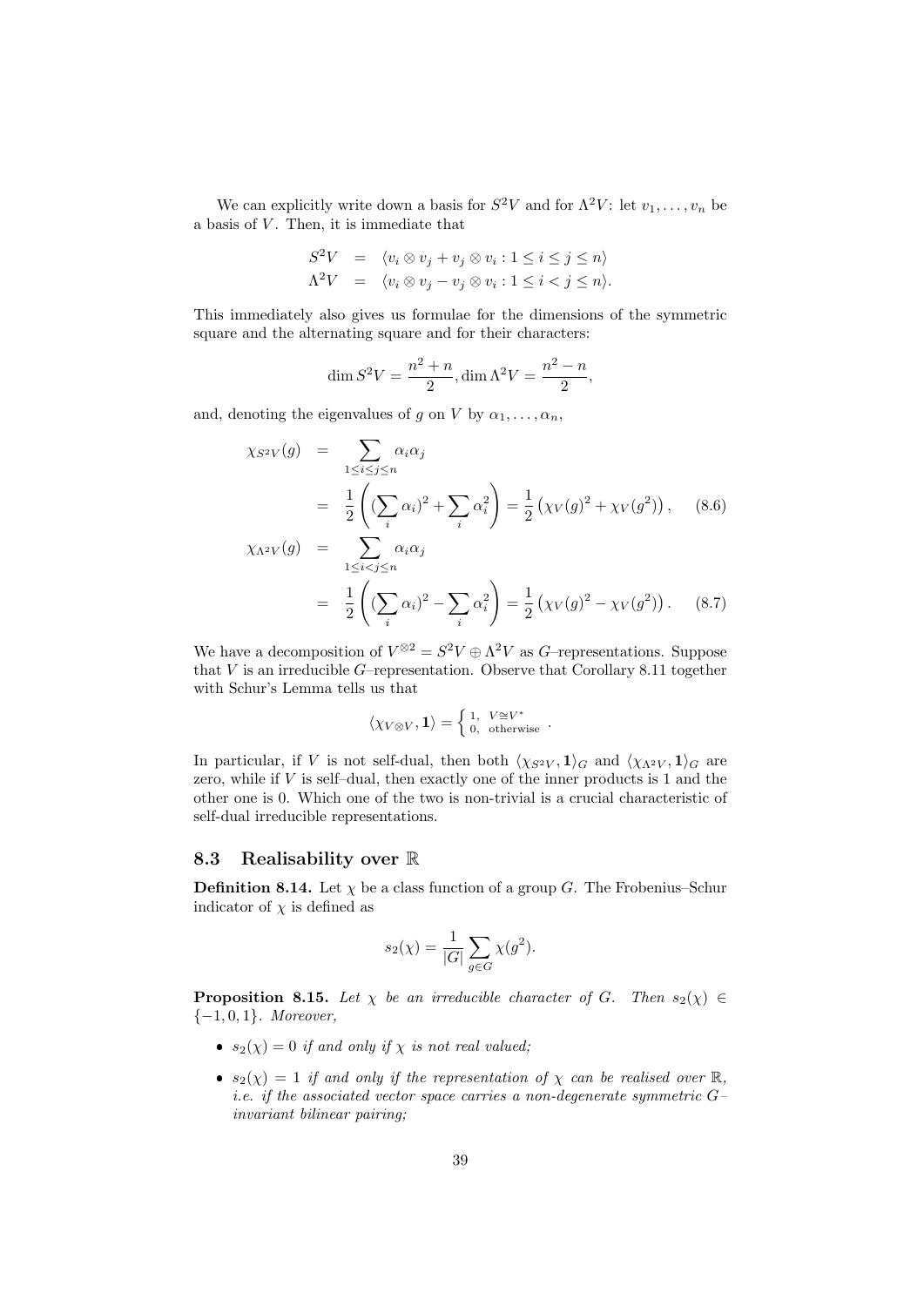We can explicitly write down a basis for $S^2V$ and for $\Lambda^2V$: let $v_1, \ldots, v_n$ be a basis of $V$. Then, it is immediate that

$$
\begin{aligned}
S^2V &= \langle v_i \otimes v_j + v_j \otimes v_i : 1 \leq i \leq j \leq n \rangle \\
\Lambda^2V &= \langle v_i \otimes v_j - v_j \otimes v_i : 1 \leq i < j \leq n \rangle.
\end{aligned}
$$

This immediately also gives us formulae for the dimensions of the symmetric square and the alternating square and for their characters:

$$
\dim S^2V = \frac{n^2+n}{2}, \dim \Lambda^2V = \frac{n^2-n}{2},
$$

and, denoting the eigenvalues of $g$ on $V$ by $\alpha_1, \ldots, \alpha_n$,

$$
\begin{aligned}
\chi_{S^2V}(g) &= \sum_{1 \leq i \leq j \leq n} \alpha_i \alpha_j \\
&= \frac{1}{2}\left( (\sum_i \alpha_i)^2 + \sum_i \alpha_i^2 \right) = \frac{1}{2}\left(\chi_V(g)^2 + \chi_V(g^2)\right), \quad (8.6) \\
\chi_{\Lambda^2V}(g) &= \sum_{1 \leq i < j \leq n} \alpha_i \alpha_j \\
&= \frac{1}{2}\left( (\sum_i \alpha_i)^2 - \sum_i \alpha_i^2 \right) = \frac{1}{2}\left(\chi_V(g)^2 - \chi_V(g^2)\right). \quad (8.7)
\end{aligned}
$$

We have a decomposition of $V^{\otimes 2} = S^2V \oplus \Lambda^2V$ as $G$–representations. Suppose that $V$ is an irreducible $G$–representation. Observe that Corollary 8.11 together with Schur's Lemma tells us that

$$
\langle \chi_{V \otimes V}, \mathbf{1} \rangle = \begin{cases} 1, & V \cong V^* \\ 0, & \text{otherwise} \end{cases}.
$$

In particular, if $V$ is not self-dual, then both $\langle \chi_{S^2V}, \mathbf{1} \rangle_G$ and $\langle \chi_{\Lambda^2V}, \mathbf{1} \rangle_G$ are zero, while if $V$ is self–dual, then exactly one of the inner products is 1 and the other one is 0. Which one of the two is non-trivial is a crucial characteristic of self-dual irreducible representations.

## 8.3 Realisability over $\mathbb{R}$

**Definition 8.14.** Let $\chi$ be a class function of a group $G$. The Frobenius–Schur indicator of $\chi$ is defined as

$$
s_2(\chi) = \frac{1}{|G|} \sum_{g \in G} \chi(g^2).
$$

**Proposition 8.15.** *Let $\chi$ be an irreducible character of $G$. Then $s_2(\chi) \in \{-1, 0, 1\}$. Moreover,*

- *$s_2(\chi) = 0$ if and only if $\chi$ is not real valued;*
- *$s_2(\chi) = 1$ if and only if the representation of $\chi$ can be realised over $\mathbb{R}$, i.e. if the associated vector space carries a non-degenerate symmetric $G$–invariant bilinear pairing;*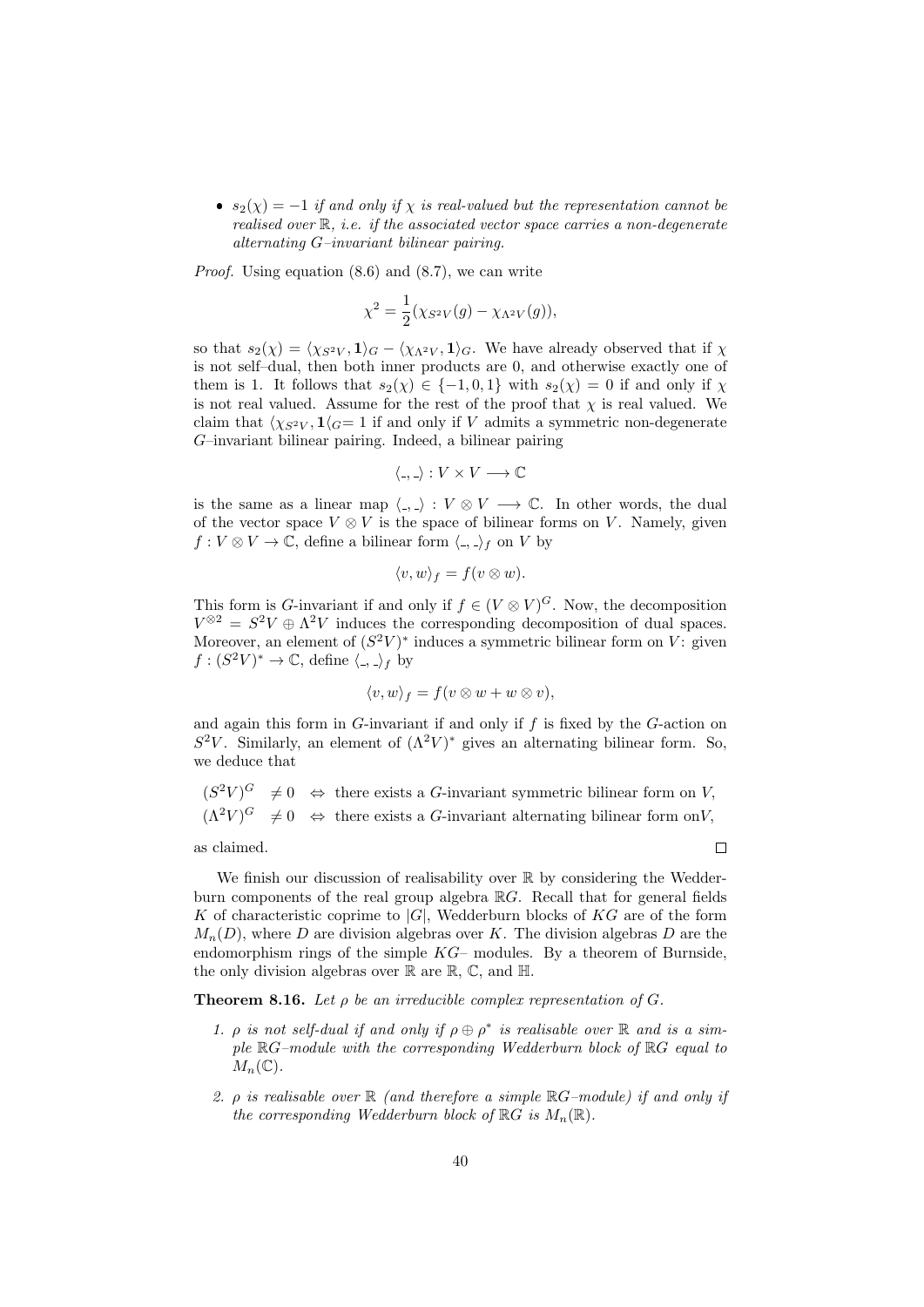- $s_2(\chi) = -1$ *if and only if $\chi$ is real-valued but the representation cannot be realised over $\mathbb{R}$, i.e. if the associated vector space carries a non-degenerate alternating $G$–invariant bilinear pairing.*

*Proof.* Using equation (8.6) and (8.7), we can write

$$\chi^2 = \frac{1}{2}(\chi_{S^2V}(g) - \chi_{\Lambda^2V}(g)),$$

so that $s_2(\chi) = \langle \chi_{S^2V}, \mathbf{1}\rangle_G - \langle \chi_{\Lambda^2V}, \mathbf{1}\rangle_G$. We have already observed that if $\chi$ is not self–dual, then both inner products are 0, and otherwise exactly one of them is 1. It follows that $s_2(\chi) \in \{-1, 0, 1\}$ with $s_2(\chi) = 0$ if and only if $\chi$ is not real valued. Assume for the rest of the proof that $\chi$ is real valued. We claim that $\langle \chi_{S^2V}, \mathbf{1}\langle_G = 1$ if and only if $V$ admits a symmetric non-degenerate $G$–invariant bilinear pairing. Indeed, a bilinear pairing

$$\langle \_, \_\rangle : V \times V \longrightarrow \mathbb{C}$$

is the same as a linear map $\langle \_, \_\rangle : V \otimes V \longrightarrow \mathbb{C}$. In other words, the dual of the vector space $V \otimes V$ is the space of bilinear forms on $V$. Namely, given $f : V \otimes V \to \mathbb{C}$, define a bilinear form $\langle \_, \_\rangle_f$ on $V$ by

$$\langle v, w\rangle_f = f(v \otimes w).$$

This form is $G$-invariant if and only if $f \in (V \otimes V)^G$. Now, the decomposition $V^{\otimes 2} = S^2V \oplus \Lambda^2 V$ induces the corresponding decomposition of dual spaces. Moreover, an element of $(S^2V)^*$ induces a symmetric bilinear form on $V$: given $f : (S^2V)^* \to \mathbb{C}$, define $\langle \_, \_\rangle_f$ by

$$\langle v, w\rangle_f = f(v \otimes w + w \otimes v),$$

and again this form in $G$-invariant if and only if $f$ is fixed by the $G$-action on $S^2V$. Similarly, an element of $(\Lambda^2V)^*$ gives an alternating bilinear form. So, we deduce that

$$\begin{aligned}
(S^2V)^G &\neq 0 \quad \Leftrightarrow \quad \text{there exists a } G\text{-invariant symmetric bilinear form on } V,\\
(\Lambda^2V)^G &\neq 0 \quad \Leftrightarrow \quad \text{there exists a } G\text{-invariant alternating bilinear form on} V,
\end{aligned}$$

as claimed. ∎

We finish our discussion of realisability over $\mathbb{R}$ by considering the Wedderburn components of the real group algebra $\mathbb{R}G$. Recall that for general fields $K$ of characteristic coprime to $|G|$, Wedderburn blocks of $KG$ are of the form $M_n(D)$, where $D$ are division algebras over $K$. The division algebras $D$ are the endomorphism rings of the simple $KG$– modules. By a theorem of Burnside, the only division algebras over $\mathbb{R}$ are $\mathbb{R}$, $\mathbb{C}$, and $\mathbb{H}$.

**Theorem 8.16.** *Let $\rho$ be an irreducible complex representation of $G$.*

1. *$\rho$ is not self-dual if and only if $\rho \oplus \rho^*$ is realisable over $\mathbb{R}$ and is a simple $\mathbb{R}G$–module with the corresponding Wedderburn block of $\mathbb{R}G$ equal to $M_n(\mathbb{C})$.*
2. *$\rho$ is realisable over $\mathbb{R}$ (and therefore a simple $\mathbb{R}G$–module) if and only if the corresponding Wedderburn block of $\mathbb{R}G$ is $M_n(\mathbb{R})$.*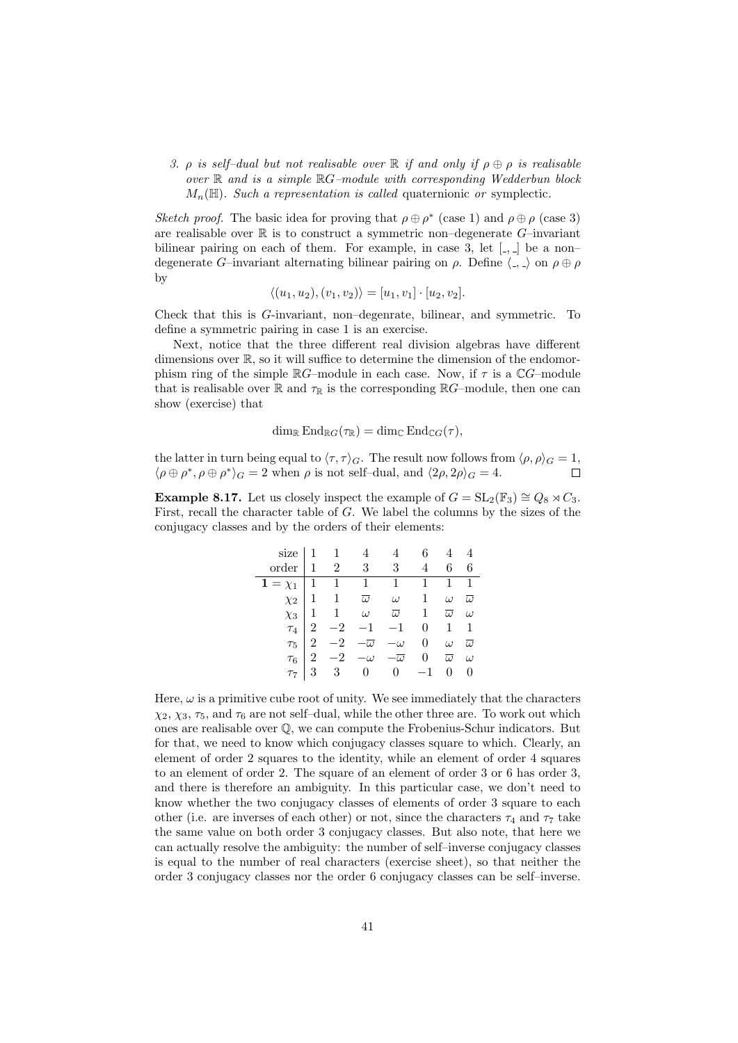3. *$\rho$ is self–dual but not realisable over $\mathbb{R}$ if and only if $\rho \oplus \rho$ is realisable over $\mathbb{R}$ and is a simple $\mathbb{R}G$–module with corresponding Wedderbun block $M_n(\mathbb{H})$. Such a representation is called* quaternionic *or* symplectic*.*

*Sketch proof.* The basic idea for proving that $\rho \oplus \rho^*$ (case 1) and $\rho \oplus \rho$ (case 3) are realisable over $\mathbb{R}$ is to construct a symmetric non–degenerate $G$–invariant bilinear pairing on each of them. For example, in case 3, let $[\_,\_]$ be a non–degenerate $G$–invariant alternating bilinear pairing on $\rho$. Define $\langle \_,\_ \rangle$ on $\rho \oplus \rho$ by

$$\langle (u_1, u_2), (v_1, v_2) \rangle = [u_1, v_1] \cdot [u_2, v_2].$$

Check that this is $G$-invariant, non–degenrate, bilinear, and symmetric. To define a symmetric pairing in case 1 is an exercise.

Next, notice that the three different real division algebras have different dimensions over $\mathbb{R}$, so it will suffice to determine the dimension of the endomorphism ring of the simple $\mathbb{R}G$–module in each case. Now, if $\tau$ is a $\mathbb{C}G$–module that is realisable over $\mathbb{R}$ and $\tau_{\mathbb{R}}$ is the corresponding $\mathbb{R}G$–module, then one can show (exercise) that

$$\dim_{\mathbb{R}} \operatorname{End}_{\mathbb{R}G}(\tau_{\mathbb{R}}) = \dim_{\mathbb{C}} \operatorname{End}_{\mathbb{C}G}(\tau),$$

the latter in turn being equal to $\langle \tau, \tau \rangle_G$. The result now follows from $\langle \rho, \rho \rangle_G = 1$, $\langle \rho \oplus \rho^*, \rho \oplus \rho^* \rangle_G = 2$ when $\rho$ is not self–dual, and $\langle 2\rho, 2\rho \rangle_G = 4$. $\square$

**Example 8.17.** Let us closely inspect the example of $G = \mathrm{SL}_2(\mathbb{F}_3) \cong Q_8 \rtimes C_3$. First, recall the character table of $G$. We label the columns by the sizes of the conjugacy classes and by the orders of their elements:

| size | 1 | 1 | 4 | 4 | 6 | 4 | 4 |
|---|---|---|---|---|---|---|---|
| order | 1 | 2 | 3 | 3 | 4 | 6 | 6 |
| $\mathbf{1} = \chi_1$ | 1 | 1 | 1 | 1 | 1 | 1 | 1 |
| $\chi_2$ | 1 | 1 | $\overline{\omega}$ | $\omega$ | 1 | $\omega$ | $\overline{\omega}$ |
| $\chi_3$ | 1 | 1 | $\omega$ | $\overline{\omega}$ | 1 | $\overline{\omega}$ | $\omega$ |
| $\tau_4$ | 2 | $-2$ | $-1$ | $-1$ | 0 | 1 | 1 |
| $\tau_5$ | 2 | $-2$ | $-\overline{\omega}$ | $-\omega$ | 0 | $\omega$ | $\overline{\omega}$ |
| $\tau_6$ | 2 | $-2$ | $-\omega$ | $-\overline{\omega}$ | 0 | $\overline{\omega}$ | $\omega$ |
| $\tau_7$ | 3 | 3 | 0 | 0 | $-1$ | 0 | 0 |

Here, $\omega$ is a primitive cube root of unity. We see immediately that the characters $\chi_2$, $\chi_3$, $\tau_5$, and $\tau_6$ are not self–dual, while the other three are. To work out which ones are realisable over $\mathbb{Q}$, we can compute the Frobenius-Schur indicators. But for that, we need to know which conjugacy classes square to which. Clearly, an element of order 2 squares to the identity, while an element of order 4 squares to an element of order 2. The square of an element of order 3 or 6 has order 3, and there is therefore an ambiguity. In this particular case, we don't need to know whether the two conjugacy classes of elements of order 3 square to each other (i.e. are inverses of each other) or not, since the characters $\tau_4$ and $\tau_7$ take the same value on both order 3 conjugacy classes. But also note, that here we can actually resolve the ambiguity: the number of self–inverse conjugacy classes is equal to the number of real characters (exercise sheet), so that neither the order 3 conjugacy classes nor the order 6 conjugacy classes can be self–inverse.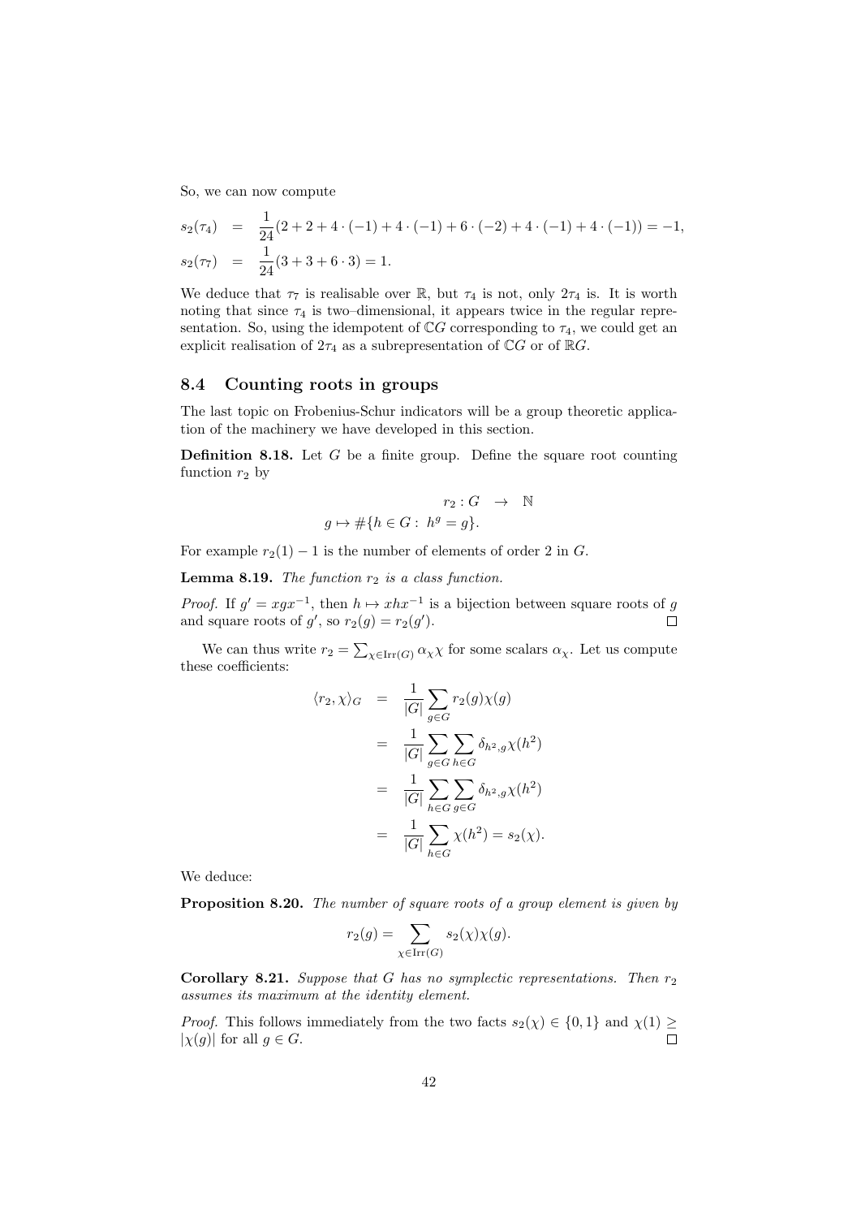So, we can now compute

$$
\begin{aligned}
s_2(\tau_4) &= \frac{1}{24}(2+2+4\cdot(-1)+4\cdot(-1)+6\cdot(-2)+4\cdot(-1)+4\cdot(-1)) = -1,\\
s_2(\tau_7) &= \frac{1}{24}(3+3+6\cdot 3) = 1.
\end{aligned}
$$

We deduce that $\tau_7$ is realisable over $\mathbb{R}$, but $\tau_4$ is not, only $2\tau_4$ is. It is worth noting that since $\tau_4$ is two–dimensional, it appears twice in the regular representation. So, using the idempotent of $\mathbb{C}G$ corresponding to $\tau_4$, we could get an explicit realisation of $2\tau_4$ as a subrepresentation of $\mathbb{C}G$ or of $\mathbb{R}G$.

## 8.4 Counting roots in groups

The last topic on Frobenius-Schur indicators will be a group theoretic application of the machinery we have developed in this section.

**Definition 8.18.** Let $G$ be a finite group. Define the square root counting function $r_2$ by

$$
\begin{aligned}
r_2 : G &\rightarrow \mathbb{N}\\
g &\mapsto \#\{h \in G:\ h^g = g\}.
\end{aligned}
$$

For example $r_2(1)-1$ is the number of elements of order 2 in $G$.

**Lemma 8.19.** *The function $r_2$ is a class function.*

*Proof.* If $g' = xgx^{-1}$, then $h \mapsto xhx^{-1}$ is a bijection between square roots of $g$ and square roots of $g'$, so $r_2(g) = r_2(g')$. □

We can thus write $r_2 = \sum_{\chi\in \mathrm{Irr}(G)} \alpha_\chi \chi$ for some scalars $\alpha_\chi$. Let us compute these coefficients:

$$
\begin{aligned}
\langle r_2, \chi\rangle_G &= \frac{1}{|G|}\sum_{g\in G} r_2(g)\chi(g)\\
&= \frac{1}{|G|}\sum_{g\in G}\sum_{h\in G} \delta_{h^2,g}\chi(h^2)\\
&= \frac{1}{|G|}\sum_{h\in G}\sum_{g\in G} \delta_{h^2,g}\chi(h^2)\\
&= \frac{1}{|G|}\sum_{h\in G} \chi(h^2) = s_2(\chi).
\end{aligned}
$$

We deduce:

**Proposition 8.20.** *The number of square roots of a group element is given by*

$$
r_2(g) = \sum_{\chi\in \mathrm{Irr}(G)} s_2(\chi)\chi(g).
$$

**Corollary 8.21.** *Suppose that $G$ has no symplectic representations. Then $r_2$ assumes its maximum at the identity element.*

*Proof.* This follows immediately from the two facts $s_2(\chi) \in \{0, 1\}$ and $\chi(1) \geq |\chi(g)|$ for all $g \in G$. □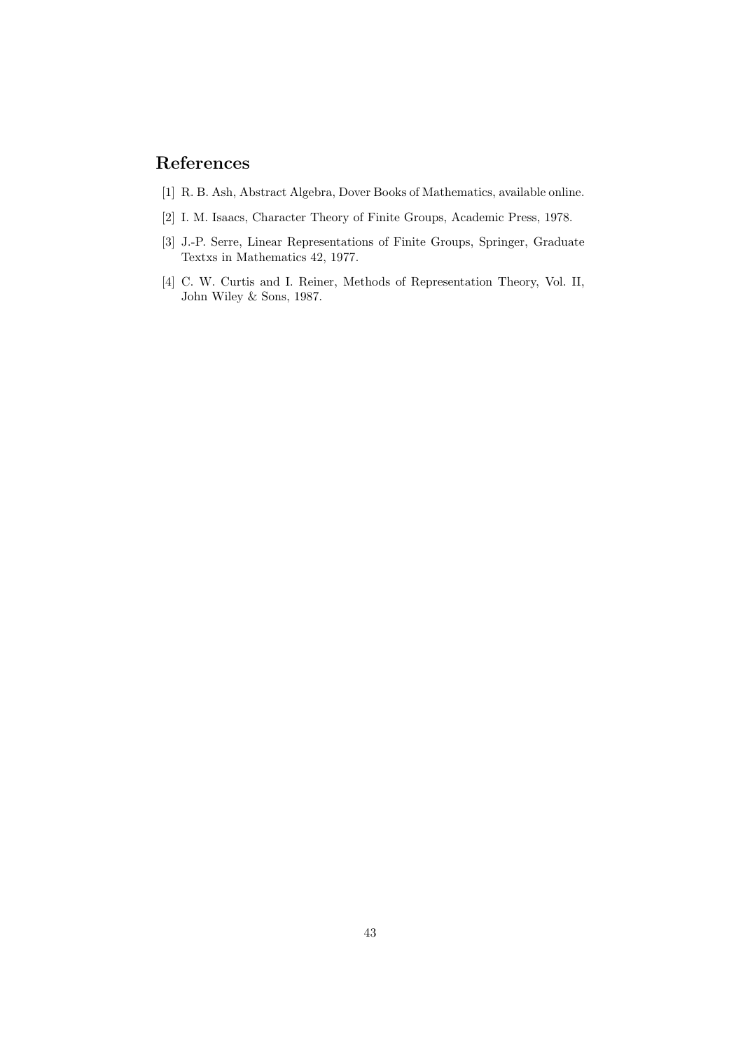## References

[1] R. B. Ash, Abstract Algebra, Dover Books of Mathematics, available online.

[2] I. M. Isaacs, Character Theory of Finite Groups, Academic Press, 1978.

[3] J.-P. Serre, Linear Representations of Finite Groups, Springer, Graduate Textxs in Mathematics 42, 1977.

[4] C. W. Curtis and I. Reiner, Methods of Representation Theory, Vol. II, John Wiley & Sons, 1987.